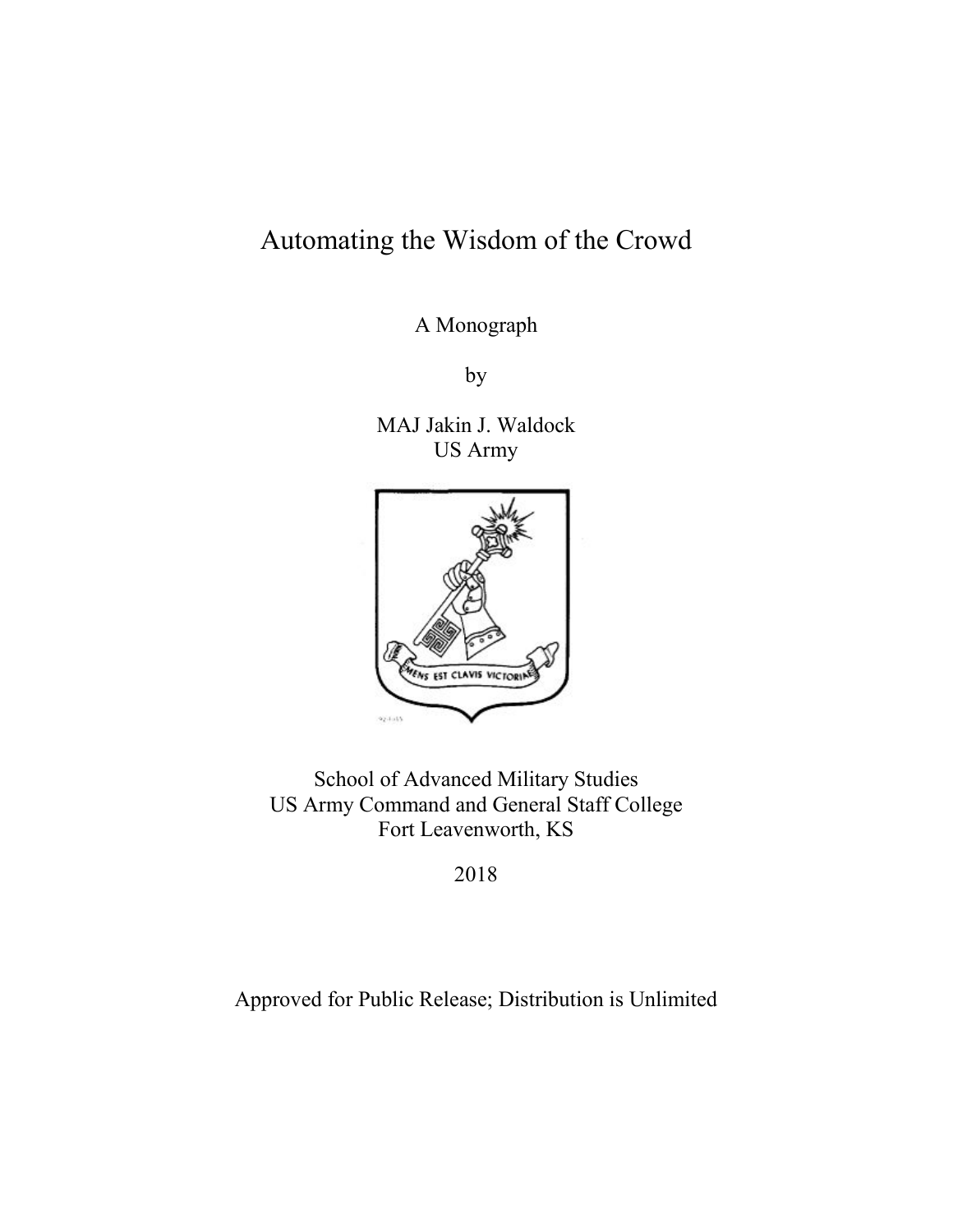# Automating the Wisdom of the Crowd

A Monograph

by

MAJ Jakin J. Waldock
US Army

School of Advanced Military Studies
US Army Command and General Staff College
Fort Leavenworth, KS

2018

Approved for Public Release; Distribution is Unlimited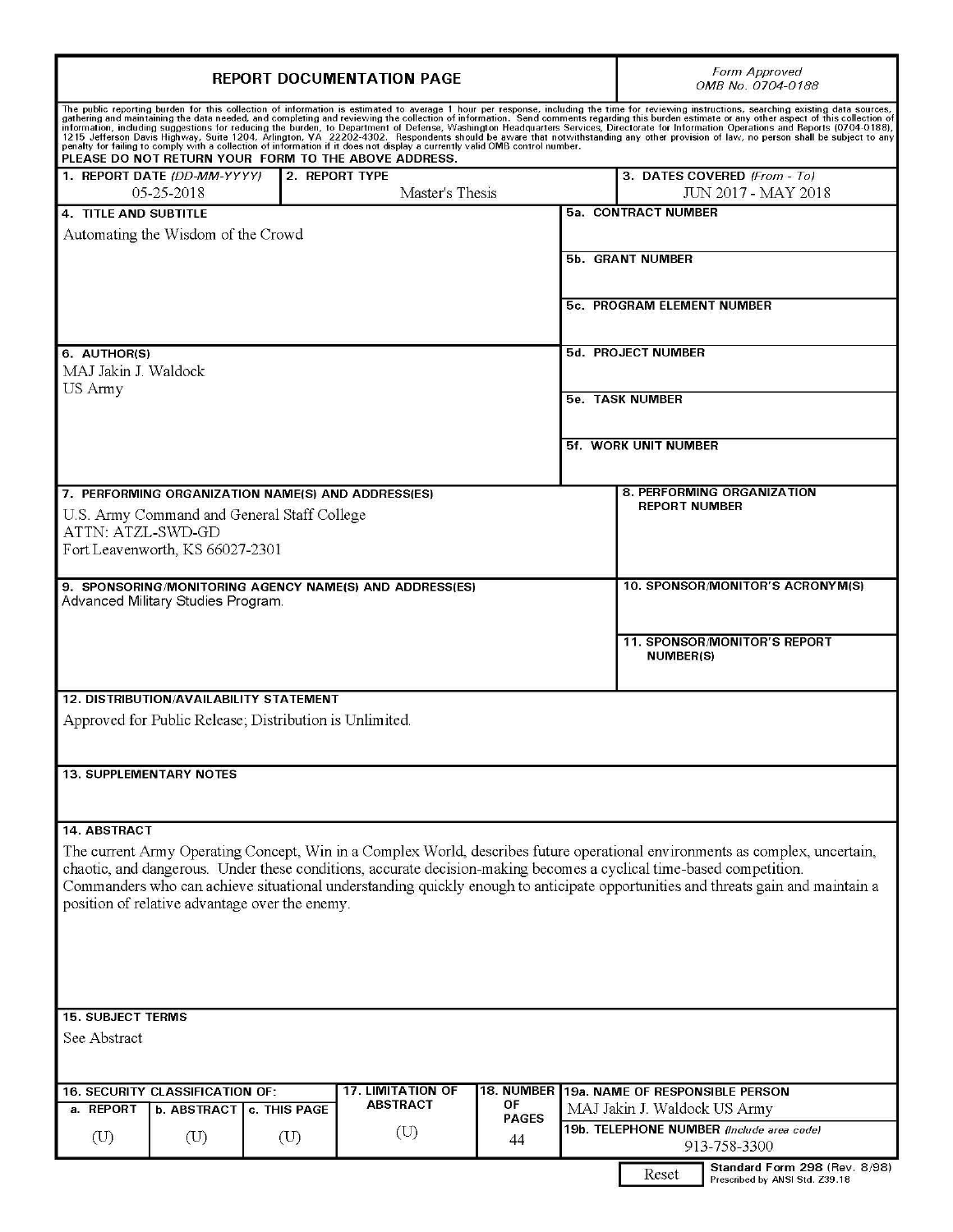# REPORT DOCUMENTATION PAGE

*Form Approved*
*OMB No. 0704-0188*

The public reporting burden for this collection of information is estimated to average 1 hour per response, including the time for reviewing instructions, searching existing data sources, gathering and maintaining the data needed, and completing and reviewing the collection of information. Send comments regarding this burden estimate or any other aspect of this collection of information, including suggestions for reducing the burden, to Department of Defense, Washington Headquarters Services, Directorate for Information Operations and Reports (0704-0188), 1215 Jefferson Davis Highway, Suite 1204, Arlington, VA 22202-4302. Respondents should be aware that notwithstanding any other provision of law, no person shall be subject to any penalty for failing to comply with a collection of information if it does not display a currently valid OMB control number.

**PLEASE DO NOT RETURN YOUR FORM TO THE ABOVE ADDRESS.**

| 1. REPORT DATE (DD-MM-YYYY) | 2. REPORT TYPE | 3. DATES COVERED (From - To) |
|---|---|---|
| 05-25-2018 | Master's Thesis | JUN 2017 - MAY 2018 |

**4. TITLE AND SUBTITLE**
Automating the Wisdom of the Crowd

**5a. CONTRACT NUMBER**

**5b. GRANT NUMBER**

**5c. PROGRAM ELEMENT NUMBER**

**6. AUTHOR(S)**
MAJ Jakin J. Waldock
US Army

**5d. PROJECT NUMBER**

**5e. TASK NUMBER**

**5f. WORK UNIT NUMBER**

**7. PERFORMING ORGANIZATION NAME(S) AND ADDRESS(ES)**
U.S. Army Command and General Staff College
ATTN: ATZL-SWD-GD
Fort Leavenworth, KS 66027-2301

**8. PERFORMING ORGANIZATION REPORT NUMBER**

**9. SPONSORING/MONITORING AGENCY NAME(S) AND ADDRESS(ES)**
Advanced Military Studies Program.

**10. SPONSOR/MONITOR'S ACRONYM(S)**

**11. SPONSOR/MONITOR'S REPORT NUMBER(S)**

**12. DISTRIBUTION/AVAILABILITY STATEMENT**
Approved for Public Release; Distribution is Unlimited.

**13. SUPPLEMENTARY NOTES**

**14. ABSTRACT**
The current Army Operating Concept, Win in a Complex World, describes future operational environments as complex, uncertain, chaotic, and dangerous. Under these conditions, accurate decision-making becomes a cyclical time-based competition. Commanders who can achieve situational understanding quickly enough to anticipate opportunities and threats gain and maintain a position of relative advantage over the enemy.

**15. SUBJECT TERMS**
See Abstract

| 16. SECURITY CLASSIFICATION OF: | | | 17. LIMITATION OF ABSTRACT | 18. NUMBER OF PAGES | 19a. NAME OF RESPONSIBLE PERSON |
|---|---|---|---|---|---|
| a. REPORT | b. ABSTRACT | c. THIS PAGE | | | MAJ Jakin J. Waldock US Army |
| (U) | (U) | (U) | (U) | 44 | 19b. TELEPHONE NUMBER (Include area code) 913-758-3300 |

Reset

**Standard Form 298** (Rev. 8/98)
Prescribed by ANSI Std. Z39.18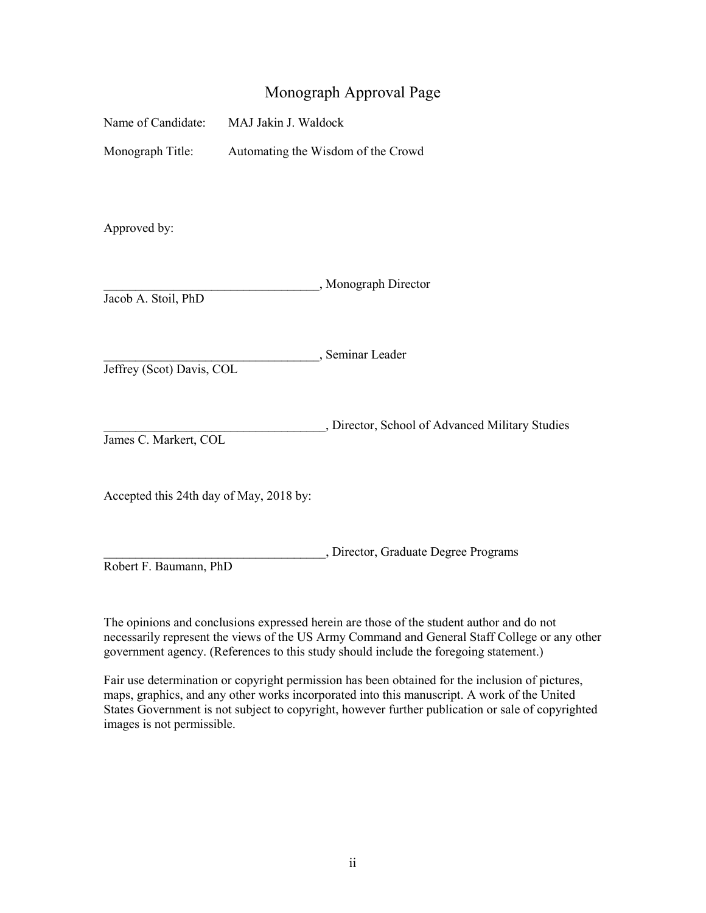# Monograph Approval Page

Name of Candidate: MAJ Jakin J. Waldock

Monograph Title: Automating the Wisdom of the Crowd

Approved by:

__________________________________, Monograph Director
Jacob A. Stoil, PhD

__________________________________, Seminar Leader
Jeffrey (Scot) Davis, COL

___________________________________, Director, School of Advanced Military Studies
James C. Markert, COL

Accepted this 24th day of May, 2018 by:

___________________________________, Director, Graduate Degree Programs
Robert F. Baumann, PhD

The opinions and conclusions expressed herein are those of the student author and do not necessarily represent the views of the US Army Command and General Staff College or any other government agency. (References to this study should include the foregoing statement.)

Fair use determination or copyright permission has been obtained for the inclusion of pictures, maps, graphics, and any other works incorporated into this manuscript. A work of the United States Government is not subject to copyright, however further publication or sale of copyrighted images is not permissible.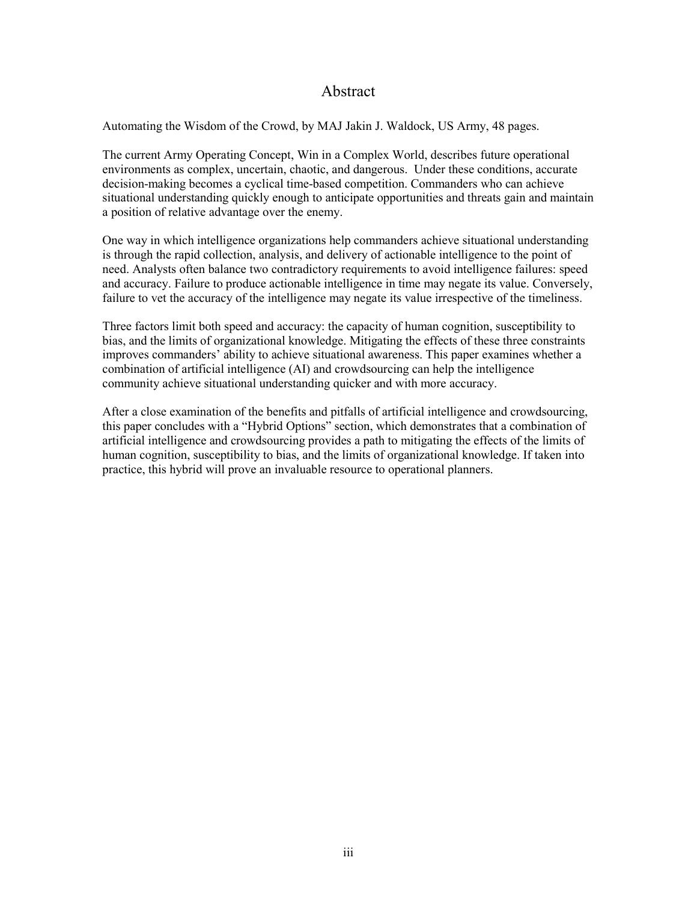# Abstract

Automating the Wisdom of the Crowd, by MAJ Jakin J. Waldock, US Army, 48 pages.

The current Army Operating Concept, Win in a Complex World, describes future operational environments as complex, uncertain, chaotic, and dangerous. Under these conditions, accurate decision-making becomes a cyclical time-based competition. Commanders who can achieve situational understanding quickly enough to anticipate opportunities and threats gain and maintain a position of relative advantage over the enemy.

One way in which intelligence organizations help commanders achieve situational understanding is through the rapid collection, analysis, and delivery of actionable intelligence to the point of need. Analysts often balance two contradictory requirements to avoid intelligence failures: speed and accuracy. Failure to produce actionable intelligence in time may negate its value. Conversely, failure to vet the accuracy of the intelligence may negate its value irrespective of the timeliness.

Three factors limit both speed and accuracy: the capacity of human cognition, susceptibility to bias, and the limits of organizational knowledge. Mitigating the effects of these three constraints improves commanders' ability to achieve situational awareness. This paper examines whether a combination of artificial intelligence (AI) and crowdsourcing can help the intelligence community achieve situational understanding quicker and with more accuracy.

After a close examination of the benefits and pitfalls of artificial intelligence and crowdsourcing, this paper concludes with a "Hybrid Options" section, which demonstrates that a combination of artificial intelligence and crowdsourcing provides a path to mitigating the effects of the limits of human cognition, susceptibility to bias, and the limits of organizational knowledge. If taken into practice, this hybrid will prove an invaluable resource to operational planners.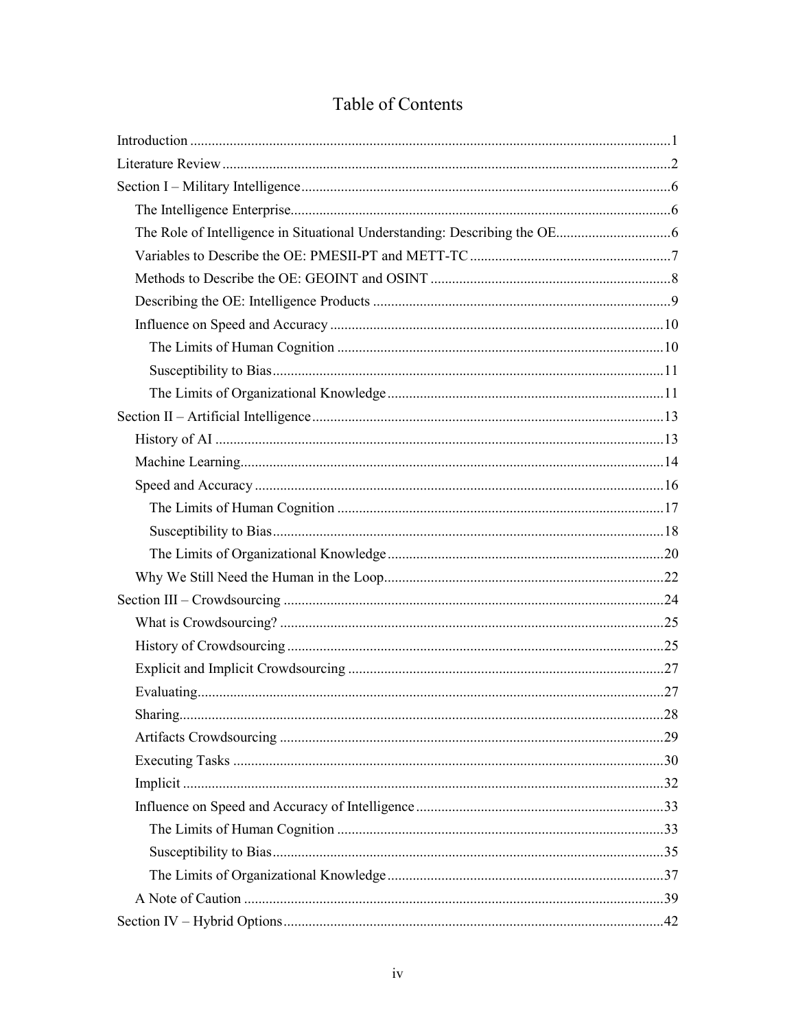# Table of Contents

- Introduction ... 1
- Literature Review ... 2
- Section I – Military Intelligence ... 6
  - The Intelligence Enterprise ... 6
  - The Role of Intelligence in Situational Understanding: Describing the OE ... 6
  - Variables to Describe the OE: PMESII-PT and METT-TC ... 7
  - Methods to Describe the OE: GEOINT and OSINT ... 8
  - Describing the OE: Intelligence Products ... 9
  - Influence on Speed and Accuracy ... 10
    - The Limits of Human Cognition ... 10
    - Susceptibility to Bias ... 11
    - The Limits of Organizational Knowledge ... 11
- Section II – Artificial Intelligence ... 13
  - History of AI ... 13
  - Machine Learning ... 14
  - Speed and Accuracy ... 16
    - The Limits of Human Cognition ... 17
    - Susceptibility to Bias ... 18
    - The Limits of Organizational Knowledge ... 20
  - Why We Still Need the Human in the Loop ... 22
- Section III – Crowdsourcing ... 24
  - What is Crowdsourcing? ... 25
  - History of Crowdsourcing ... 25
  - Explicit and Implicit Crowdsourcing ... 27
  - Evaluating ... 27
  - Sharing ... 28
  - Artifacts Crowdsourcing ... 29
  - Executing Tasks ... 30
  - Implicit ... 32
  - Influence on Speed and Accuracy of Intelligence ... 33
    - The Limits of Human Cognition ... 33
    - Susceptibility to Bias ... 35
    - The Limits of Organizational Knowledge ... 37
  - A Note of Caution ... 39
- Section IV – Hybrid Options ... 42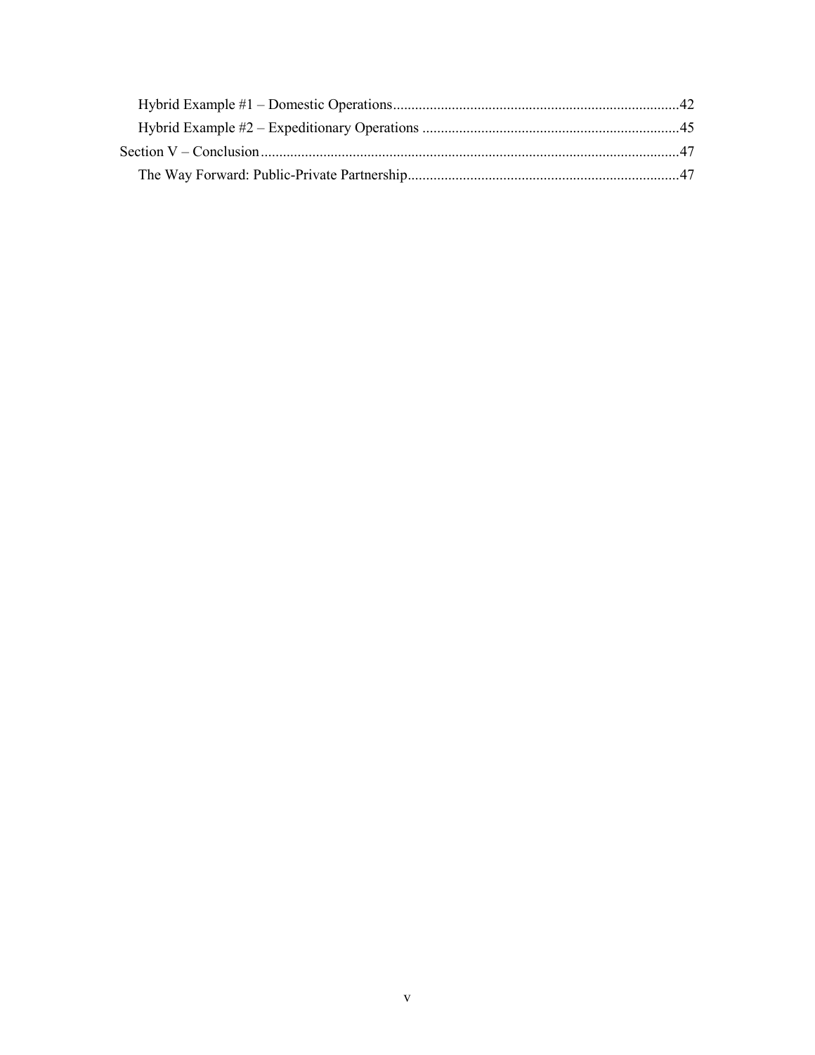Hybrid Example #1 – Domestic Operations..........42

Hybrid Example #2 – Expeditionary Operations..........45

Section V – Conclusion..........47

The Way Forward: Public-Private Partnership..........47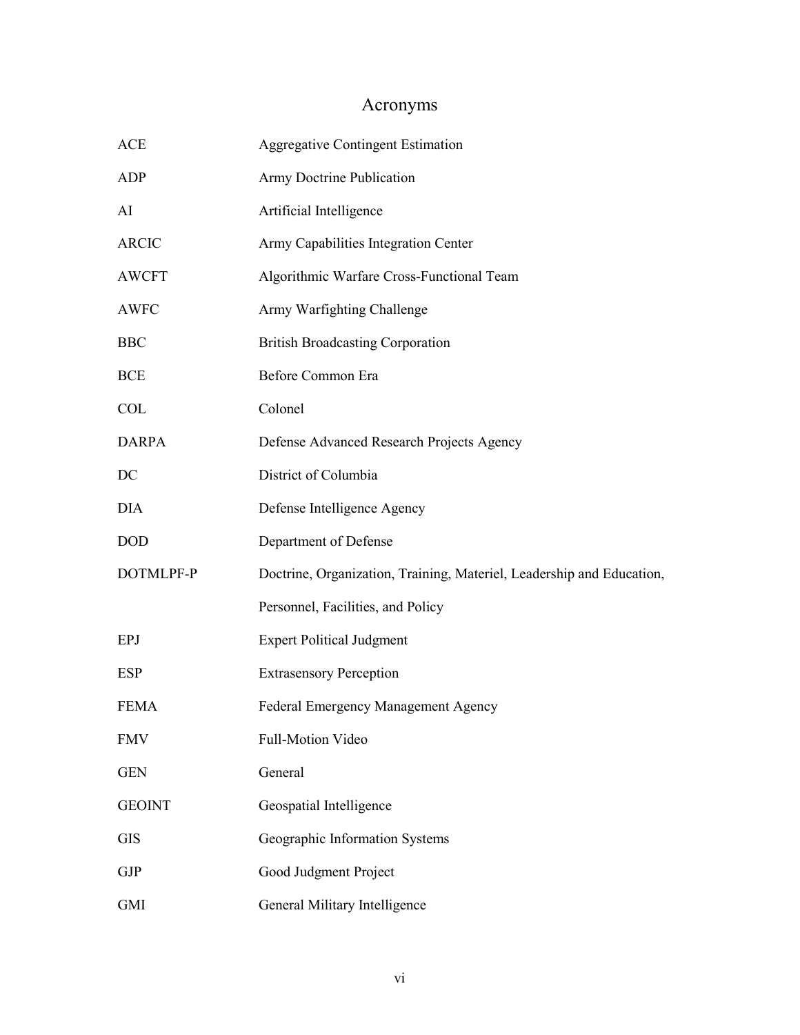# Acronyms

| | |
|---|---|
| ACE | Aggregative Contingent Estimation |
| ADP | Army Doctrine Publication |
| AI | Artificial Intelligence |
| ARCIC | Army Capabilities Integration Center |
| AWCFT | Algorithmic Warfare Cross-Functional Team |
| AWFC | Army Warfighting Challenge |
| BBC | British Broadcasting Corporation |
| BCE | Before Common Era |
| COL | Colonel |
| DARPA | Defense Advanced Research Projects Agency |
| DC | District of Columbia |
| DIA | Defense Intelligence Agency |
| DOD | Department of Defense |
| DOTMLPF-P | Doctrine, Organization, Training, Materiel, Leadership and Education, Personnel, Facilities, and Policy |
| EPJ | Expert Political Judgment |
| ESP | Extrasensory Perception |
| FEMA | Federal Emergency Management Agency |
| FMV | Full-Motion Video |
| GEN | General |
| GEOINT | Geospatial Intelligence |
| GIS | Geographic Information Systems |
| GJP | Good Judgment Project |
| GMI | General Military Intelligence |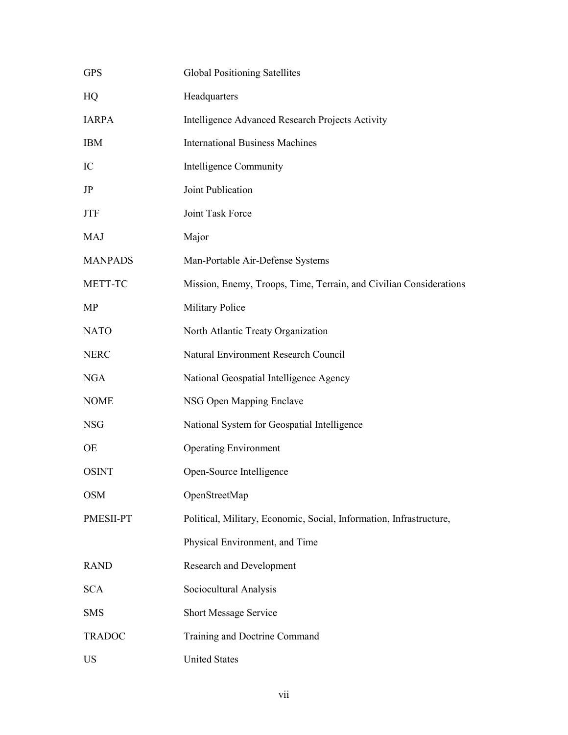| | |
|---|---|
| GPS | Global Positioning Satellites |
| HQ | Headquarters |
| IARPA | Intelligence Advanced Research Projects Activity |
| IBM | International Business Machines |
| IC | Intelligence Community |
| JP | Joint Publication |
| JTF | Joint Task Force |
| MAJ | Major |
| MANPADS | Man-Portable Air-Defense Systems |
| METT-TC | Mission, Enemy, Troops, Time, Terrain, and Civilian Considerations |
| MP | Military Police |
| NATO | North Atlantic Treaty Organization |
| NERC | Natural Environment Research Council |
| NGA | National Geospatial Intelligence Agency |
| NOME | NSG Open Mapping Enclave |
| NSG | National System for Geospatial Intelligence |
| OE | Operating Environment |
| OSINT | Open-Source Intelligence |
| OSM | OpenStreetMap |
| PMESII-PT | Political, Military, Economic, Social, Information, Infrastructure, Physical Environment, and Time |
| RAND | Research and Development |
| SCA | Sociocultural Analysis |
| SMS | Short Message Service |
| TRADOC | Training and Doctrine Command |
| US | United States |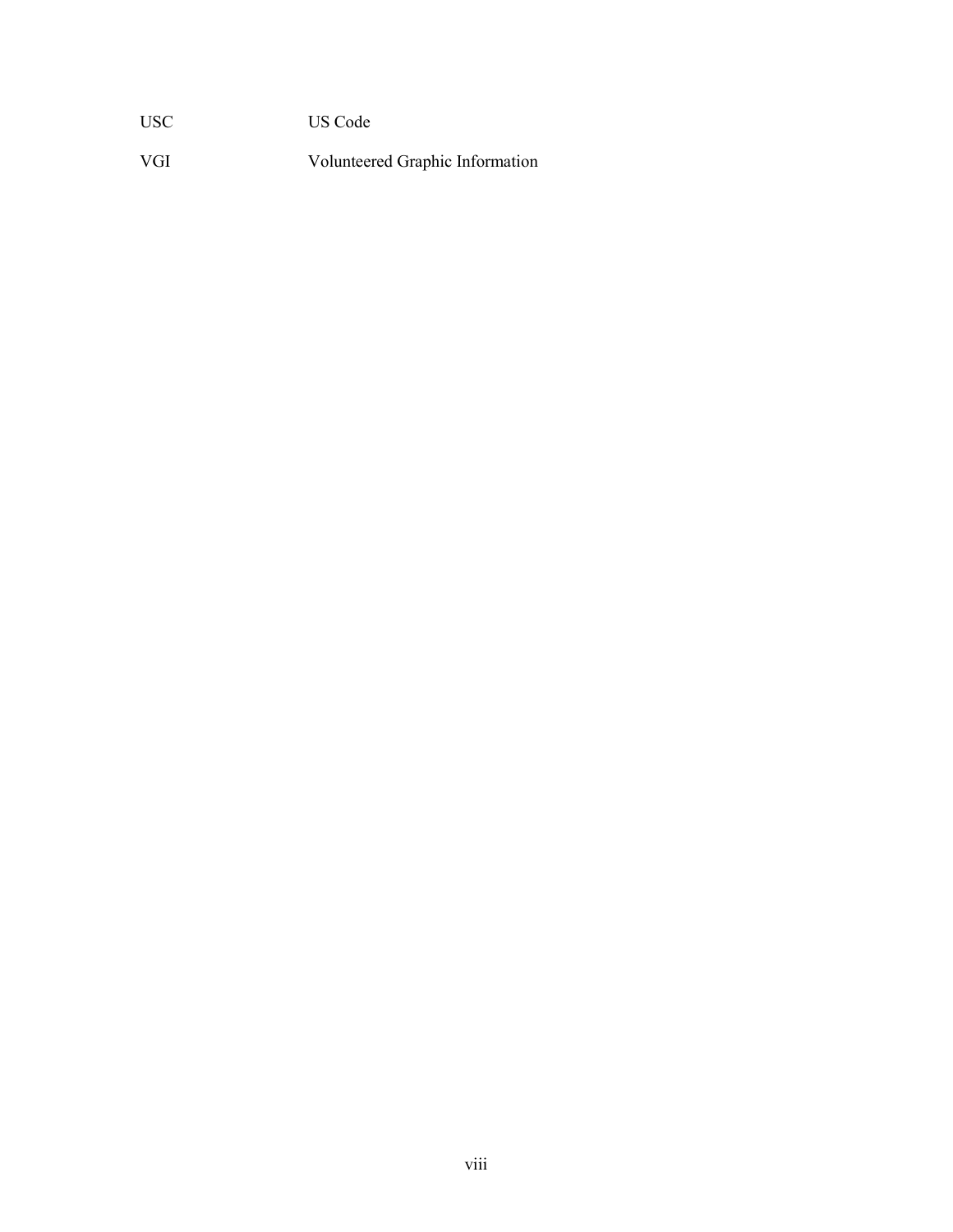| | |
|---|---|
| USC | US Code |
| VGI | Volunteered Graphic Information |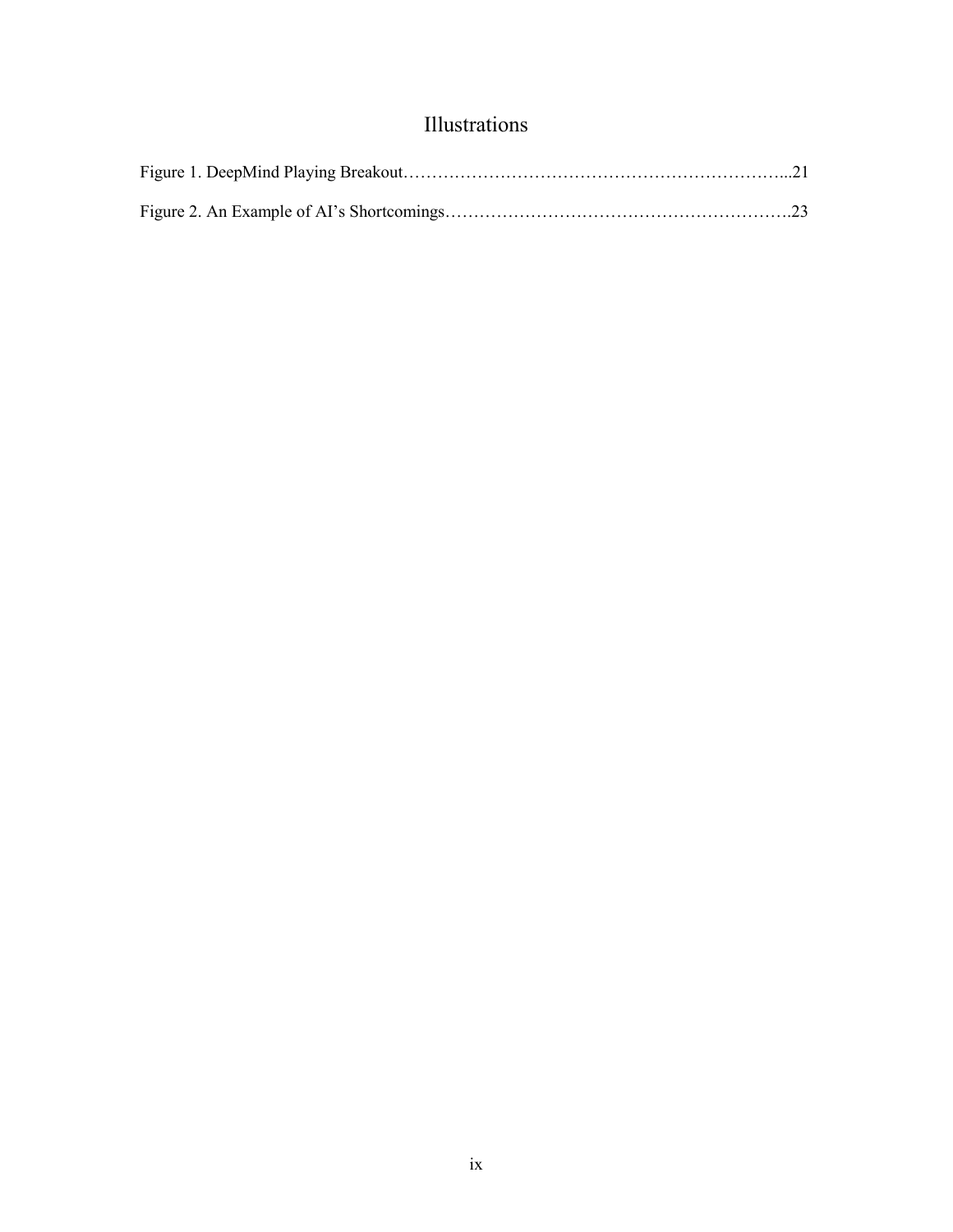# Illustrations

Figure 1. DeepMind Playing Breakout…………………………………………………………...21

Figure 2. An Example of AI's Shortcomings…………………………………………………….23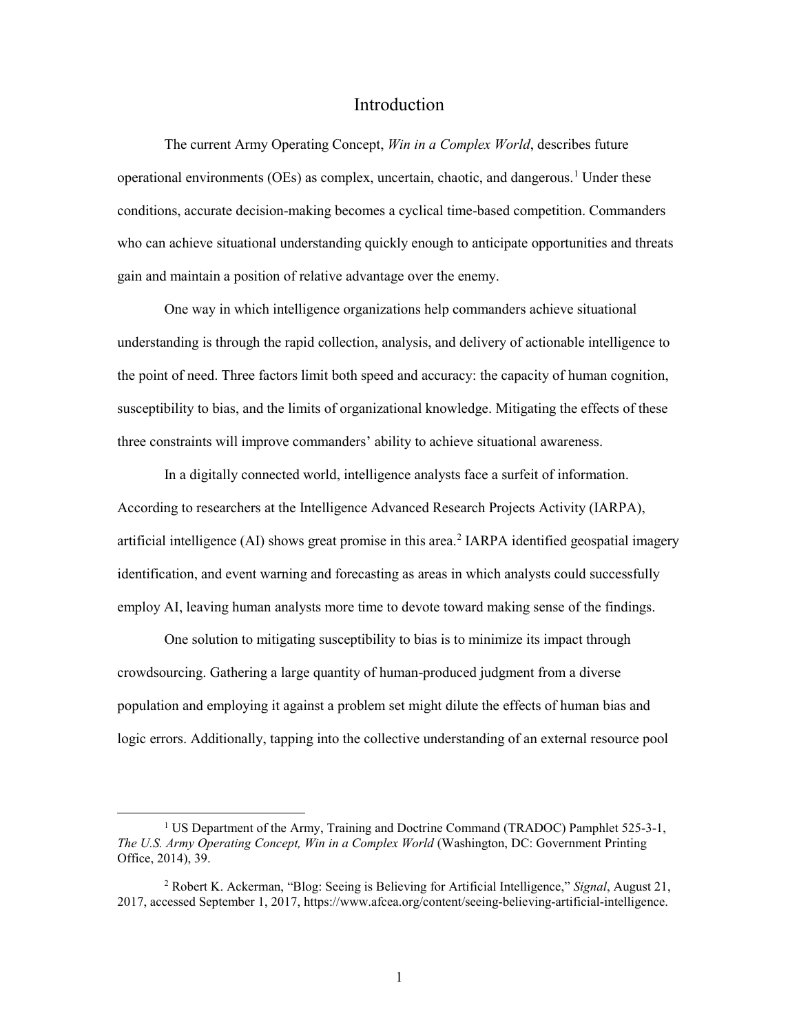# Introduction

The current Army Operating Concept, *Win in a Complex World*, describes future operational environments (OEs) as complex, uncertain, chaotic, and dangerous.[1] Under these conditions, accurate decision-making becomes a cyclical time-based competition. Commanders who can achieve situational understanding quickly enough to anticipate opportunities and threats gain and maintain a position of relative advantage over the enemy.

One way in which intelligence organizations help commanders achieve situational understanding is through the rapid collection, analysis, and delivery of actionable intelligence to the point of need. Three factors limit both speed and accuracy: the capacity of human cognition, susceptibility to bias, and the limits of organizational knowledge. Mitigating the effects of these three constraints will improve commanders' ability to achieve situational awareness.

In a digitally connected world, intelligence analysts face a surfeit of information. According to researchers at the Intelligence Advanced Research Projects Activity (IARPA), artificial intelligence (AI) shows great promise in this area.[2] IARPA identified geospatial imagery identification, and event warning and forecasting as areas in which analysts could successfully employ AI, leaving human analysts more time to devote toward making sense of the findings.

One solution to mitigating susceptibility to bias is to minimize its impact through crowdsourcing. Gathering a large quantity of human-produced judgment from a diverse population and employing it against a problem set might dilute the effects of human bias and logic errors. Additionally, tapping into the collective understanding of an external resource pool

---

[1] US Department of the Army, Training and Doctrine Command (TRADOC) Pamphlet 525-3-1, *The U.S. Army Operating Concept, Win in a Complex World* (Washington, DC: Government Printing Office, 2014), 39.

[2] Robert K. Ackerman, "Blog: Seeing is Believing for Artificial Intelligence," *Signal*, August 21, 2017, accessed September 1, 2017, https://www.afcea.org/content/seeing-believing-artificial-intelligence.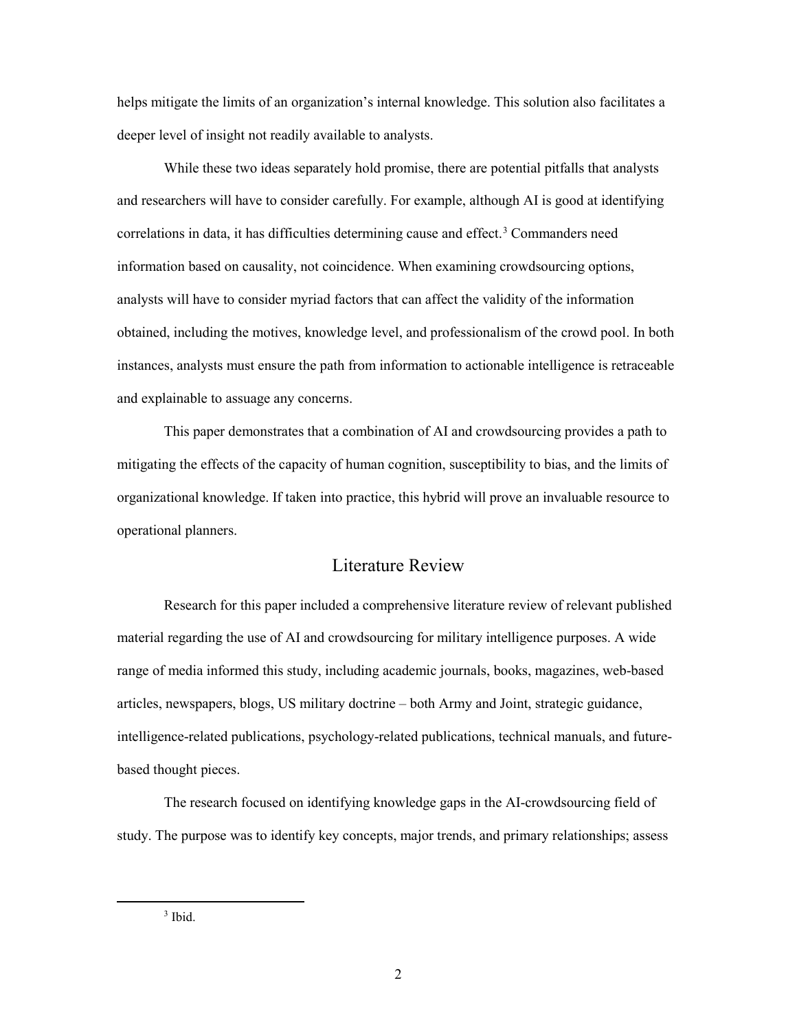helps mitigate the limits of an organization's internal knowledge. This solution also facilitates a deeper level of insight not readily available to analysts.

While these two ideas separately hold promise, there are potential pitfalls that analysts and researchers will have to consider carefully. For example, although AI is good at identifying correlations in data, it has difficulties determining cause and effect.[3] Commanders need information based on causality, not coincidence. When examining crowdsourcing options, analysts will have to consider myriad factors that can affect the validity of the information obtained, including the motives, knowledge level, and professionalism of the crowd pool. In both instances, analysts must ensure the path from information to actionable intelligence is retraceable and explainable to assuage any concerns.

This paper demonstrates that a combination of AI and crowdsourcing provides a path to mitigating the effects of the capacity of human cognition, susceptibility to bias, and the limits of organizational knowledge. If taken into practice, this hybrid will prove an invaluable resource to operational planners.

## Literature Review

Research for this paper included a comprehensive literature review of relevant published material regarding the use of AI and crowdsourcing for military intelligence purposes. A wide range of media informed this study, including academic journals, books, magazines, web-based articles, newspapers, blogs, US military doctrine – both Army and Joint, strategic guidance, intelligence-related publications, psychology-related publications, technical manuals, and future-based thought pieces.

The research focused on identifying knowledge gaps in the AI-crowdsourcing field of study. The purpose was to identify key concepts, major trends, and primary relationships; assess

---

[3] Ibid.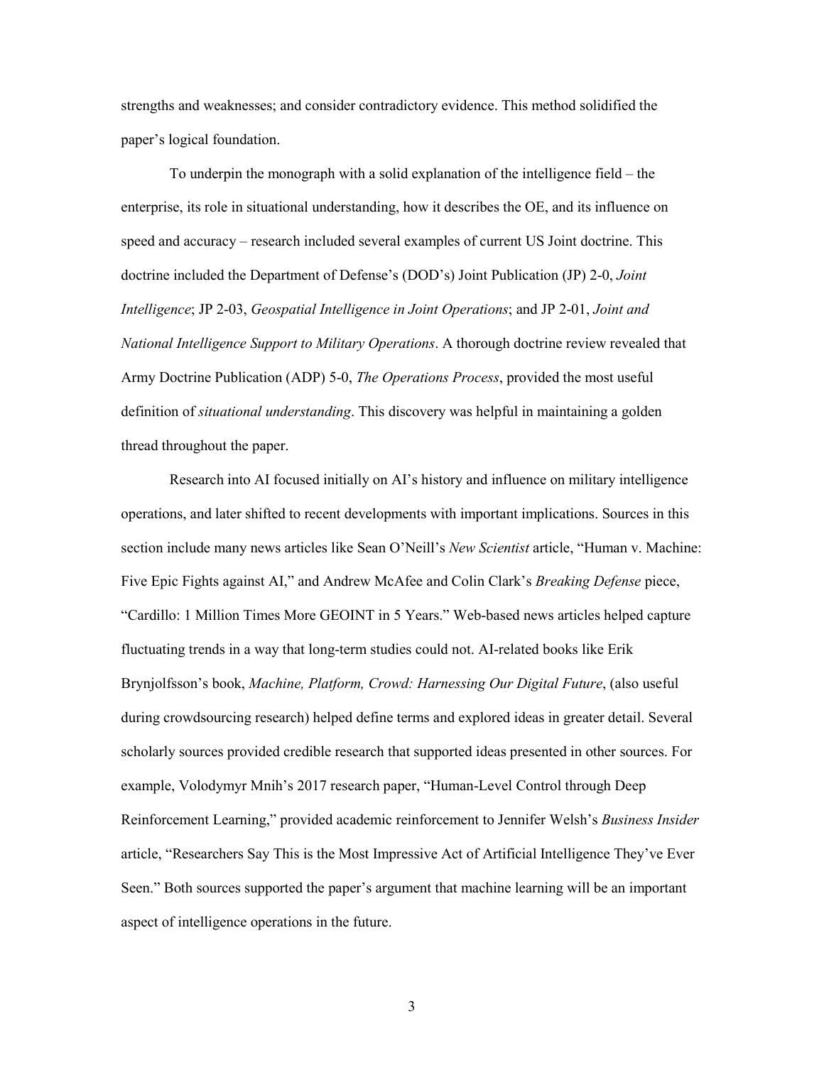strengths and weaknesses; and consider contradictory evidence. This method solidified the paper's logical foundation.

To underpin the monograph with a solid explanation of the intelligence field – the enterprise, its role in situational understanding, how it describes the OE, and its influence on speed and accuracy – research included several examples of current US Joint doctrine. This doctrine included the Department of Defense's (DOD's) Joint Publication (JP) 2-0, *Joint Intelligence*; JP 2-03, *Geospatial Intelligence in Joint Operations*; and JP 2-01, *Joint and National Intelligence Support to Military Operations*. A thorough doctrine review revealed that Army Doctrine Publication (ADP) 5-0, *The Operations Process*, provided the most useful definition of *situational understanding*. This discovery was helpful in maintaining a golden thread throughout the paper.

Research into AI focused initially on AI's history and influence on military intelligence operations, and later shifted to recent developments with important implications. Sources in this section include many news articles like Sean O'Neill's *New Scientist* article, "Human v. Machine: Five Epic Fights against AI," and Andrew McAfee and Colin Clark's *Breaking Defense* piece, "Cardillo: 1 Million Times More GEOINT in 5 Years." Web-based news articles helped capture fluctuating trends in a way that long-term studies could not. AI-related books like Erik Brynjolfsson's book, *Machine, Platform, Crowd: Harnessing Our Digital Future*, (also useful during crowdsourcing research) helped define terms and explored ideas in greater detail. Several scholarly sources provided credible research that supported ideas presented in other sources. For example, Volodymyr Mnih's 2017 research paper, "Human-Level Control through Deep Reinforcement Learning," provided academic reinforcement to Jennifer Welsh's *Business Insider* article, "Researchers Say This is the Most Impressive Act of Artificial Intelligence They've Ever Seen." Both sources supported the paper's argument that machine learning will be an important aspect of intelligence operations in the future.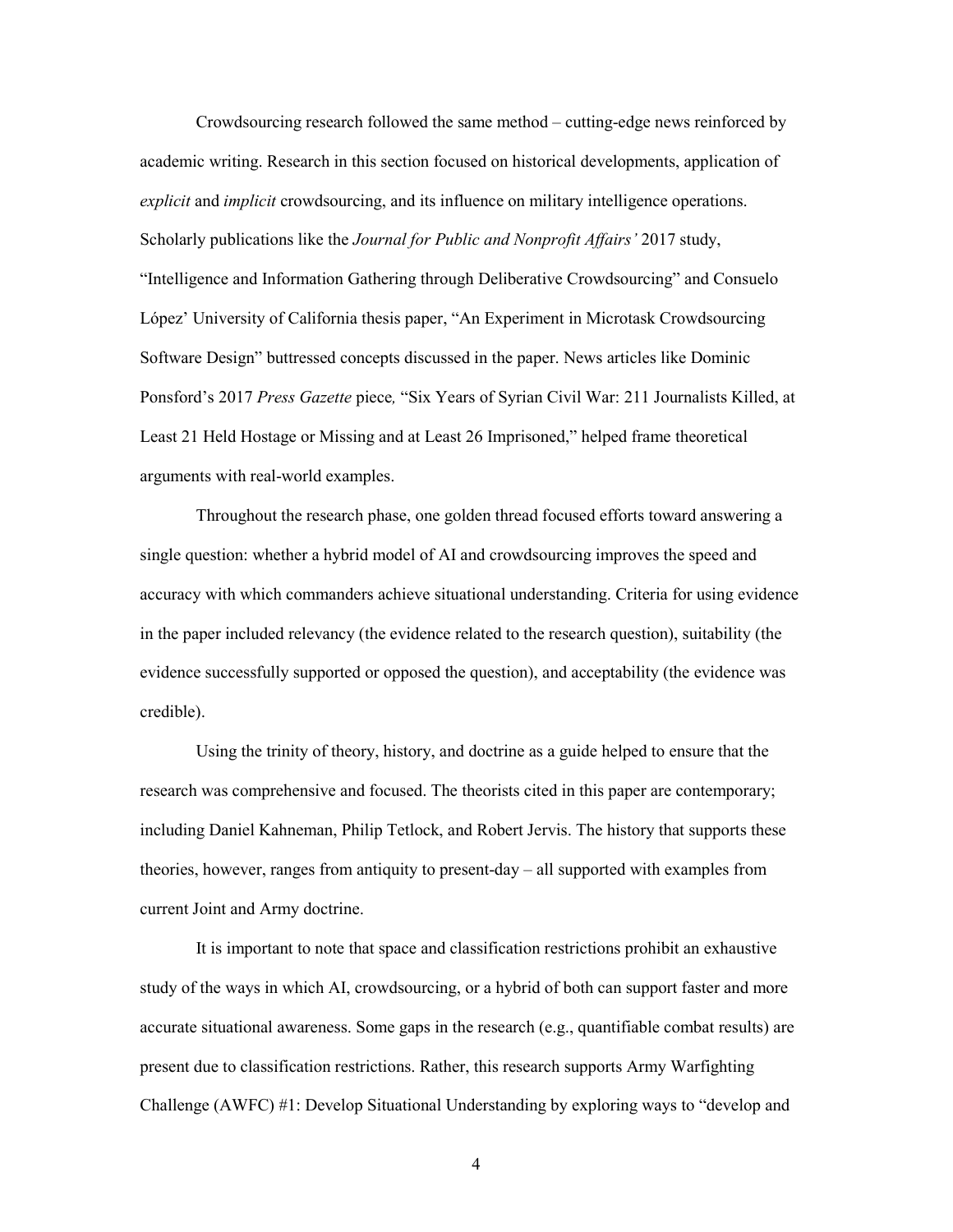Crowdsourcing research followed the same method – cutting-edge news reinforced by academic writing. Research in this section focused on historical developments, application of *explicit* and *implicit* crowdsourcing, and its influence on military intelligence operations. Scholarly publications like the *Journal for Public and Nonprofit Affairs'* 2017 study, "Intelligence and Information Gathering through Deliberative Crowdsourcing" and Consuelo López' University of California thesis paper, "An Experiment in Microtask Crowdsourcing Software Design" buttressed concepts discussed in the paper. News articles like Dominic Ponsford's 2017 *Press Gazette* piece*,* "Six Years of Syrian Civil War: 211 Journalists Killed, at Least 21 Held Hostage or Missing and at Least 26 Imprisoned," helped frame theoretical arguments with real-world examples.

Throughout the research phase, one golden thread focused efforts toward answering a single question: whether a hybrid model of AI and crowdsourcing improves the speed and accuracy with which commanders achieve situational understanding. Criteria for using evidence in the paper included relevancy (the evidence related to the research question), suitability (the evidence successfully supported or opposed the question), and acceptability (the evidence was credible).

Using the trinity of theory, history, and doctrine as a guide helped to ensure that the research was comprehensive and focused. The theorists cited in this paper are contemporary; including Daniel Kahneman, Philip Tetlock, and Robert Jervis. The history that supports these theories, however, ranges from antiquity to present-day – all supported with examples from current Joint and Army doctrine.

It is important to note that space and classification restrictions prohibit an exhaustive study of the ways in which AI, crowdsourcing, or a hybrid of both can support faster and more accurate situational awareness. Some gaps in the research (e.g., quantifiable combat results) are present due to classification restrictions. Rather, this research supports Army Warfighting Challenge (AWFC) #1: Develop Situational Understanding by exploring ways to "develop and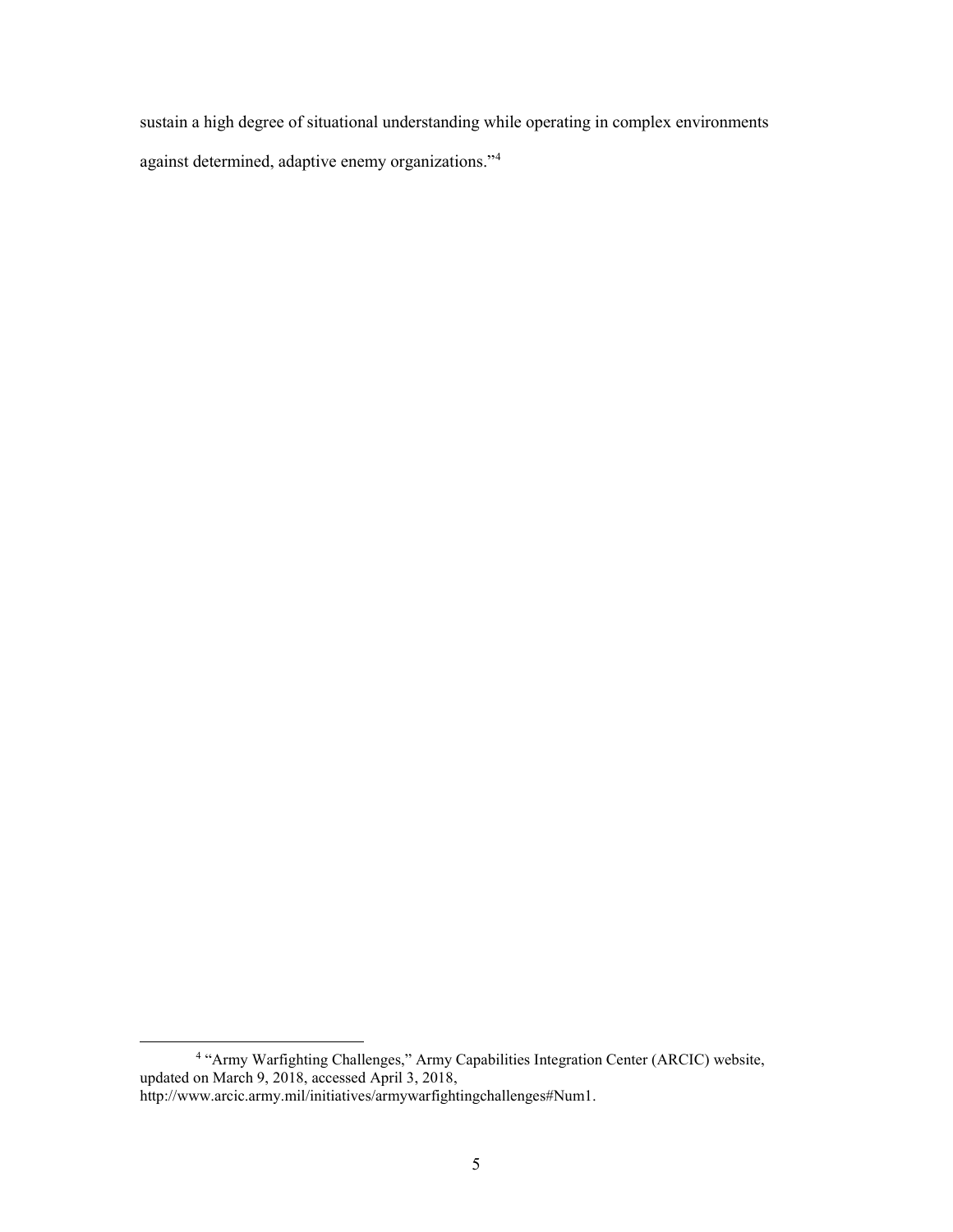sustain a high degree of situational understanding while operating in complex environments against determined, adaptive enemy organizations."[4]

---

[4] "Army Warfighting Challenges," Army Capabilities Integration Center (ARCIC) website, updated on March 9, 2018, accessed April 3, 2018, http://www.arcic.army.mil/initiatives/armywarfightingchallenges#Num1.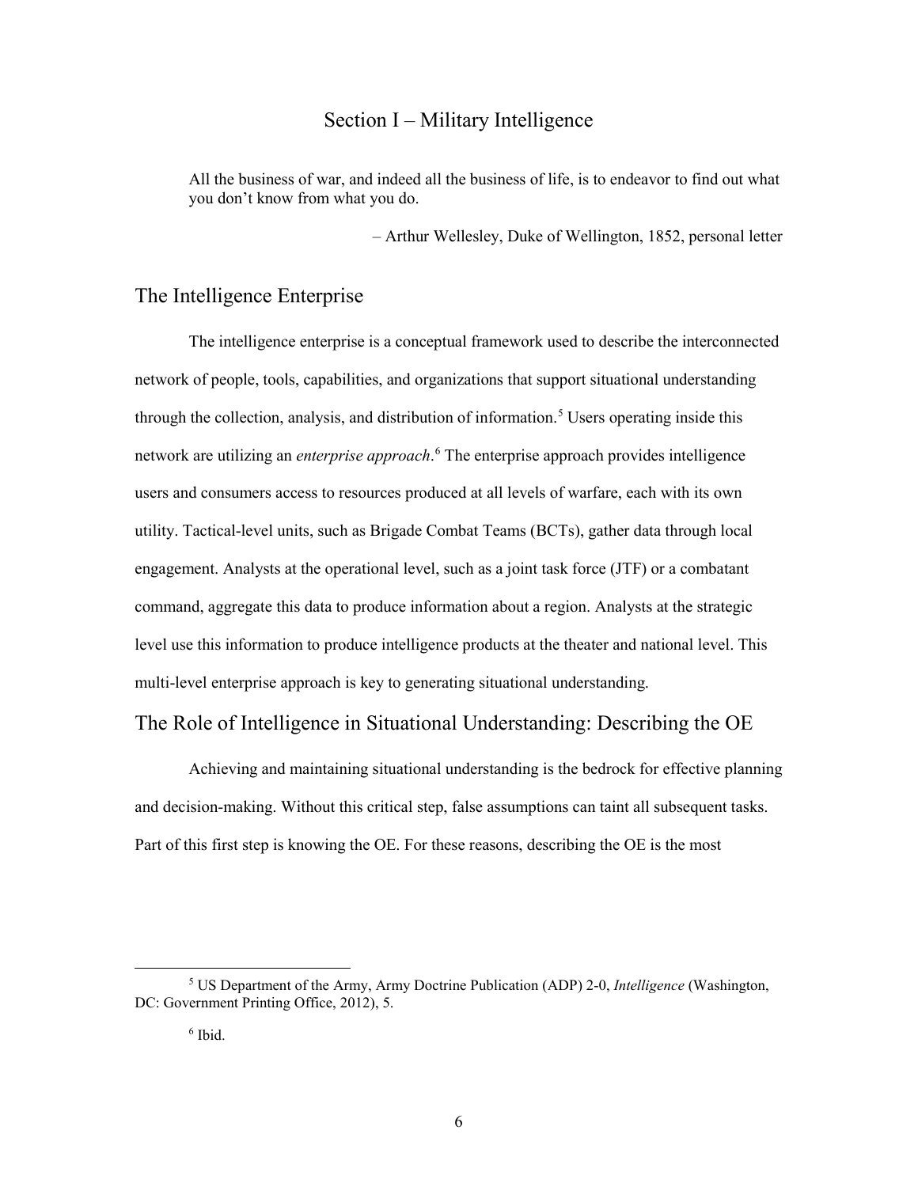# Section I – Military Intelligence

> All the business of war, and indeed all the business of life, is to endeavor to find out what you don't know from what you do.
>
> – Arthur Wellesley, Duke of Wellington, 1852, personal letter

## The Intelligence Enterprise

The intelligence enterprise is a conceptual framework used to describe the interconnected network of people, tools, capabilities, and organizations that support situational understanding through the collection, analysis, and distribution of information.[5] Users operating inside this network are utilizing an *enterprise approach*.[6] The enterprise approach provides intelligence users and consumers access to resources produced at all levels of warfare, each with its own utility. Tactical-level units, such as Brigade Combat Teams (BCTs), gather data through local engagement. Analysts at the operational level, such as a joint task force (JTF) or a combatant command, aggregate this data to produce information about a region. Analysts at the strategic level use this information to produce intelligence products at the theater and national level. This multi-level enterprise approach is key to generating situational understanding.

## The Role of Intelligence in Situational Understanding: Describing the OE

Achieving and maintaining situational understanding is the bedrock for effective planning and decision-making. Without this critical step, false assumptions can taint all subsequent tasks. Part of this first step is knowing the OE. For these reasons, describing the OE is the most

---

[5] US Department of the Army, Army Doctrine Publication (ADP) 2-0, *Intelligence* (Washington, DC: Government Printing Office, 2012), 5.

[6] Ibid.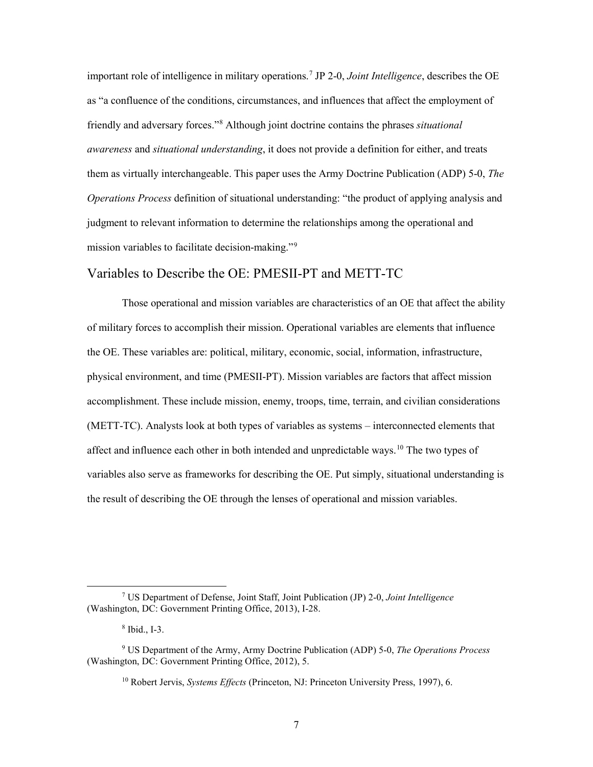important role of intelligence in military operations.[7] JP 2-0, *Joint Intelligence*, describes the OE as "a confluence of the conditions, circumstances, and influences that affect the employment of friendly and adversary forces."[8] Although joint doctrine contains the phrases *situational awareness* and *situational understanding*, it does not provide a definition for either, and treats them as virtually interchangeable. This paper uses the Army Doctrine Publication (ADP) 5-0, *The Operations Process* definition of situational understanding: "the product of applying analysis and judgment to relevant information to determine the relationships among the operational and mission variables to facilitate decision-making."[9]

## Variables to Describe the OE: PMESII-PT and METT-TC

Those operational and mission variables are characteristics of an OE that affect the ability of military forces to accomplish their mission. Operational variables are elements that influence the OE. These variables are: political, military, economic, social, information, infrastructure, physical environment, and time (PMESII-PT). Mission variables are factors that affect mission accomplishment. These include mission, enemy, troops, time, terrain, and civilian considerations (METT-TC). Analysts look at both types of variables as systems – interconnected elements that affect and influence each other in both intended and unpredictable ways.[10] The two types of variables also serve as frameworks for describing the OE. Put simply, situational understanding is the result of describing the OE through the lenses of operational and mission variables.

---

[7] US Department of Defense, Joint Staff, Joint Publication (JP) 2-0, *Joint Intelligence* (Washington, DC: Government Printing Office, 2013), I-28.

[8] Ibid., I-3.

[9] US Department of the Army, Army Doctrine Publication (ADP) 5-0, *The Operations Process* (Washington, DC: Government Printing Office, 2012), 5.

[10] Robert Jervis, *Systems Effects* (Princeton, NJ: Princeton University Press, 1997), 6.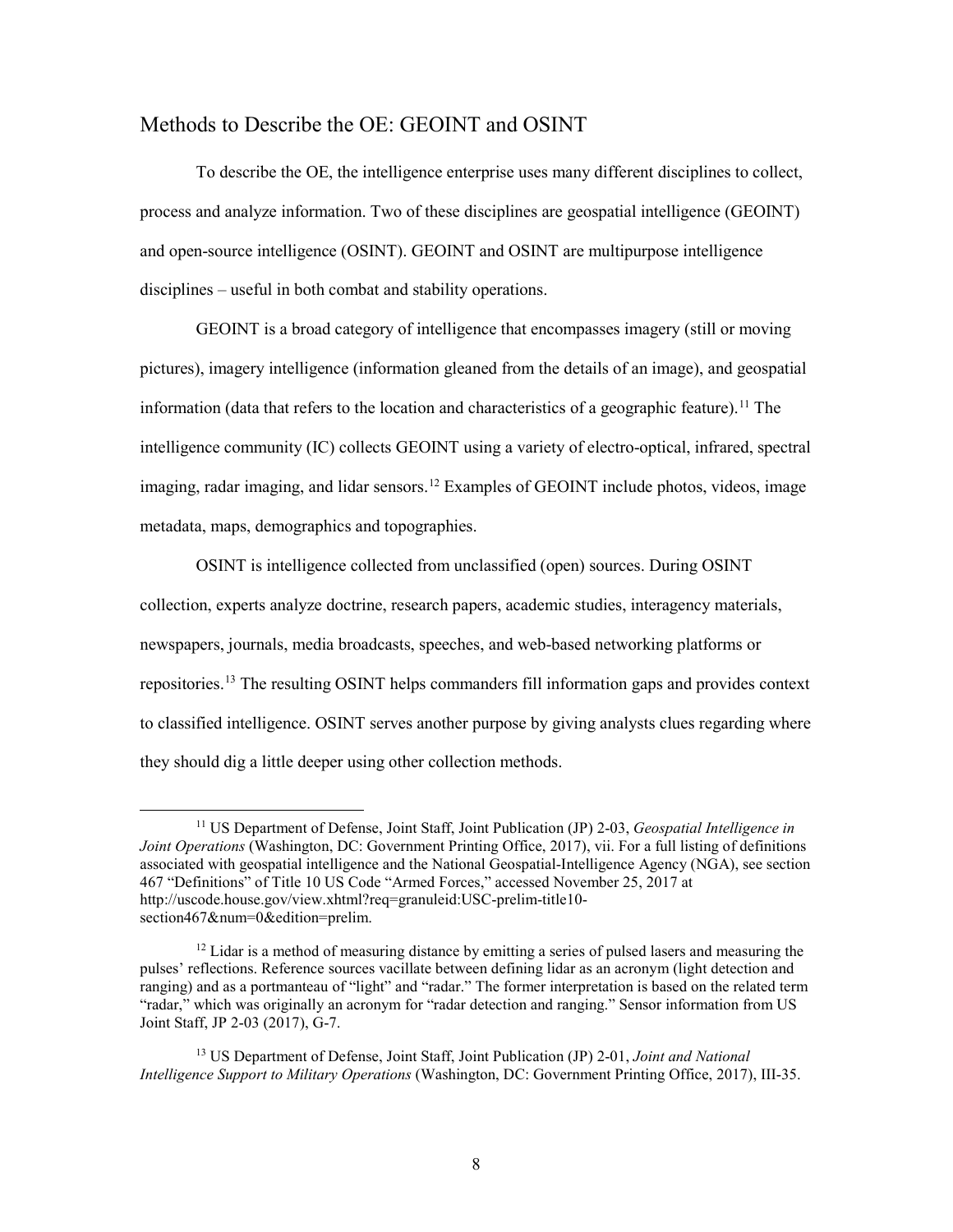## Methods to Describe the OE: GEOINT and OSINT

To describe the OE, the intelligence enterprise uses many different disciplines to collect, process and analyze information. Two of these disciplines are geospatial intelligence (GEOINT) and open-source intelligence (OSINT). GEOINT and OSINT are multipurpose intelligence disciplines – useful in both combat and stability operations.

GEOINT is a broad category of intelligence that encompasses imagery (still or moving pictures), imagery intelligence (information gleaned from the details of an image), and geospatial information (data that refers to the location and characteristics of a geographic feature).[11] The intelligence community (IC) collects GEOINT using a variety of electro-optical, infrared, spectral imaging, radar imaging, and lidar sensors.[12] Examples of GEOINT include photos, videos, image metadata, maps, demographics and topographies.

OSINT is intelligence collected from unclassified (open) sources. During OSINT collection, experts analyze doctrine, research papers, academic studies, interagency materials, newspapers, journals, media broadcasts, speeches, and web-based networking platforms or repositories.[13] The resulting OSINT helps commanders fill information gaps and provides context to classified intelligence. OSINT serves another purpose by giving analysts clues regarding where they should dig a little deeper using other collection methods.

---

[11] US Department of Defense, Joint Staff, Joint Publication (JP) 2-03, *Geospatial Intelligence in Joint Operations* (Washington, DC: Government Printing Office, 2017), vii. For a full listing of definitions associated with geospatial intelligence and the National Geospatial-Intelligence Agency (NGA), see section 467 "Definitions" of Title 10 US Code "Armed Forces," accessed November 25, 2017 at http://uscode.house.gov/view.xhtml?req=granuleid:USC-prelim-title10-section467&num=0&edition=prelim.

[12] Lidar is a method of measuring distance by emitting a series of pulsed lasers and measuring the pulses' reflections. Reference sources vacillate between defining lidar as an acronym (light detection and ranging) and as a portmanteau of "light" and "radar." The former interpretation is based on the related term "radar," which was originally an acronym for "radar detection and ranging." Sensor information from US Joint Staff, JP 2-03 (2017), G-7.

[13] US Department of Defense, Joint Staff, Joint Publication (JP) 2-01, *Joint and National Intelligence Support to Military Operations* (Washington, DC: Government Printing Office, 2017), III-35.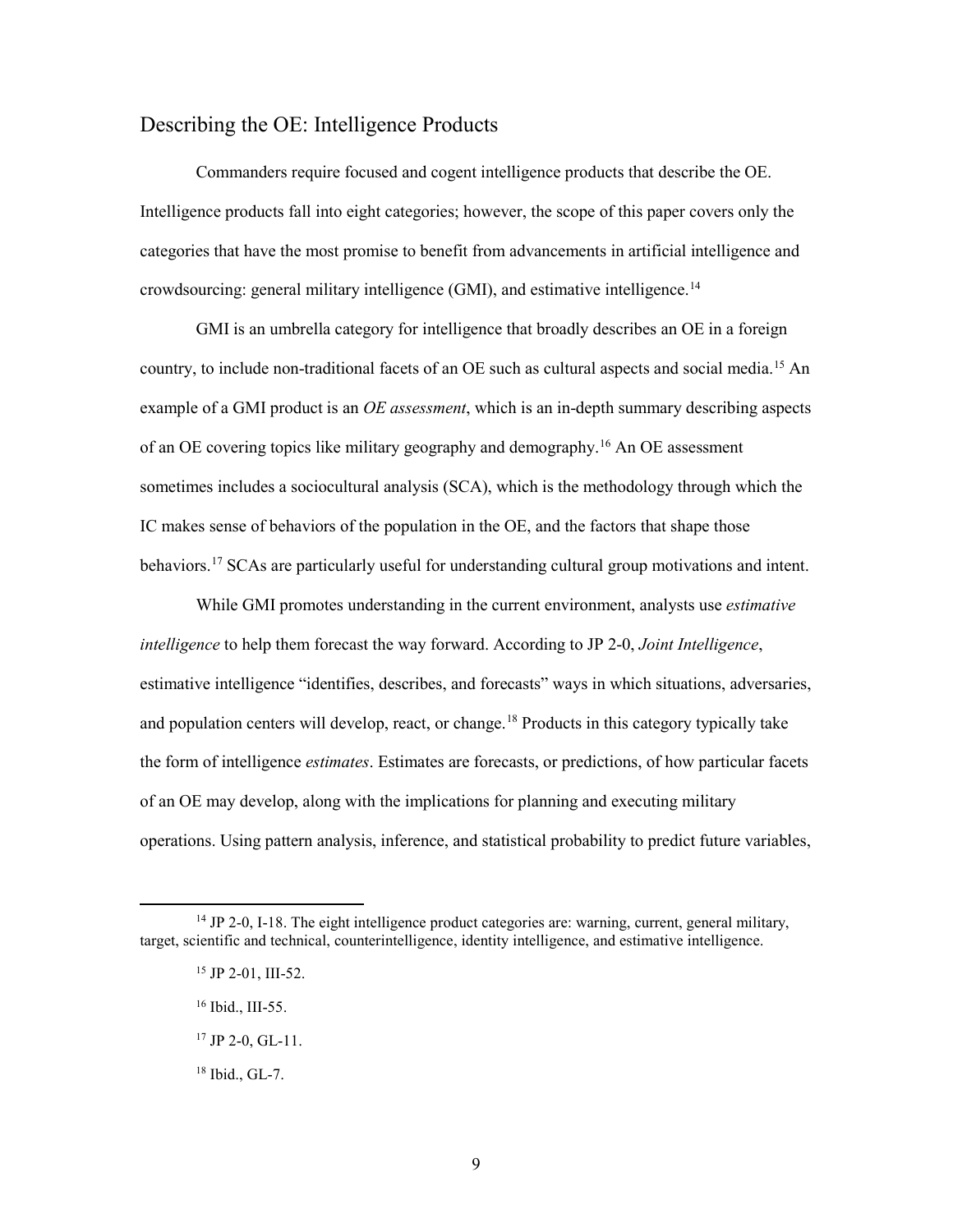## Describing the OE: Intelligence Products

Commanders require focused and cogent intelligence products that describe the OE. Intelligence products fall into eight categories; however, the scope of this paper covers only the categories that have the most promise to benefit from advancements in artificial intelligence and crowdsourcing: general military intelligence (GMI), and estimative intelligence.[14]

GMI is an umbrella category for intelligence that broadly describes an OE in a foreign country, to include non-traditional facets of an OE such as cultural aspects and social media.[15] An example of a GMI product is an *OE assessment*, which is an in-depth summary describing aspects of an OE covering topics like military geography and demography.[16] An OE assessment sometimes includes a sociocultural analysis (SCA), which is the methodology through which the IC makes sense of behaviors of the population in the OE, and the factors that shape those behaviors.[17] SCAs are particularly useful for understanding cultural group motivations and intent.

While GMI promotes understanding in the current environment, analysts use *estimative intelligence* to help them forecast the way forward. According to JP 2-0, *Joint Intelligence*, estimative intelligence "identifies, describes, and forecasts" ways in which situations, adversaries, and population centers will develop, react, or change.[18] Products in this category typically take the form of intelligence *estimates*. Estimates are forecasts, or predictions, of how particular facets of an OE may develop, along with the implications for planning and executing military operations. Using pattern analysis, inference, and statistical probability to predict future variables,

---

[14] JP 2-0, I-18. The eight intelligence product categories are: warning, current, general military, target, scientific and technical, counterintelligence, identity intelligence, and estimative intelligence.

[15] JP 2-01, III-52.

[16] Ibid., III-55.

[17] JP 2-0, GL-11.

[18] Ibid., GL-7.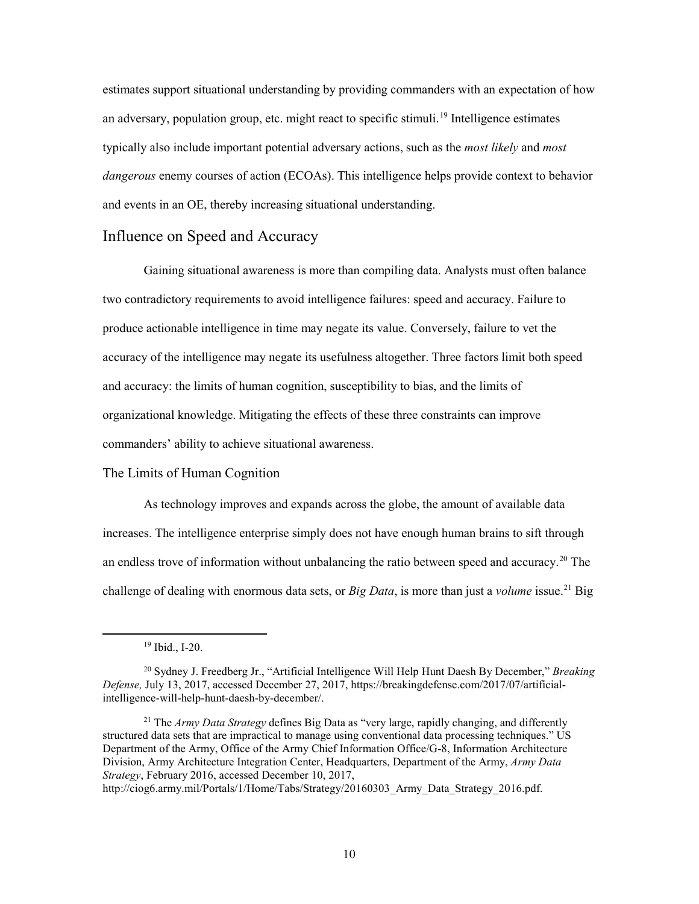estimates support situational understanding by providing commanders with an expectation of how an adversary, population group, etc. might react to specific stimuli.[19] Intelligence estimates typically also include important potential adversary actions, such as the *most likely* and *most dangerous* enemy courses of action (ECOAs). This intelligence helps provide context to behavior and events in an OE, thereby increasing situational understanding.

## Influence on Speed and Accuracy

Gaining situational awareness is more than compiling data. Analysts must often balance two contradictory requirements to avoid intelligence failures: speed and accuracy. Failure to produce actionable intelligence in time may negate its value. Conversely, failure to vet the accuracy of the intelligence may negate its usefulness altogether. Three factors limit both speed and accuracy: the limits of human cognition, susceptibility to bias, and the limits of organizational knowledge. Mitigating the effects of these three constraints can improve commanders' ability to achieve situational awareness.

### The Limits of Human Cognition

As technology improves and expands across the globe, the amount of available data increases. The intelligence enterprise simply does not have enough human brains to sift through an endless trove of information without unbalancing the ratio between speed and accuracy.[20] The challenge of dealing with enormous data sets, or *Big Data*, is more than just a *volume* issue.[21] Big

---

[19] Ibid., I-20.

[20] Sydney J. Freedberg Jr., "Artificial Intelligence Will Help Hunt Daesh By December," *Breaking Defense,* July 13, 2017, accessed December 27, 2017, https://breakingdefense.com/2017/07/artificial-intelligence-will-help-hunt-daesh-by-december/.

[21] The *Army Data Strategy* defines Big Data as "very large, rapidly changing, and differently structured data sets that are impractical to manage using conventional data processing techniques." US Department of the Army, Office of the Army Chief Information Office/G-8, Information Architecture Division, Army Architecture Integration Center, Headquarters, Department of the Army, *Army Data Strategy*, February 2016, accessed December 10, 2017, http://ciog6.army.mil/Portals/1/Home/Tabs/Strategy/20160303_Army_Data_Strategy_2016.pdf.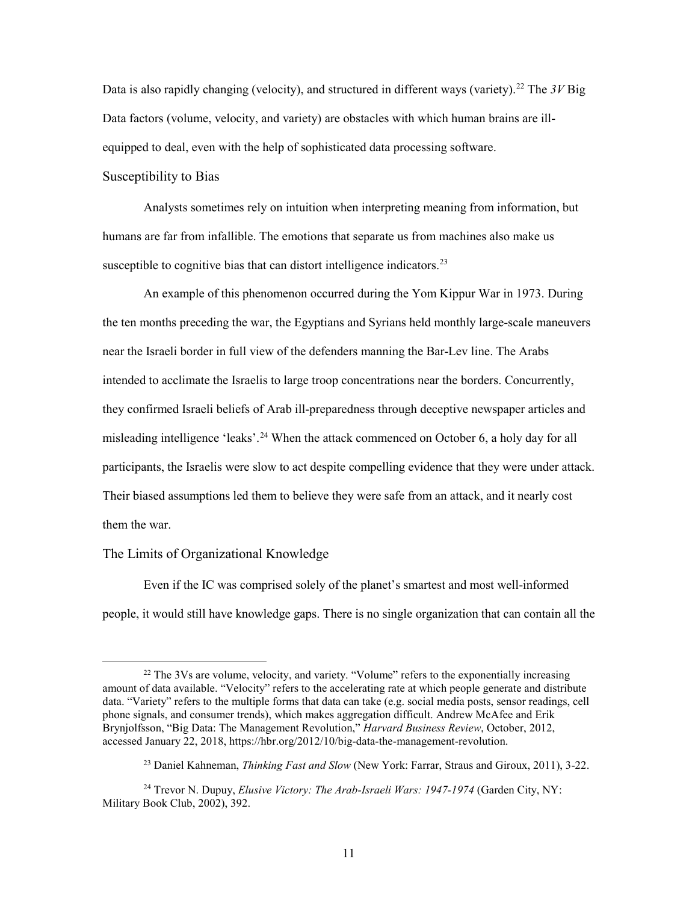Data is also rapidly changing (velocity), and structured in different ways (variety).[22] The *3V* Big Data factors (volume, velocity, and variety) are obstacles with which human brains are ill-equipped to deal, even with the help of sophisticated data processing software.

### Susceptibility to Bias

Analysts sometimes rely on intuition when interpreting meaning from information, but humans are far from infallible. The emotions that separate us from machines also make us susceptible to cognitive bias that can distort intelligence indicators.[23]

An example of this phenomenon occurred during the Yom Kippur War in 1973. During the ten months preceding the war, the Egyptians and Syrians held monthly large-scale maneuvers near the Israeli border in full view of the defenders manning the Bar-Lev line. The Arabs intended to acclimate the Israelis to large troop concentrations near the borders. Concurrently, they confirmed Israeli beliefs of Arab ill-preparedness through deceptive newspaper articles and misleading intelligence 'leaks'.[24] When the attack commenced on October 6, a holy day for all participants, the Israelis were slow to act despite compelling evidence that they were under attack. Their biased assumptions led them to believe they were safe from an attack, and it nearly cost them the war.

### The Limits of Organizational Knowledge

Even if the IC was comprised solely of the planet's smartest and most well-informed people, it would still have knowledge gaps. There is no single organization that can contain all the

---

[22] The 3Vs are volume, velocity, and variety. "Volume" refers to the exponentially increasing amount of data available. "Velocity" refers to the accelerating rate at which people generate and distribute data. "Variety" refers to the multiple forms that data can take (e.g. social media posts, sensor readings, cell phone signals, and consumer trends), which makes aggregation difficult. Andrew McAfee and Erik Brynjolfsson, "Big Data: The Management Revolution," *Harvard Business Review*, October, 2012, accessed January 22, 2018, https://hbr.org/2012/10/big-data-the-management-revolution.

[23] Daniel Kahneman, *Thinking Fast and Slow* (New York: Farrar, Straus and Giroux, 2011), 3-22.

[24] Trevor N. Dupuy, *Elusive Victory: The Arab-Israeli Wars: 1947-1974* (Garden City, NY: Military Book Club, 2002), 392.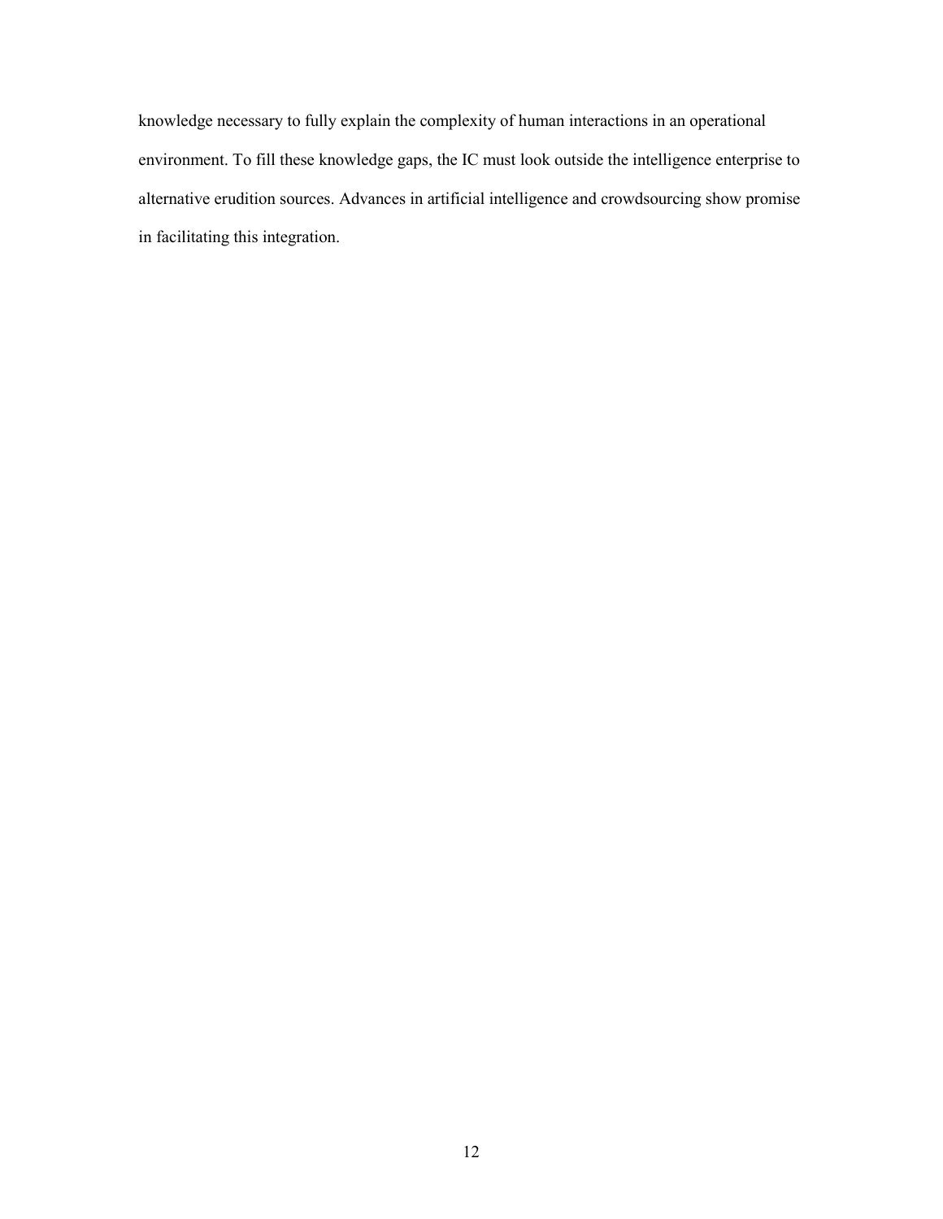knowledge necessary to fully explain the complexity of human interactions in an operational environment. To fill these knowledge gaps, the IC must look outside the intelligence enterprise to alternative erudition sources. Advances in artificial intelligence and crowdsourcing show promise in facilitating this integration.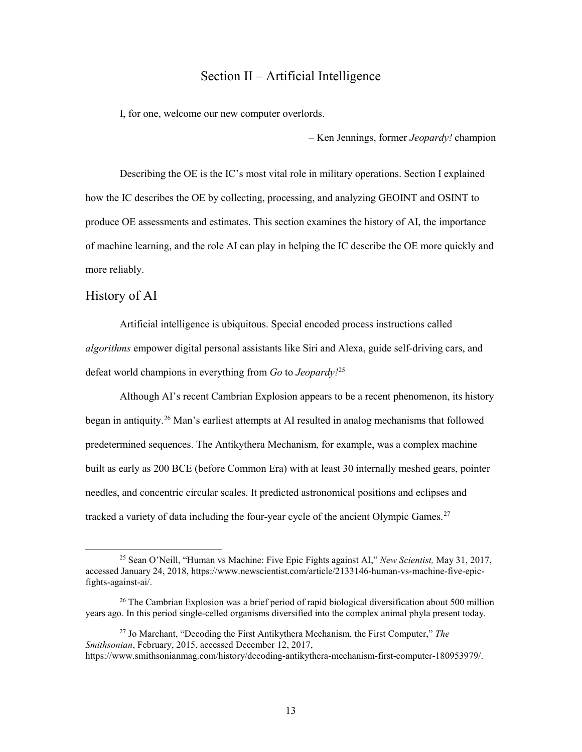# Section II – Artificial Intelligence

I, for one, welcome our new computer overlords.

– Ken Jennings, former *Jeopardy!* champion

Describing the OE is the IC's most vital role in military operations. Section I explained how the IC describes the OE by collecting, processing, and analyzing GEOINT and OSINT to produce OE assessments and estimates. This section examines the history of AI, the importance of machine learning, and the role AI can play in helping the IC describe the OE more quickly and more reliably.

## History of AI

Artificial intelligence is ubiquitous. Special encoded process instructions called *algorithms* empower digital personal assistants like Siri and Alexa, guide self-driving cars, and defeat world champions in everything from *Go* to *Jeopardy!*[25]

Although AI's recent Cambrian Explosion appears to be a recent phenomenon, its history began in antiquity.[26] Man's earliest attempts at AI resulted in analog mechanisms that followed predetermined sequences. The Antikythera Mechanism, for example, was a complex machine built as early as 200 BCE (before Common Era) with at least 30 internally meshed gears, pointer needles, and concentric circular scales. It predicted astronomical positions and eclipses and tracked a variety of data including the four-year cycle of the ancient Olympic Games.[27]

---

[25] Sean O'Neill, "Human vs Machine: Five Epic Fights against AI," *New Scientist,* May 31, 2017, accessed January 24, 2018, https://www.newscientist.com/article/2133146-human-vs-machine-five-epic-fights-against-ai/.

[26] The Cambrian Explosion was a brief period of rapid biological diversification about 500 million years ago. In this period single-celled organisms diversified into the complex animal phyla present today.

[27] Jo Marchant, "Decoding the First Antikythera Mechanism, the First Computer," *The Smithsonian*, February, 2015, accessed December 12, 2017, https://www.smithsonianmag.com/history/decoding-antikythera-mechanism-first-computer-180953979/.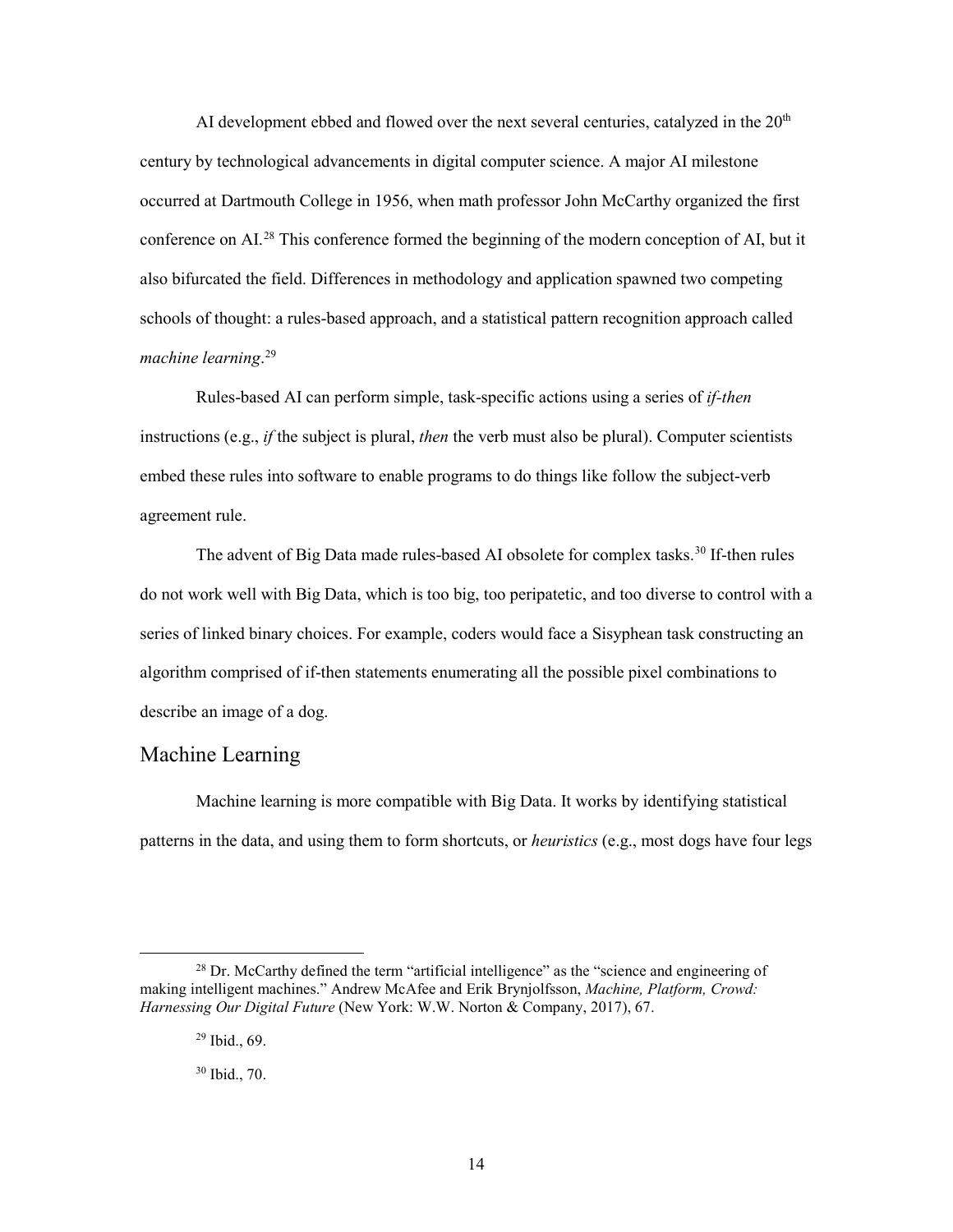AI development ebbed and flowed over the next several centuries, catalyzed in the 20th century by technological advancements in digital computer science. A major AI milestone occurred at Dartmouth College in 1956, when math professor John McCarthy organized the first conference on AI.[28] This conference formed the beginning of the modern conception of AI, but it also bifurcated the field. Differences in methodology and application spawned two competing schools of thought: a rules-based approach, and a statistical pattern recognition approach called *machine learning*.[29]

Rules-based AI can perform simple, task-specific actions using a series of *if-then* instructions (e.g., *if* the subject is plural, *then* the verb must also be plural). Computer scientists embed these rules into software to enable programs to do things like follow the subject-verb agreement rule.

The advent of Big Data made rules-based AI obsolete for complex tasks.[30] If-then rules do not work well with Big Data, which is too big, too peripatetic, and too diverse to control with a series of linked binary choices. For example, coders would face a Sisyphean task constructing an algorithm comprised of if-then statements enumerating all the possible pixel combinations to describe an image of a dog.

## Machine Learning

Machine learning is more compatible with Big Data. It works by identifying statistical patterns in the data, and using them to form shortcuts, or *heuristics* (e.g., most dogs have four legs

---

[28] Dr. McCarthy defined the term "artificial intelligence" as the "science and engineering of making intelligent machines." Andrew McAfee and Erik Brynjolfsson, *Machine, Platform, Crowd: Harnessing Our Digital Future* (New York: W.W. Norton & Company, 2017), 67.

[29] Ibid., 69.

[30] Ibid., 70.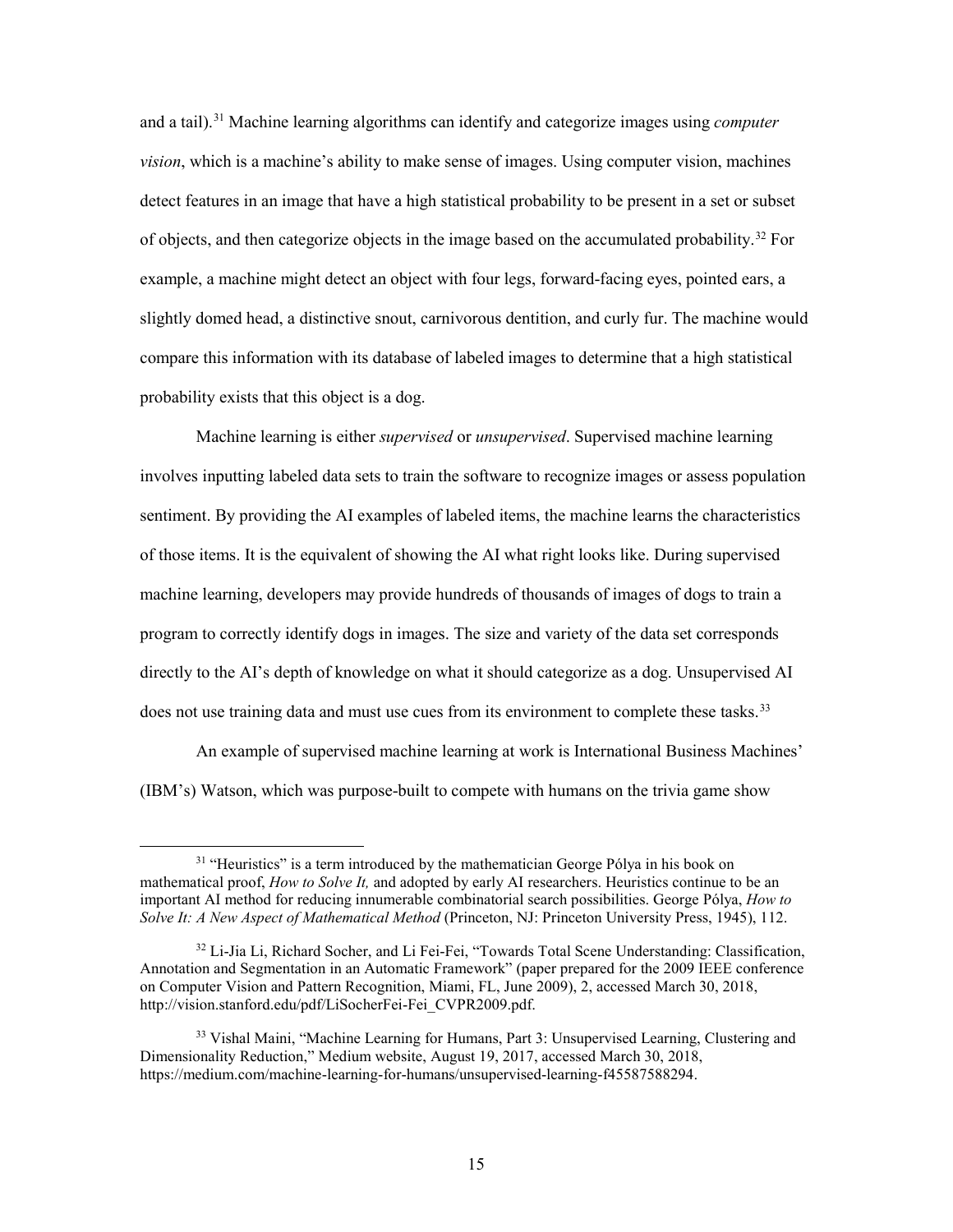and a tail).[31] Machine learning algorithms can identify and categorize images using *computer vision*, which is a machine's ability to make sense of images. Using computer vision, machines detect features in an image that have a high statistical probability to be present in a set or subset of objects, and then categorize objects in the image based on the accumulated probability.[32] For example, a machine might detect an object with four legs, forward-facing eyes, pointed ears, a slightly domed head, a distinctive snout, carnivorous dentition, and curly fur. The machine would compare this information with its database of labeled images to determine that a high statistical probability exists that this object is a dog.

Machine learning is either *supervised* or *unsupervised*. Supervised machine learning involves inputting labeled data sets to train the software to recognize images or assess population sentiment. By providing the AI examples of labeled items, the machine learns the characteristics of those items. It is the equivalent of showing the AI what right looks like. During supervised machine learning, developers may provide hundreds of thousands of images of dogs to train a program to correctly identify dogs in images. The size and variety of the data set corresponds directly to the AI's depth of knowledge on what it should categorize as a dog. Unsupervised AI does not use training data and must use cues from its environment to complete these tasks.[33]

An example of supervised machine learning at work is International Business Machines' (IBM's) Watson, which was purpose-built to compete with humans on the trivia game show

---

[31] "Heuristics" is a term introduced by the mathematician George Pólya in his book on mathematical proof, *How to Solve It,* and adopted by early AI researchers. Heuristics continue to be an important AI method for reducing innumerable combinatorial search possibilities. George Pólya, *How to Solve It: A New Aspect of Mathematical Method* (Princeton, NJ: Princeton University Press, 1945), 112.

[32] Li-Jia Li, Richard Socher, and Li Fei-Fei, "Towards Total Scene Understanding: Classification, Annotation and Segmentation in an Automatic Framework" (paper prepared for the 2009 IEEE conference on Computer Vision and Pattern Recognition, Miami, FL, June 2009), 2, accessed March 30, 2018, http://vision.stanford.edu/pdf/LiSocherFei-Fei_CVPR2009.pdf.

[33] Vishal Maini, "Machine Learning for Humans, Part 3: Unsupervised Learning, Clustering and Dimensionality Reduction," Medium website, August 19, 2017, accessed March 30, 2018, https://medium.com/machine-learning-for-humans/unsupervised-learning-f45587588294.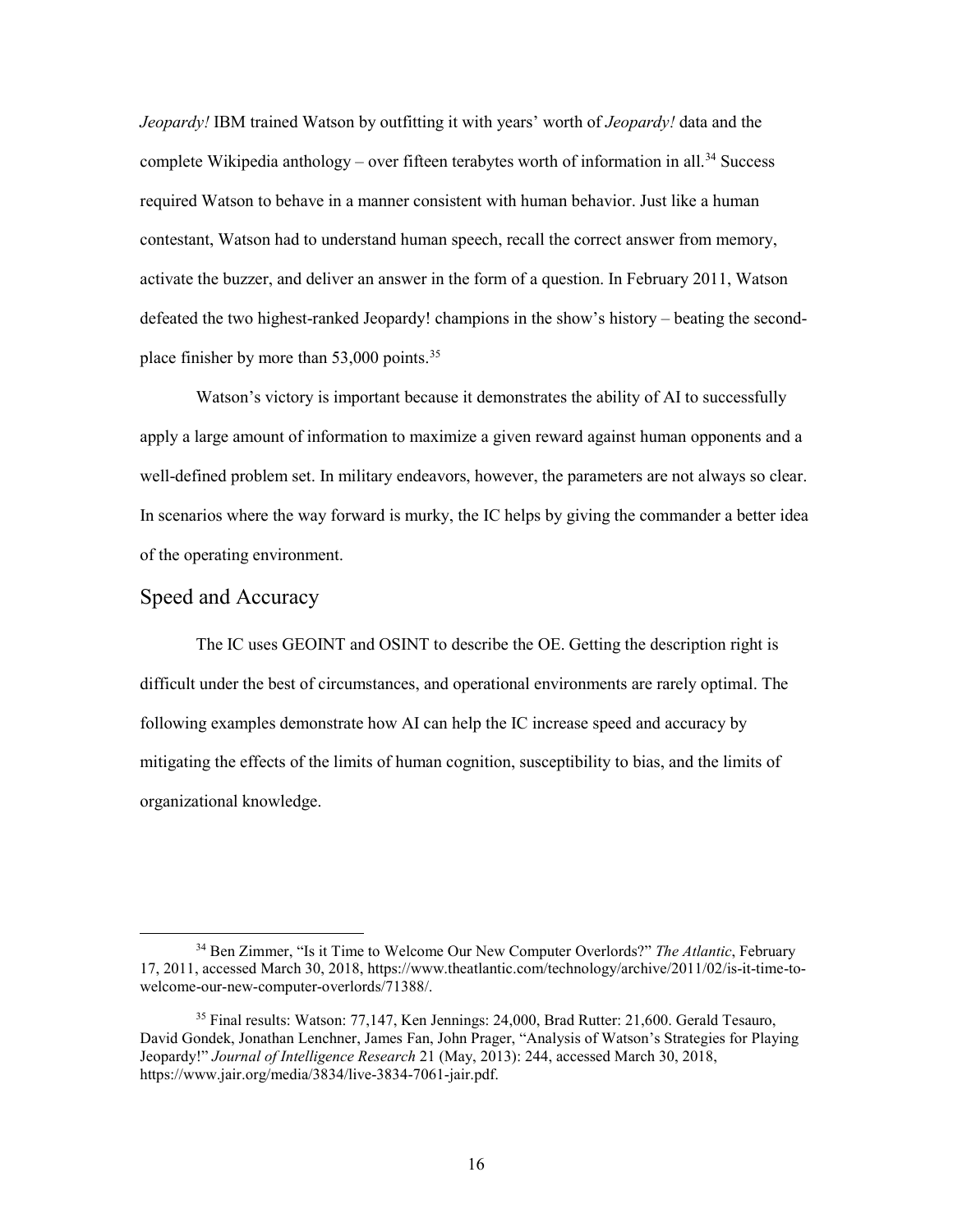*Jeopardy!* IBM trained Watson by outfitting it with years' worth of *Jeopardy!* data and the complete Wikipedia anthology – over fifteen terabytes worth of information in all.[34] Success required Watson to behave in a manner consistent with human behavior. Just like a human contestant, Watson had to understand human speech, recall the correct answer from memory, activate the buzzer, and deliver an answer in the form of a question. In February 2011, Watson defeated the two highest-ranked Jeopardy! champions in the show's history – beating the second-place finisher by more than 53,000 points.[35]

Watson's victory is important because it demonstrates the ability of AI to successfully apply a large amount of information to maximize a given reward against human opponents and a well-defined problem set. In military endeavors, however, the parameters are not always so clear. In scenarios where the way forward is murky, the IC helps by giving the commander a better idea of the operating environment.

## Speed and Accuracy

The IC uses GEOINT and OSINT to describe the OE. Getting the description right is difficult under the best of circumstances, and operational environments are rarely optimal. The following examples demonstrate how AI can help the IC increase speed and accuracy by mitigating the effects of the limits of human cognition, susceptibility to bias, and the limits of organizational knowledge.

---

[34] Ben Zimmer, "Is it Time to Welcome Our New Computer Overlords?" *The Atlantic*, February 17, 2011, accessed March 30, 2018, https://www.theatlantic.com/technology/archive/2011/02/is-it-time-to-welcome-our-new-computer-overlords/71388/.

[35] Final results: Watson: 77,147, Ken Jennings: 24,000, Brad Rutter: 21,600. Gerald Tesauro, David Gondek, Jonathan Lenchner, James Fan, John Prager, "Analysis of Watson's Strategies for Playing Jeopardy!" *Journal of Intelligence Research* 21 (May, 2013): 244, accessed March 30, 2018, https://www.jair.org/media/3834/live-3834-7061-jair.pdf.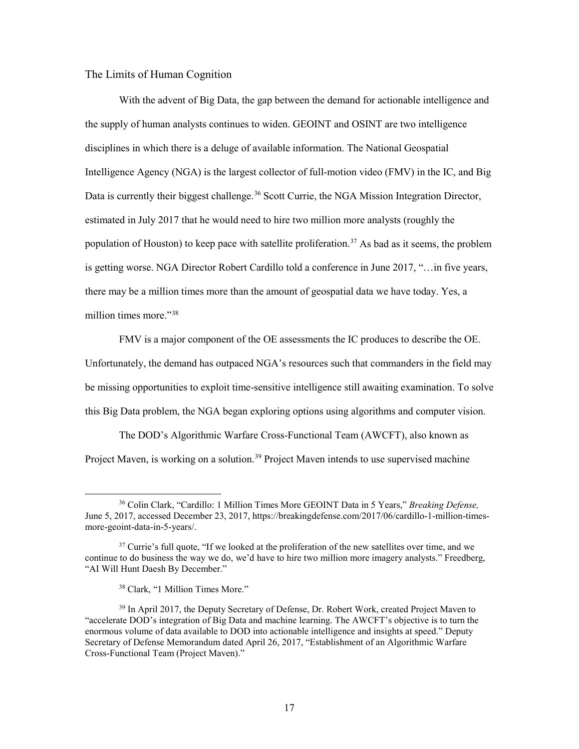## The Limits of Human Cognition

With the advent of Big Data, the gap between the demand for actionable intelligence and the supply of human analysts continues to widen. GEOINT and OSINT are two intelligence disciplines in which there is a deluge of available information. The National Geospatial Intelligence Agency (NGA) is the largest collector of full-motion video (FMV) in the IC, and Big Data is currently their biggest challenge.[36] Scott Currie, the NGA Mission Integration Director, estimated in July 2017 that he would need to hire two million more analysts (roughly the population of Houston) to keep pace with satellite proliferation.[37] As bad as it seems, the problem is getting worse. NGA Director Robert Cardillo told a conference in June 2017, "…in five years, there may be a million times more than the amount of geospatial data we have today. Yes, a million times more."[38]

FMV is a major component of the OE assessments the IC produces to describe the OE. Unfortunately, the demand has outpaced NGA's resources such that commanders in the field may be missing opportunities to exploit time-sensitive intelligence still awaiting examination. To solve this Big Data problem, the NGA began exploring options using algorithms and computer vision.

The DOD's Algorithmic Warfare Cross-Functional Team (AWCFT), also known as Project Maven, is working on a solution.[39] Project Maven intends to use supervised machine

---

[36] Colin Clark, "Cardillo: 1 Million Times More GEOINT Data in 5 Years," *Breaking Defense,* June 5, 2017, accessed December 23, 2017, https://breakingdefense.com/2017/06/cardillo-1-million-times-more-geoint-data-in-5-years/.

[37] Currie's full quote, "If we looked at the proliferation of the new satellites over time, and we continue to do business the way we do, we'd have to hire two million more imagery analysts." Freedberg, "AI Will Hunt Daesh By December."

[38] Clark, "1 Million Times More."

[39] In April 2017, the Deputy Secretary of Defense, Dr. Robert Work, created Project Maven to "accelerate DOD's integration of Big Data and machine learning. The AWCFT's objective is to turn the enormous volume of data available to DOD into actionable intelligence and insights at speed." Deputy Secretary of Defense Memorandum dated April 26, 2017, "Establishment of an Algorithmic Warfare Cross-Functional Team (Project Maven)."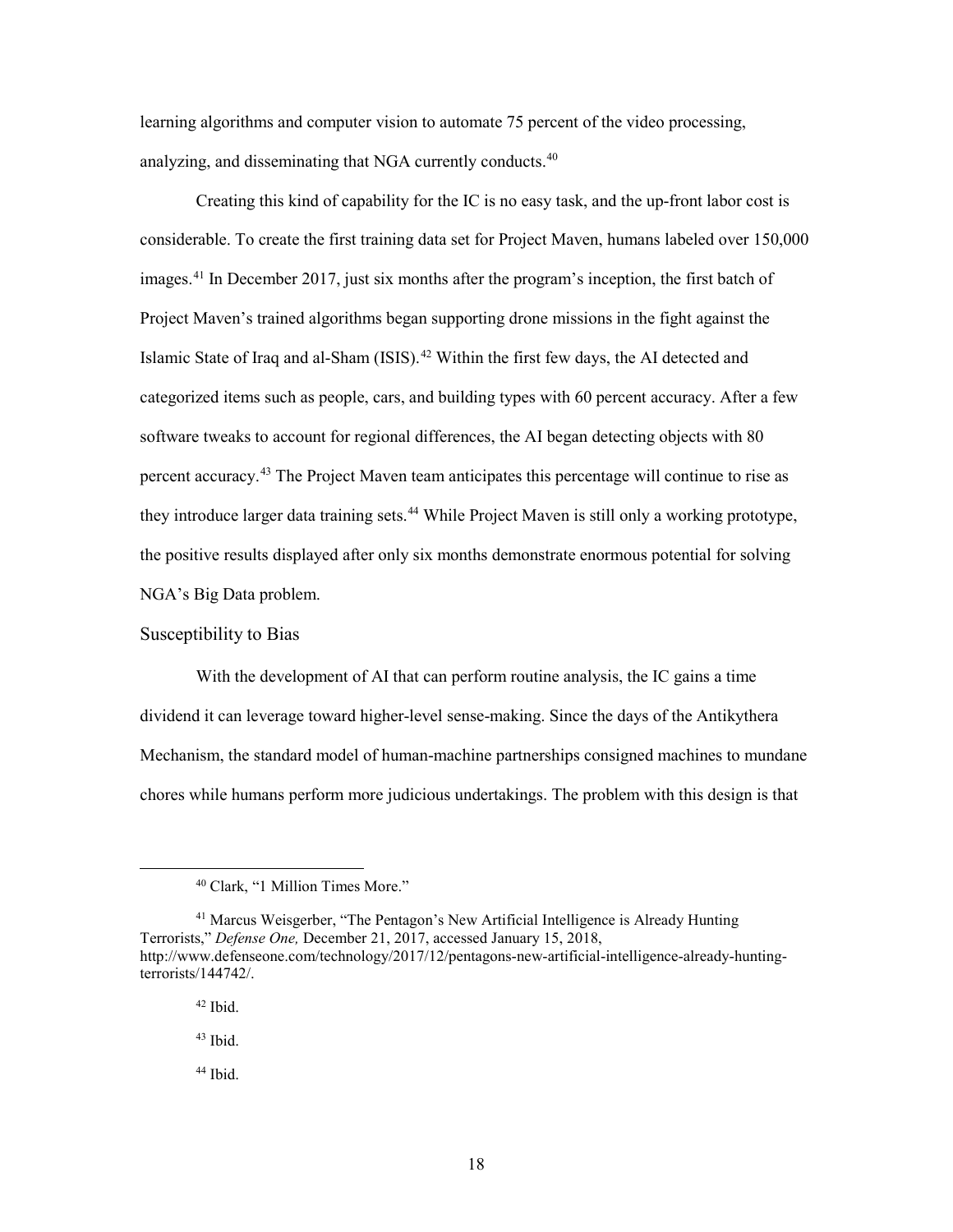learning algorithms and computer vision to automate 75 percent of the video processing, analyzing, and disseminating that NGA currently conducts.[40]

Creating this kind of capability for the IC is no easy task, and the up-front labor cost is considerable. To create the first training data set for Project Maven, humans labeled over 150,000 images.[41] In December 2017, just six months after the program's inception, the first batch of Project Maven's trained algorithms began supporting drone missions in the fight against the Islamic State of Iraq and al-Sham (ISIS).[42] Within the first few days, the AI detected and categorized items such as people, cars, and building types with 60 percent accuracy. After a few software tweaks to account for regional differences, the AI began detecting objects with 80 percent accuracy.[43] The Project Maven team anticipates this percentage will continue to rise as they introduce larger data training sets.[44] While Project Maven is still only a working prototype, the positive results displayed after only six months demonstrate enormous potential for solving NGA's Big Data problem.

### Susceptibility to Bias

With the development of AI that can perform routine analysis, the IC gains a time dividend it can leverage toward higher-level sense-making. Since the days of the Antikythera Mechanism, the standard model of human-machine partnerships consigned machines to mundane chores while humans perform more judicious undertakings. The problem with this design is that

---

[40] Clark, "1 Million Times More."

[41] Marcus Weisgerber, "The Pentagon's New Artificial Intelligence is Already Hunting Terrorists," *Defense One,* December 21, 2017, accessed January 15, 2018, http://www.defenseone.com/technology/2017/12/pentagons-new-artificial-intelligence-already-hunting-terrorists/144742/.

[42] Ibid.

[43] Ibid.

[44] Ibid.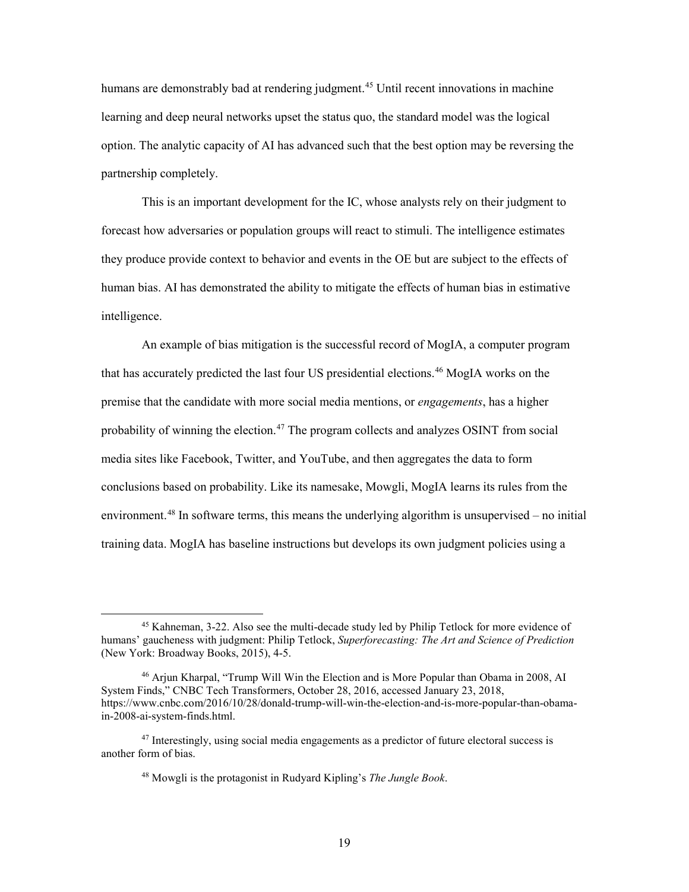humans are demonstrably bad at rendering judgment.[45] Until recent innovations in machine learning and deep neural networks upset the status quo, the standard model was the logical option. The analytic capacity of AI has advanced such that the best option may be reversing the partnership completely.

This is an important development for the IC, whose analysts rely on their judgment to forecast how adversaries or population groups will react to stimuli. The intelligence estimates they produce provide context to behavior and events in the OE but are subject to the effects of human bias. AI has demonstrated the ability to mitigate the effects of human bias in estimative intelligence.

An example of bias mitigation is the successful record of MogIA, a computer program that has accurately predicted the last four US presidential elections.[46] MogIA works on the premise that the candidate with more social media mentions, or *engagements*, has a higher probability of winning the election.[47] The program collects and analyzes OSINT from social media sites like Facebook, Twitter, and YouTube, and then aggregates the data to form conclusions based on probability. Like its namesake, Mowgli, MogIA learns its rules from the environment.[48] In software terms, this means the underlying algorithm is unsupervised – no initial training data. MogIA has baseline instructions but develops its own judgment policies using a

---

[45] Kahneman, 3-22. Also see the multi-decade study led by Philip Tetlock for more evidence of humans' gaucheness with judgment: Philip Tetlock, *Superforecasting: The Art and Science of Prediction* (New York: Broadway Books, 2015), 4-5.

[46] Arjun Kharpal, "Trump Will Win the Election and is More Popular than Obama in 2008, AI System Finds," CNBC Tech Transformers, October 28, 2016, accessed January 23, 2018, https://www.cnbc.com/2016/10/28/donald-trump-will-win-the-election-and-is-more-popular-than-obama-in-2008-ai-system-finds.html.

[47] Interestingly, using social media engagements as a predictor of future electoral success is another form of bias.

[48] Mowgli is the protagonist in Rudyard Kipling's *The Jungle Book*.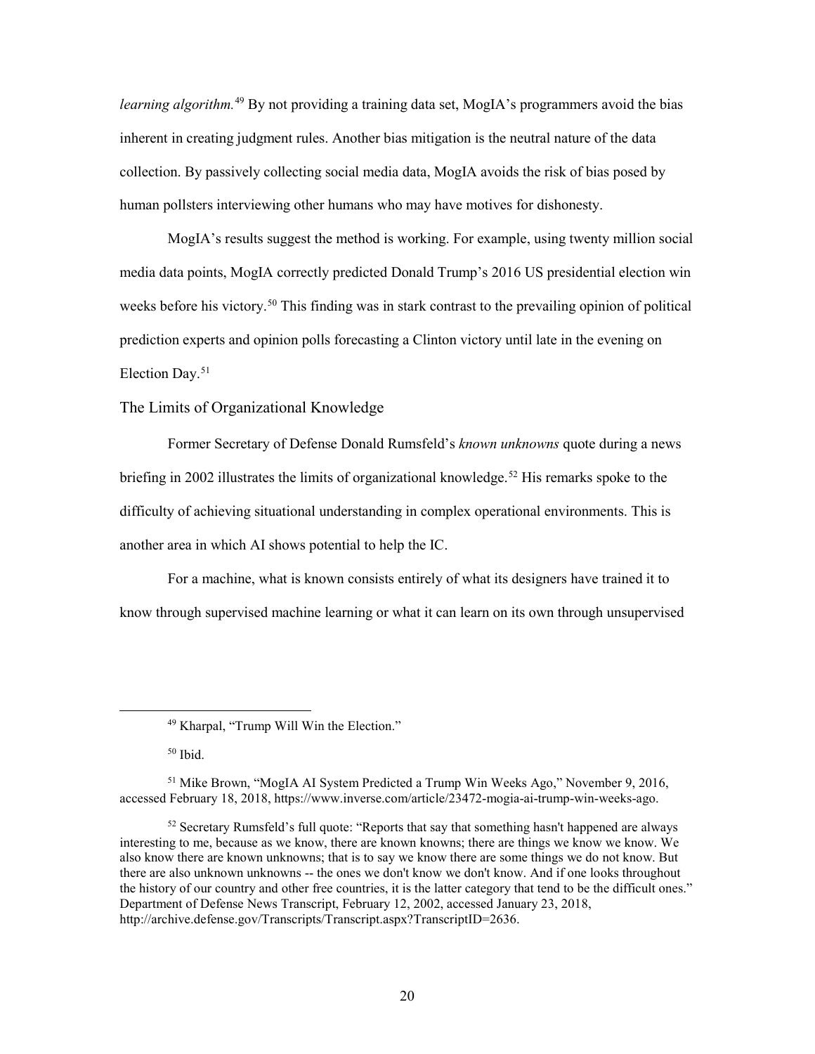*learning algorithm.*[49] By not providing a training data set, MogIA's programmers avoid the bias inherent in creating judgment rules. Another bias mitigation is the neutral nature of the data collection. By passively collecting social media data, MogIA avoids the risk of bias posed by human pollsters interviewing other humans who may have motives for dishonesty.

MogIA's results suggest the method is working. For example, using twenty million social media data points, MogIA correctly predicted Donald Trump's 2016 US presidential election win weeks before his victory.[50] This finding was in stark contrast to the prevailing opinion of political prediction experts and opinion polls forecasting a Clinton victory until late in the evening on Election Day.[51]

## The Limits of Organizational Knowledge

Former Secretary of Defense Donald Rumsfeld's *known unknowns* quote during a news briefing in 2002 illustrates the limits of organizational knowledge.[52] His remarks spoke to the difficulty of achieving situational understanding in complex operational environments. This is another area in which AI shows potential to help the IC.

For a machine, what is known consists entirely of what its designers have trained it to know through supervised machine learning or what it can learn on its own through unsupervised

---

[49] Kharpal, "Trump Will Win the Election."

[50] Ibid.

[51] Mike Brown, "MogIA AI System Predicted a Trump Win Weeks Ago," November 9, 2016, accessed February 18, 2018, https://www.inverse.com/article/23472-mogia-ai-trump-win-weeks-ago.

[52] Secretary Rumsfeld's full quote: "Reports that say that something hasn't happened are always interesting to me, because as we know, there are known knowns; there are things we know we know. We also know there are known unknowns; that is to say we know there are some things we do not know. But there are also unknown unknowns -- the ones we don't know we don't know. And if one looks throughout the history of our country and other free countries, it is the latter category that tend to be the difficult ones." Department of Defense News Transcript, February 12, 2002, accessed January 23, 2018, http://archive.defense.gov/Transcripts/Transcript.aspx?TranscriptID=2636.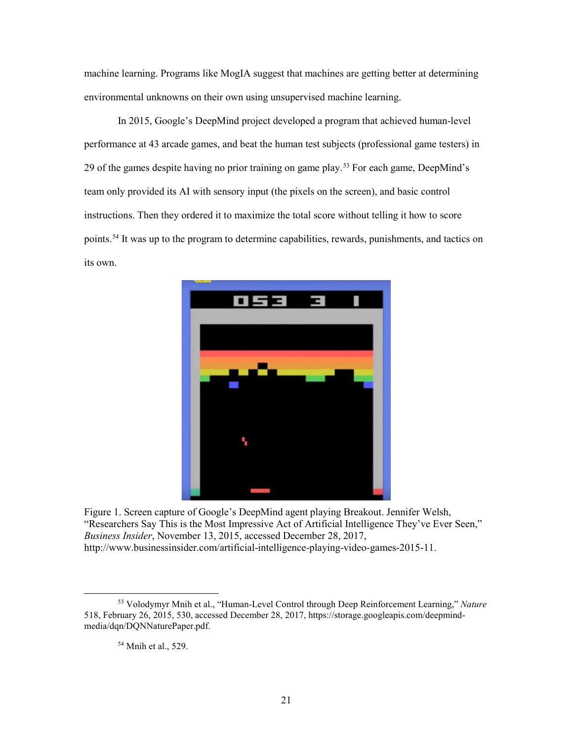machine learning. Programs like MogIA suggest that machines are getting better at determining environmental unknowns on their own using unsupervised machine learning.

In 2015, Google's DeepMind project developed a program that achieved human-level performance at 43 arcade games, and beat the human test subjects (professional game testers) in 29 of the games despite having no prior training on game play.[53] For each game, DeepMind's team only provided its AI with sensory input (the pixels on the screen), and basic control instructions. Then they ordered it to maximize the total score without telling it how to score points.[54] It was up to the program to determine capabilities, rewards, punishments, and tactics on its own.

Figure 1. Screen capture of Google's DeepMind agent playing Breakout. Jennifer Welsh, "Researchers Say This is the Most Impressive Act of Artificial Intelligence They've Ever Seen," *Business Insider*, November 13, 2015, accessed December 28, 2017, http://www.businessinsider.com/artificial-intelligence-playing-video-games-2015-11.

---

[53] Volodymyr Mnih et al., "Human-Level Control through Deep Reinforcement Learning," *Nature* 518, February 26, 2015, 530, accessed December 28, 2017, https://storage.googleapis.com/deepmind-media/dqn/DQNNaturePaper.pdf.

[54] Mnih et al., 529.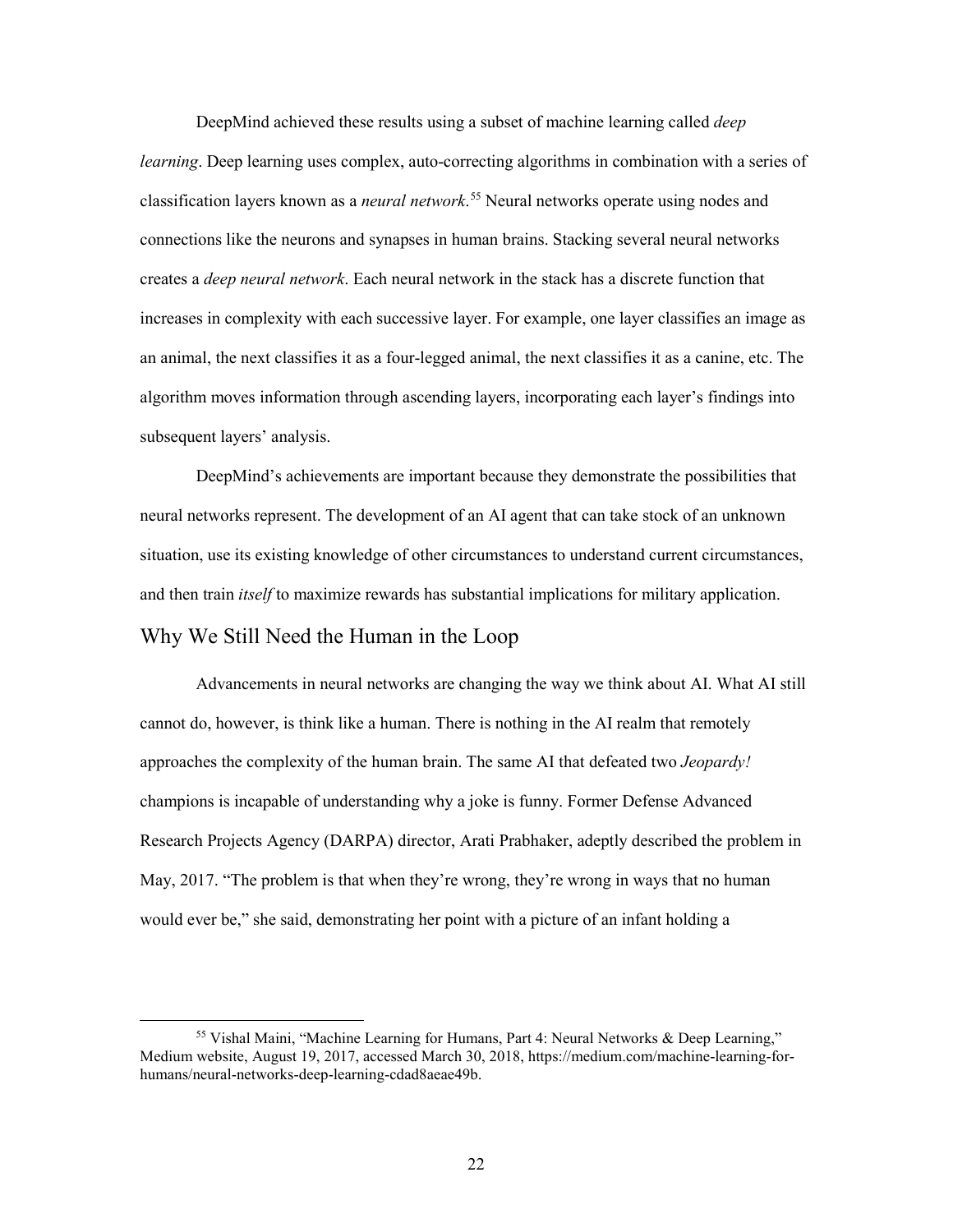DeepMind achieved these results using a subset of machine learning called *deep learning*. Deep learning uses complex, auto-correcting algorithms in combination with a series of classification layers known as a *neural network*.[55] Neural networks operate using nodes and connections like the neurons and synapses in human brains. Stacking several neural networks creates a *deep neural network*. Each neural network in the stack has a discrete function that increases in complexity with each successive layer. For example, one layer classifies an image as an animal, the next classifies it as a four-legged animal, the next classifies it as a canine, etc. The algorithm moves information through ascending layers, incorporating each layer's findings into subsequent layers' analysis.

DeepMind's achievements are important because they demonstrate the possibilities that neural networks represent. The development of an AI agent that can take stock of an unknown situation, use its existing knowledge of other circumstances to understand current circumstances, and then train *itself* to maximize rewards has substantial implications for military application.

## Why We Still Need the Human in the Loop

Advancements in neural networks are changing the way we think about AI. What AI still cannot do, however, is think like a human. There is nothing in the AI realm that remotely approaches the complexity of the human brain. The same AI that defeated two *Jeopardy!* champions is incapable of understanding why a joke is funny. Former Defense Advanced Research Projects Agency (DARPA) director, Arati Prabhaker, adeptly described the problem in May, 2017. "The problem is that when they're wrong, they're wrong in ways that no human would ever be," she said, demonstrating her point with a picture of an infant holding a

---

[55] Vishal Maini, "Machine Learning for Humans, Part 4: Neural Networks & Deep Learning," Medium website, August 19, 2017, accessed March 30, 2018, https://medium.com/machine-learning-for-humans/neural-networks-deep-learning-cdad8aeae49b.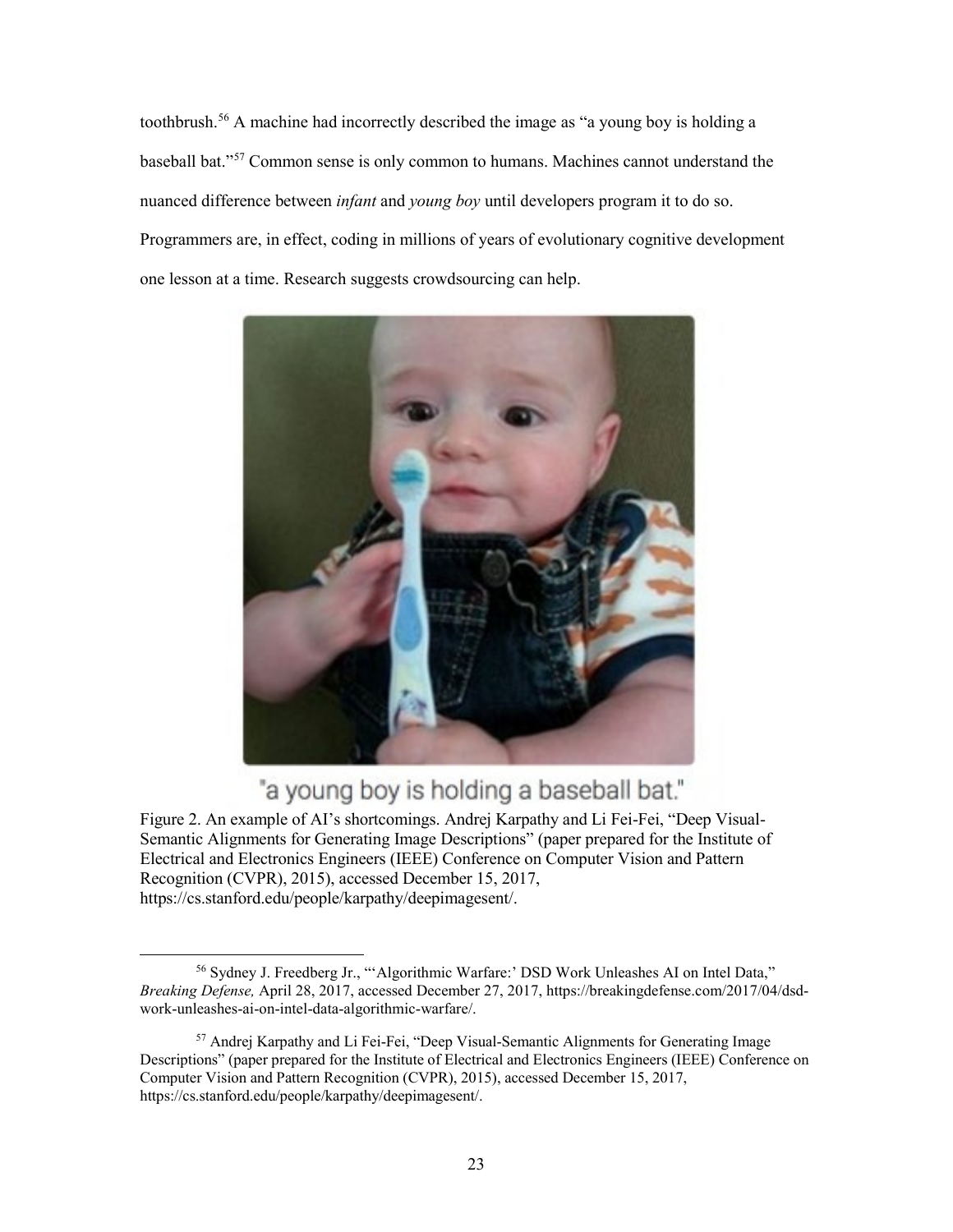toothbrush.[56] A machine had incorrectly described the image as "a young boy is holding a baseball bat."[57] Common sense is only common to humans. Machines cannot understand the nuanced difference between *infant* and *young boy* until developers program it to do so. Programmers are, in effect, coding in millions of years of evolutionary cognitive development one lesson at a time. Research suggests crowdsourcing can help.

"a young boy is holding a baseball bat."

Figure 2. An example of AI's shortcomings. Andrej Karpathy and Li Fei-Fei, "Deep Visual-Semantic Alignments for Generating Image Descriptions" (paper prepared for the Institute of Electrical and Electronics Engineers (IEEE) Conference on Computer Vision and Pattern Recognition (CVPR), 2015), accessed December 15, 2017, https://cs.stanford.edu/people/karpathy/deepimagesent/.

---

[56] Sydney J. Freedberg Jr., "'Algorithmic Warfare:' DSD Work Unleashes AI on Intel Data," *Breaking Defense,* April 28, 2017, accessed December 27, 2017, https://breakingdefense.com/2017/04/dsd-work-unleashes-ai-on-intel-data-algorithmic-warfare/.

[57] Andrej Karpathy and Li Fei-Fei, "Deep Visual-Semantic Alignments for Generating Image Descriptions" (paper prepared for the Institute of Electrical and Electronics Engineers (IEEE) Conference on Computer Vision and Pattern Recognition (CVPR), 2015), accessed December 15, 2017, https://cs.stanford.edu/people/karpathy/deepimagesent/.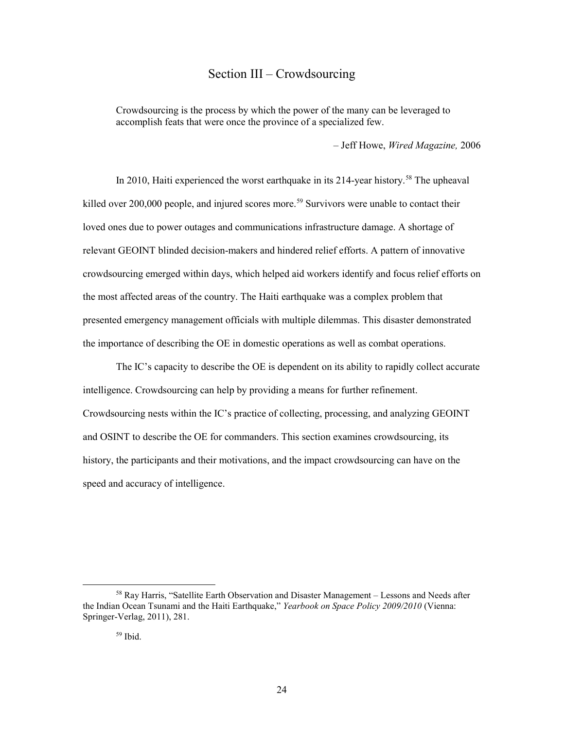## Section III – Crowdsourcing

> Crowdsourcing is the process by which the power of the many can be leveraged to accomplish feats that were once the province of a specialized few.
>
> – Jeff Howe, *Wired Magazine,* 2006

In 2010, Haiti experienced the worst earthquake in its 214-year history.[58] The upheaval killed over 200,000 people, and injured scores more.[59] Survivors were unable to contact their loved ones due to power outages and communications infrastructure damage. A shortage of relevant GEOINT blinded decision-makers and hindered relief efforts. A pattern of innovative crowdsourcing emerged within days, which helped aid workers identify and focus relief efforts on the most affected areas of the country. The Haiti earthquake was a complex problem that presented emergency management officials with multiple dilemmas. This disaster demonstrated the importance of describing the OE in domestic operations as well as combat operations.

The IC's capacity to describe the OE is dependent on its ability to rapidly collect accurate intelligence. Crowdsourcing can help by providing a means for further refinement. Crowdsourcing nests within the IC's practice of collecting, processing, and analyzing GEOINT and OSINT to describe the OE for commanders. This section examines crowdsourcing, its history, the participants and their motivations, and the impact crowdsourcing can have on the speed and accuracy of intelligence.

---

[58] Ray Harris, "Satellite Earth Observation and Disaster Management – Lessons and Needs after the Indian Ocean Tsunami and the Haiti Earthquake," *Yearbook on Space Policy 2009/2010* (Vienna: Springer-Verlag, 2011), 281.

[59] Ibid.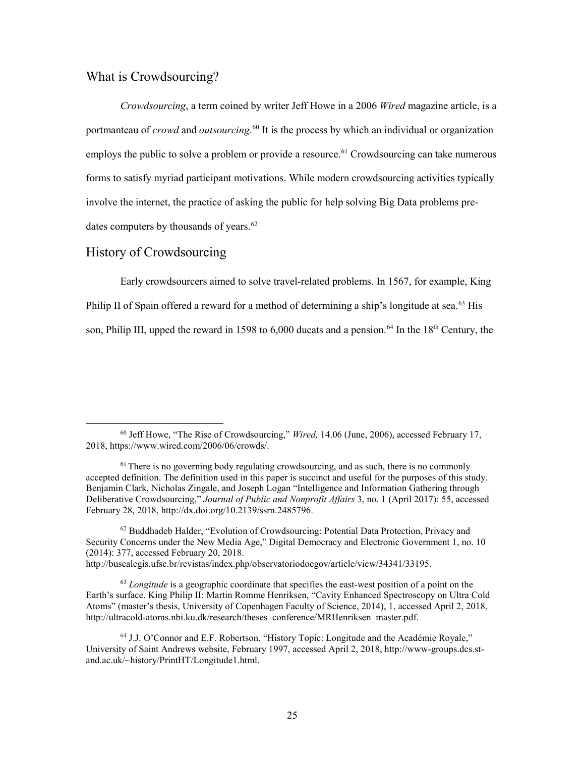## What is Crowdsourcing?

*Crowdsourcing*, a term coined by writer Jeff Howe in a 2006 *Wired* magazine article, is a portmanteau of *crowd* and *outsourcing*.[60] It is the process by which an individual or organization employs the public to solve a problem or provide a resource.[61] Crowdsourcing can take numerous forms to satisfy myriad participant motivations. While modern crowdsourcing activities typically involve the internet, the practice of asking the public for help solving Big Data problems pre-dates computers by thousands of years.[62]

## History of Crowdsourcing

Early crowdsourcers aimed to solve travel-related problems. In 1567, for example, King Philip II of Spain offered a reward for a method of determining a ship's longitude at sea.[63] His son, Philip III, upped the reward in 1598 to 6,000 ducats and a pension.[64] In the 18th Century, the

---

[60] Jeff Howe, "The Rise of Crowdsourcing," *Wired,* 14.06 (June, 2006), accessed February 17, 2018, https://www.wired.com/2006/06/crowds/.

[61] There is no governing body regulating crowdsourcing, and as such, there is no commonly accepted definition. The definition used in this paper is succinct and useful for the purposes of this study. Benjamin Clark, Nicholas Zingale, and Joseph Logan "Intelligence and Information Gathering through Deliberative Crowdsourcing," *Journal of Public and Nonprofit Affairs* 3, no. 1 (April 2017): 55, accessed February 28, 2018, http://dx.doi.org/10.2139/ssrn.2485796.

[62] Buddhadeb Halder, "Evolution of Crowdsourcing: Potential Data Protection, Privacy and Security Concerns under the New Media Age," Digital Democracy and Electronic Government 1, no. 10 (2014): 377, accessed February 20, 2018. http://buscalegis.ufsc.br/revistas/index.php/observatoriodoegov/article/view/34341/33195.

[63] *Longitude* is a geographic coordinate that specifies the east-west position of a point on the Earth's surface. King Philip II: Martin Romme Henriksen, "Cavity Enhanced Spectroscopy on Ultra Cold Atoms" (master's thesis, University of Copenhagen Faculty of Science, 2014), 1, accessed April 2, 2018, http://ultracold-atoms.nbi.ku.dk/research/theses_conference/MRHenriksen_master.pdf.

[64] J.J. O'Connor and E.F. Robertson, "History Topic: Longitude and the Académie Royale," University of Saint Andrews website, February 1997, accessed April 2, 2018, http://www-groups.dcs.st-and.ac.uk/~history/PrintHT/Longitude1.html.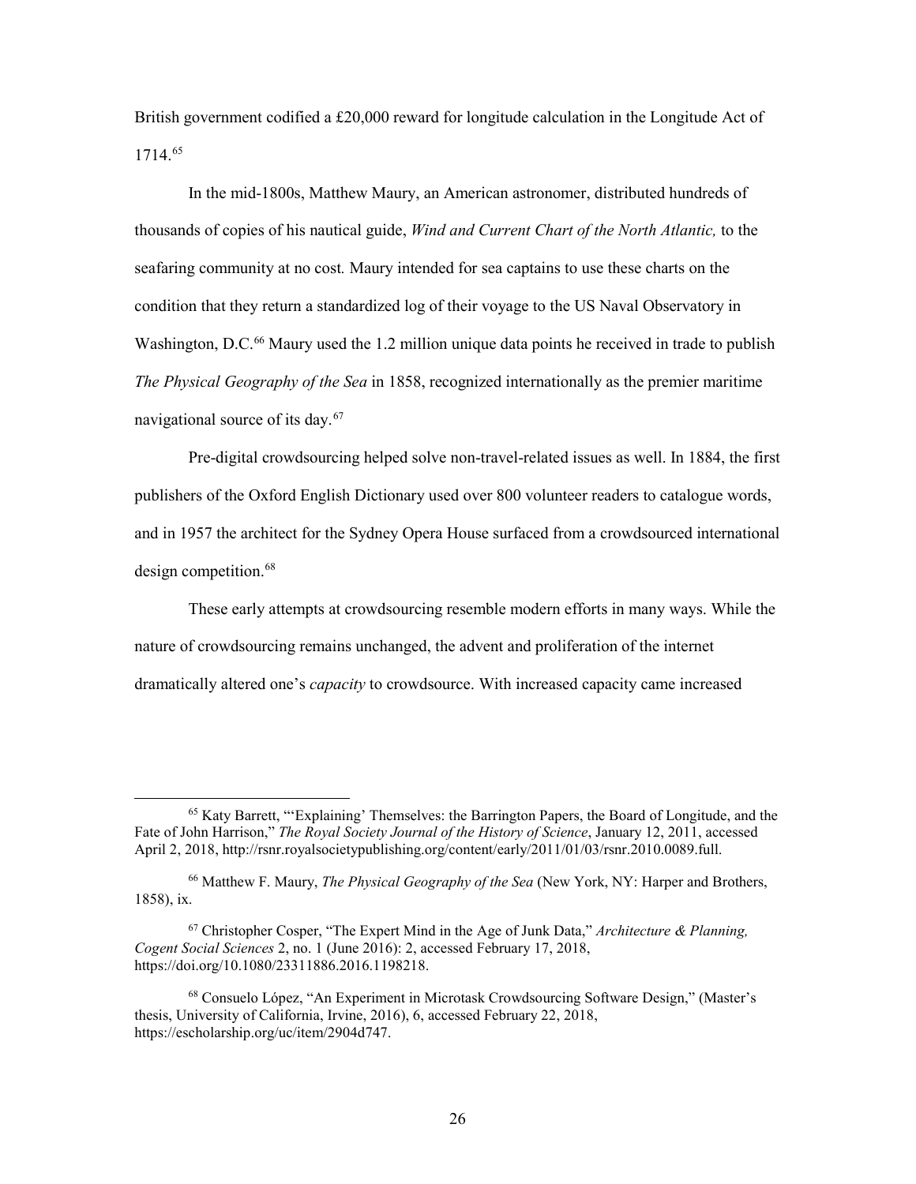British government codified a £20,000 reward for longitude calculation in the Longitude Act of 1714.[65]

In the mid-1800s, Matthew Maury, an American astronomer, distributed hundreds of thousands of copies of his nautical guide, *Wind and Current Chart of the North Atlantic,* to the seafaring community at no cost. Maury intended for sea captains to use these charts on the condition that they return a standardized log of their voyage to the US Naval Observatory in Washington, D.C.[66] Maury used the 1.2 million unique data points he received in trade to publish *The Physical Geography of the Sea* in 1858, recognized internationally as the premier maritime navigational source of its day.[67]

Pre-digital crowdsourcing helped solve non-travel-related issues as well. In 1884, the first publishers of the Oxford English Dictionary used over 800 volunteer readers to catalogue words, and in 1957 the architect for the Sydney Opera House surfaced from a crowdsourced international design competition.[68]

These early attempts at crowdsourcing resemble modern efforts in many ways. While the nature of crowdsourcing remains unchanged, the advent and proliferation of the internet dramatically altered one's *capacity* to crowdsource. With increased capacity came increased

---

[65] Katy Barrett, "'Explaining' Themselves: the Barrington Papers, the Board of Longitude, and the Fate of John Harrison," *The Royal Society Journal of the History of Science*, January 12, 2011, accessed April 2, 2018, http://rsnr.royalsocietypublishing.org/content/early/2011/01/03/rsnr.2010.0089.full.

[66] Matthew F. Maury, *The Physical Geography of the Sea* (New York, NY: Harper and Brothers, 1858), ix.

[67] Christopher Cosper, "The Expert Mind in the Age of Junk Data," *Architecture & Planning, Cogent Social Sciences* 2, no. 1 (June 2016): 2, accessed February 17, 2018, https://doi.org/10.1080/23311886.2016.1198218.

[68] Consuelo López, "An Experiment in Microtask Crowdsourcing Software Design," (Master's thesis, University of California, Irvine, 2016), 6, accessed February 22, 2018, https://escholarship.org/uc/item/2904d747.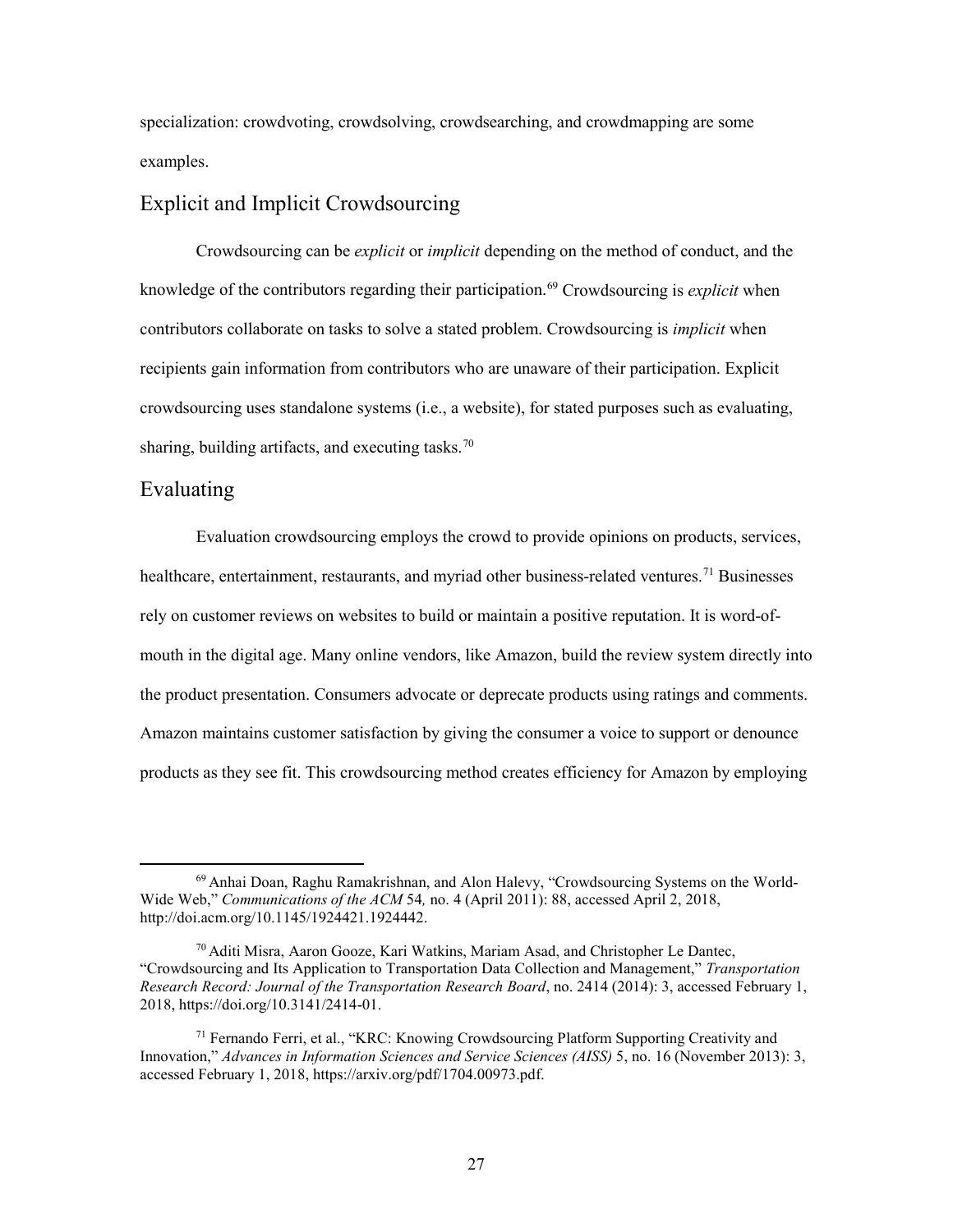specialization: crowdvoting, crowdsolving, crowdsearching, and crowdmapping are some examples.

## Explicit and Implicit Crowdsourcing

Crowdsourcing can be *explicit* or *implicit* depending on the method of conduct, and the knowledge of the contributors regarding their participation.[69] Crowdsourcing is *explicit* when contributors collaborate on tasks to solve a stated problem. Crowdsourcing is *implicit* when recipients gain information from contributors who are unaware of their participation. Explicit crowdsourcing uses standalone systems (i.e., a website), for stated purposes such as evaluating, sharing, building artifacts, and executing tasks.[70]

## Evaluating

Evaluation crowdsourcing employs the crowd to provide opinions on products, services, healthcare, entertainment, restaurants, and myriad other business-related ventures.[71] Businesses rely on customer reviews on websites to build or maintain a positive reputation. It is word-of-mouth in the digital age. Many online vendors, like Amazon, build the review system directly into the product presentation. Consumers advocate or deprecate products using ratings and comments. Amazon maintains customer satisfaction by giving the consumer a voice to support or denounce products as they see fit. This crowdsourcing method creates efficiency for Amazon by employing

---

[69] Anhai Doan, Raghu Ramakrishnan, and Alon Halevy, "Crowdsourcing Systems on the World-Wide Web," *Communications of the ACM* 54*,* no. 4 (April 2011): 88, accessed April 2, 2018, http://doi.acm.org/10.1145/1924421.1924442.

[70] Aditi Misra, Aaron Gooze, Kari Watkins, Mariam Asad, and Christopher Le Dantec, "Crowdsourcing and Its Application to Transportation Data Collection and Management," *Transportation Research Record: Journal of the Transportation Research Board*, no. 2414 (2014): 3, accessed February 1, 2018, https://doi.org/10.3141/2414-01.

[71] Fernando Ferri, et al., "KRC: Knowing Crowdsourcing Platform Supporting Creativity and Innovation," *Advances in Information Sciences and Service Sciences (AISS)* 5, no. 16 (November 2013): 3, accessed February 1, 2018, https://arxiv.org/pdf/1704.00973.pdf.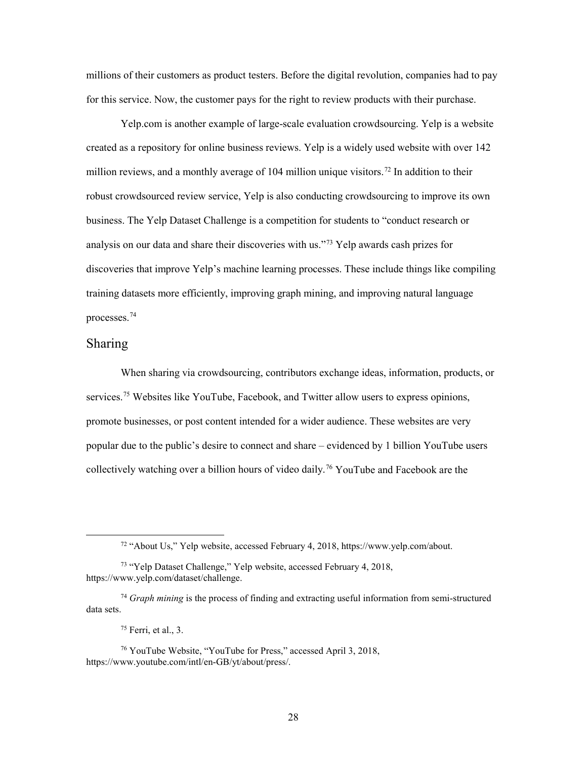millions of their customers as product testers. Before the digital revolution, companies had to pay for this service. Now, the customer pays for the right to review products with their purchase.

Yelp.com is another example of large-scale evaluation crowdsourcing. Yelp is a website created as a repository for online business reviews. Yelp is a widely used website with over 142 million reviews, and a monthly average of 104 million unique visitors.[72] In addition to their robust crowdsourced review service, Yelp is also conducting crowdsourcing to improve its own business. The Yelp Dataset Challenge is a competition for students to "conduct research or analysis on our data and share their discoveries with us."[73] Yelp awards cash prizes for discoveries that improve Yelp's machine learning processes. These include things like compiling training datasets more efficiently, improving graph mining, and improving natural language processes.[74]

## Sharing

When sharing via crowdsourcing, contributors exchange ideas, information, products, or services.[75] Websites like YouTube, Facebook, and Twitter allow users to express opinions, promote businesses, or post content intended for a wider audience. These websites are very popular due to the public's desire to connect and share – evidenced by 1 billion YouTube users collectively watching over a billion hours of video daily.[76] YouTube and Facebook are the

---

[72] "About Us," Yelp website, accessed February 4, 2018, https://www.yelp.com/about.

[73] "Yelp Dataset Challenge," Yelp website, accessed February 4, 2018, https://www.yelp.com/dataset/challenge.

[74] *Graph mining* is the process of finding and extracting useful information from semi-structured data sets.

[75] Ferri, et al., 3.

[76] YouTube Website, "YouTube for Press," accessed April 3, 2018, https://www.youtube.com/intl/en-GB/yt/about/press/.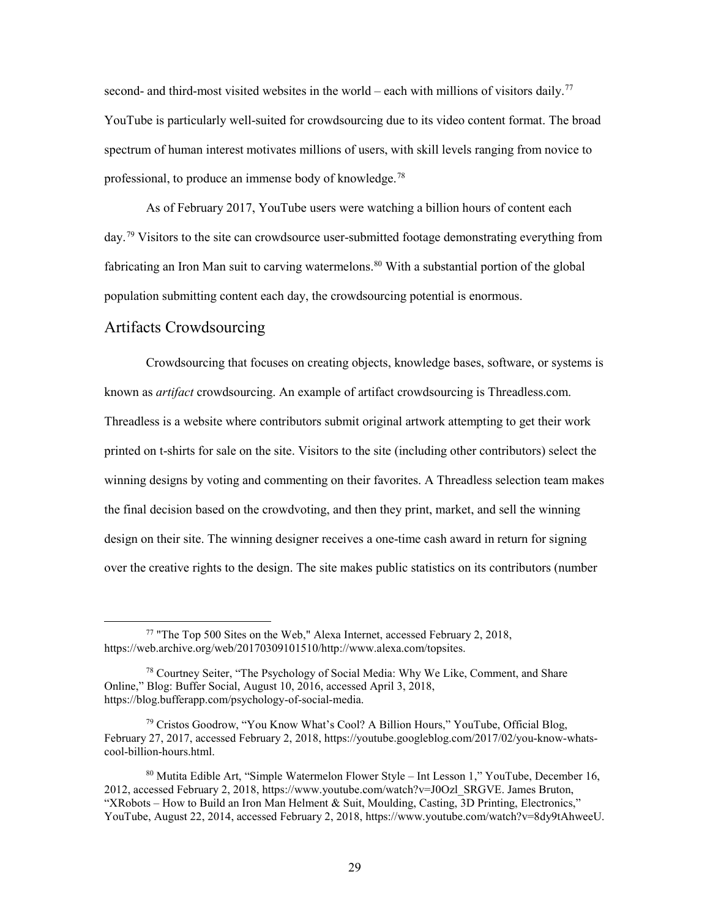second- and third-most visited websites in the world – each with millions of visitors daily.[77] YouTube is particularly well-suited for crowdsourcing due to its video content format. The broad spectrum of human interest motivates millions of users, with skill levels ranging from novice to professional, to produce an immense body of knowledge.[78]

As of February 2017, YouTube users were watching a billion hours of content each day.[79] Visitors to the site can crowdsource user-submitted footage demonstrating everything from fabricating an Iron Man suit to carving watermelons.[80] With a substantial portion of the global population submitting content each day, the crowdsourcing potential is enormous.

## Artifacts Crowdsourcing

Crowdsourcing that focuses on creating objects, knowledge bases, software, or systems is known as *artifact* crowdsourcing. An example of artifact crowdsourcing is Threadless.com. Threadless is a website where contributors submit original artwork attempting to get their work printed on t-shirts for sale on the site. Visitors to the site (including other contributors) select the winning designs by voting and commenting on their favorites. A Threadless selection team makes the final decision based on the crowdvoting, and then they print, market, and sell the winning design on their site. The winning designer receives a one-time cash award in return for signing over the creative rights to the design. The site makes public statistics on its contributors (number

---

[77] "The Top 500 Sites on the Web," Alexa Internet, accessed February 2, 2018, https://web.archive.org/web/20170309101510/http://www.alexa.com/topsites.

[78] Courtney Seiter, "The Psychology of Social Media: Why We Like, Comment, and Share Online," Blog: Buffer Social, August 10, 2016, accessed April 3, 2018, https://blog.bufferapp.com/psychology-of-social-media.

[79] Cristos Goodrow, "You Know What's Cool? A Billion Hours," YouTube, Official Blog, February 27, 2017, accessed February 2, 2018, https://youtube.googleblog.com/2017/02/you-know-whats-cool-billion-hours.html.

[80] Mutita Edible Art, "Simple Watermelon Flower Style – Int Lesson 1," YouTube, December 16, 2012, accessed February 2, 2018, https://www.youtube.com/watch?v=J0Ozl_SRGVE. James Bruton, "XRobots – How to Build an Iron Man Helment & Suit, Moulding, Casting, 3D Printing, Electronics," YouTube, August 22, 2014, accessed February 2, 2018, https://www.youtube.com/watch?v=8dy9tAhweeU.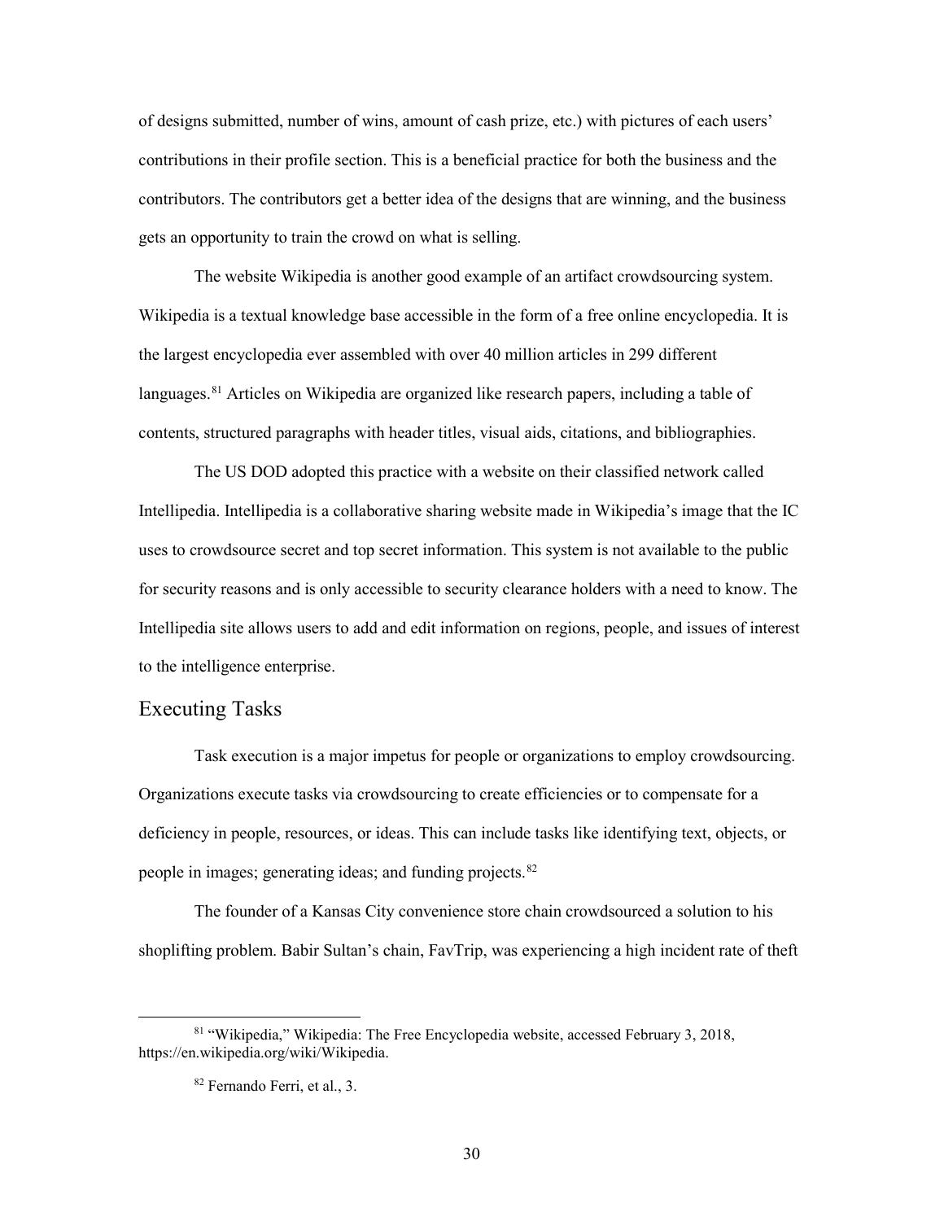of designs submitted, number of wins, amount of cash prize, etc.) with pictures of each users' contributions in their profile section. This is a beneficial practice for both the business and the contributors. The contributors get a better idea of the designs that are winning, and the business gets an opportunity to train the crowd on what is selling.

The website Wikipedia is another good example of an artifact crowdsourcing system. Wikipedia is a textual knowledge base accessible in the form of a free online encyclopedia. It is the largest encyclopedia ever assembled with over 40 million articles in 299 different languages.[81] Articles on Wikipedia are organized like research papers, including a table of contents, structured paragraphs with header titles, visual aids, citations, and bibliographies.

The US DOD adopted this practice with a website on their classified network called Intellipedia. Intellipedia is a collaborative sharing website made in Wikipedia's image that the IC uses to crowdsource secret and top secret information. This system is not available to the public for security reasons and is only accessible to security clearance holders with a need to know. The Intellipedia site allows users to add and edit information on regions, people, and issues of interest to the intelligence enterprise.

## Executing Tasks

Task execution is a major impetus for people or organizations to employ crowdsourcing. Organizations execute tasks via crowdsourcing to create efficiencies or to compensate for a deficiency in people, resources, or ideas. This can include tasks like identifying text, objects, or people in images; generating ideas; and funding projects.[82]

The founder of a Kansas City convenience store chain crowdsourced a solution to his shoplifting problem. Babir Sultan's chain, FavTrip, was experiencing a high incident rate of theft

---

[81] "Wikipedia," Wikipedia: The Free Encyclopedia website, accessed February 3, 2018, https://en.wikipedia.org/wiki/Wikipedia.

[82] Fernando Ferri, et al., 3.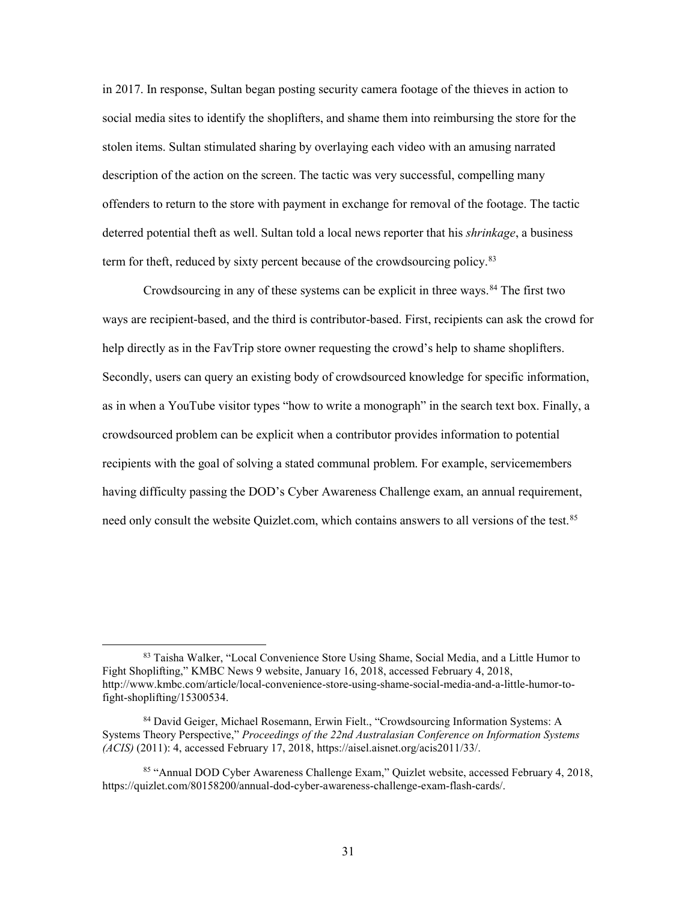in 2017. In response, Sultan began posting security camera footage of the thieves in action to social media sites to identify the shoplifters, and shame them into reimbursing the store for the stolen items. Sultan stimulated sharing by overlaying each video with an amusing narrated description of the action on the screen. The tactic was very successful, compelling many offenders to return to the store with payment in exchange for removal of the footage. The tactic deterred potential theft as well. Sultan told a local news reporter that his *shrinkage*, a business term for theft, reduced by sixty percent because of the crowdsourcing policy.[83]

Crowdsourcing in any of these systems can be explicit in three ways.[84] The first two ways are recipient-based, and the third is contributor-based. First, recipients can ask the crowd for help directly as in the FavTrip store owner requesting the crowd's help to shame shoplifters. Secondly, users can query an existing body of crowdsourced knowledge for specific information, as in when a YouTube visitor types "how to write a monograph" in the search text box. Finally, a crowdsourced problem can be explicit when a contributor provides information to potential recipients with the goal of solving a stated communal problem. For example, servicemembers having difficulty passing the DOD's Cyber Awareness Challenge exam, an annual requirement, need only consult the website Quizlet.com, which contains answers to all versions of the test.[85]

---

[83] Taisha Walker, "Local Convenience Store Using Shame, Social Media, and a Little Humor to Fight Shoplifting," KMBC News 9 website, January 16, 2018, accessed February 4, 2018, http://www.kmbc.com/article/local-convenience-store-using-shame-social-media-and-a-little-humor-to-fight-shoplifting/15300534.

[84] David Geiger, Michael Rosemann, Erwin Fielt., "Crowdsourcing Information Systems: A Systems Theory Perspective," *Proceedings of the 22nd Australasian Conference on Information Systems (ACIS)* (2011): 4, accessed February 17, 2018, https://aisel.aisnet.org/acis2011/33/.

[85] "Annual DOD Cyber Awareness Challenge Exam," Quizlet website, accessed February 4, 2018, https://quizlet.com/80158200/annual-dod-cyber-awareness-challenge-exam-flash-cards/.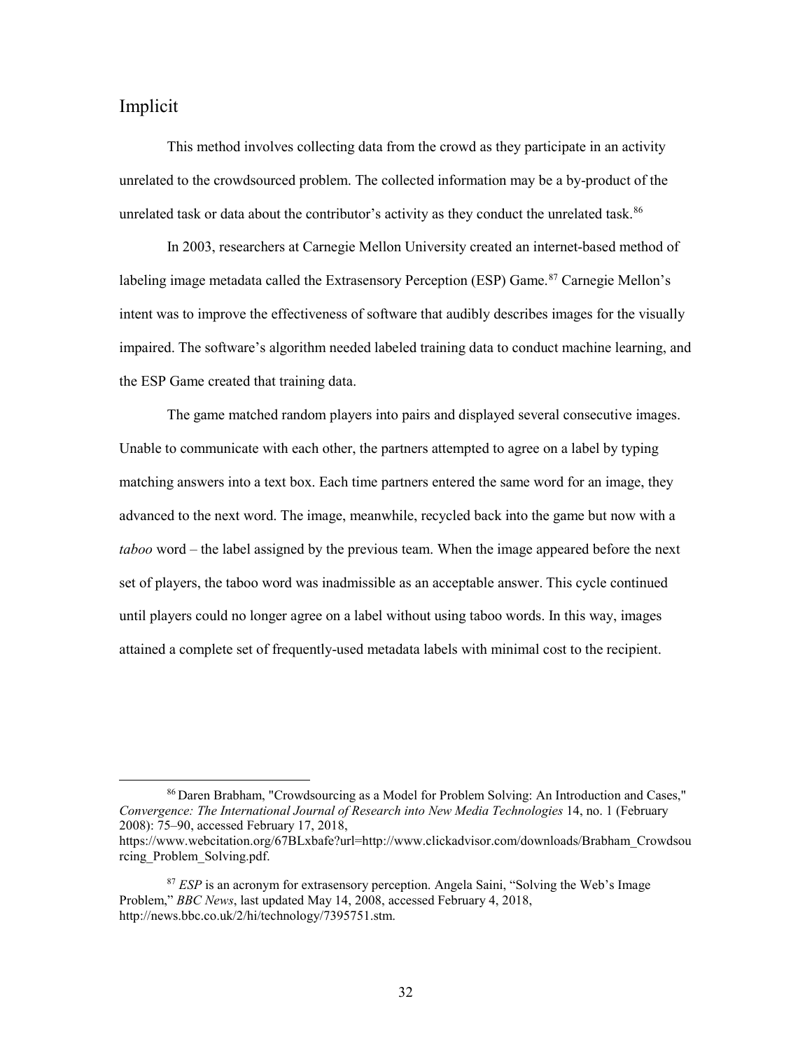## Implicit

This method involves collecting data from the crowd as they participate in an activity unrelated to the crowdsourced problem. The collected information may be a by-product of the unrelated task or data about the contributor's activity as they conduct the unrelated task.[86]

In 2003, researchers at Carnegie Mellon University created an internet-based method of labeling image metadata called the Extrasensory Perception (ESP) Game.[87] Carnegie Mellon's intent was to improve the effectiveness of software that audibly describes images for the visually impaired. The software's algorithm needed labeled training data to conduct machine learning, and the ESP Game created that training data.

The game matched random players into pairs and displayed several consecutive images. Unable to communicate with each other, the partners attempted to agree on a label by typing matching answers into a text box. Each time partners entered the same word for an image, they advanced to the next word. The image, meanwhile, recycled back into the game but now with a *taboo* word – the label assigned by the previous team. When the image appeared before the next set of players, the taboo word was inadmissible as an acceptable answer. This cycle continued until players could no longer agree on a label without using taboo words. In this way, images attained a complete set of frequently-used metadata labels with minimal cost to the recipient.

---

[86] Daren Brabham, "Crowdsourcing as a Model for Problem Solving: An Introduction and Cases," *Convergence: The International Journal of Research into New Media Technologies* 14, no. 1 (February 2008): 75–90, accessed February 17, 2018, https://www.webcitation.org/67BLxbafe?url=http://www.clickadvisor.com/downloads/Brabham_Crowdsourcing_Problem_Solving.pdf.

[87] *ESP* is an acronym for extrasensory perception. Angela Saini, "Solving the Web's Image Problem," *BBC News*, last updated May 14, 2008, accessed February 4, 2018, http://news.bbc.co.uk/2/hi/technology/7395751.stm.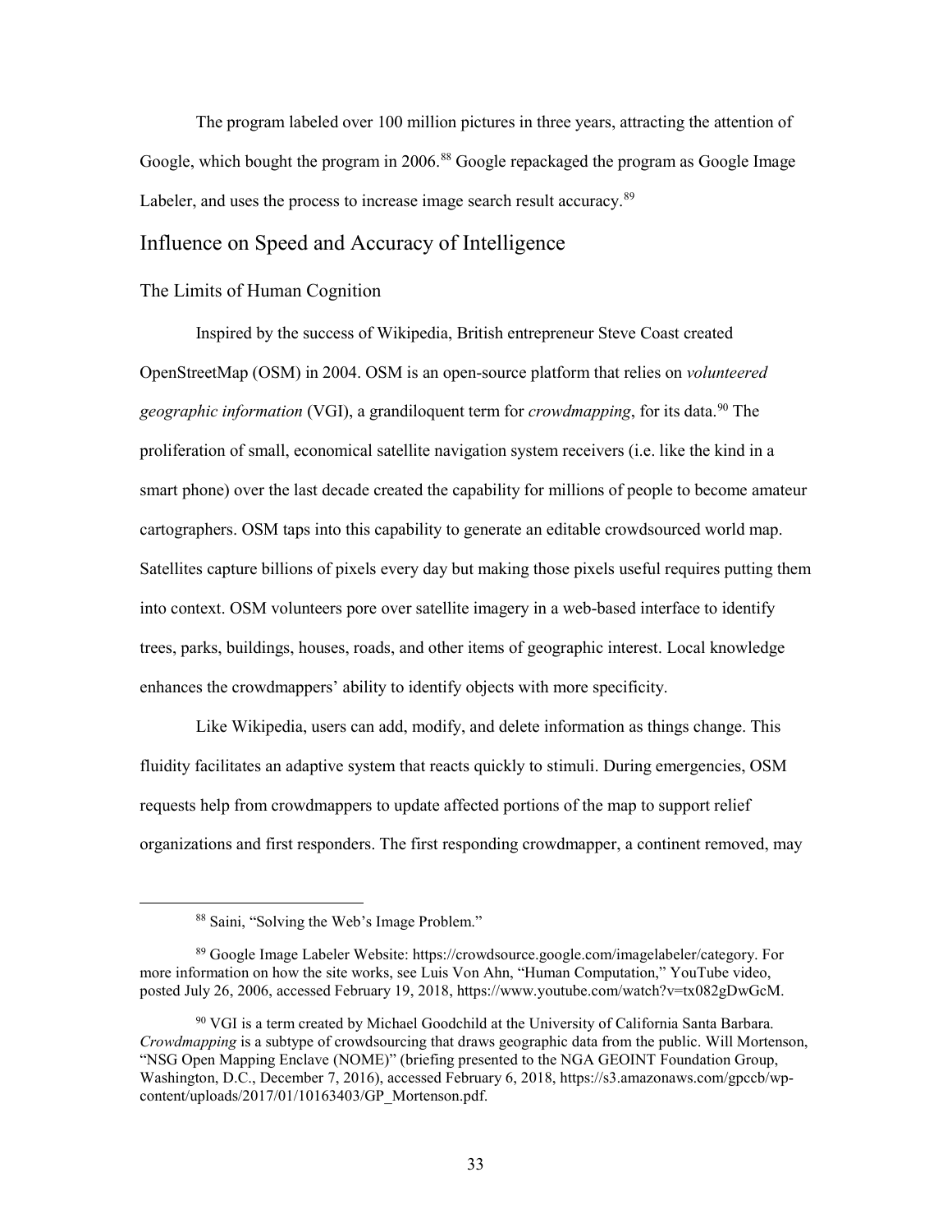The program labeled over 100 million pictures in three years, attracting the attention of Google, which bought the program in 2006.[88] Google repackaged the program as Google Image Labeler, and uses the process to increase image search result accuracy.[89]

## Influence on Speed and Accuracy of Intelligence

### The Limits of Human Cognition

Inspired by the success of Wikipedia, British entrepreneur Steve Coast created OpenStreetMap (OSM) in 2004. OSM is an open-source platform that relies on *volunteered geographic information* (VGI), a grandiloquent term for *crowdmapping*, for its data.[90] The proliferation of small, economical satellite navigation system receivers (i.e. like the kind in a smart phone) over the last decade created the capability for millions of people to become amateur cartographers. OSM taps into this capability to generate an editable crowdsourced world map. Satellites capture billions of pixels every day but making those pixels useful requires putting them into context. OSM volunteers pore over satellite imagery in a web-based interface to identify trees, parks, buildings, houses, roads, and other items of geographic interest. Local knowledge enhances the crowdmappers' ability to identify objects with more specificity.

Like Wikipedia, users can add, modify, and delete information as things change. This fluidity facilitates an adaptive system that reacts quickly to stimuli. During emergencies, OSM requests help from crowdmappers to update affected portions of the map to support relief organizations and first responders. The first responding crowdmapper, a continent removed, may

---

[88] Saini, "Solving the Web's Image Problem."

[89] Google Image Labeler Website: https://crowdsource.google.com/imagelabeler/category. For more information on how the site works, see Luis Von Ahn, "Human Computation," YouTube video, posted July 26, 2006, accessed February 19, 2018, https://www.youtube.com/watch?v=tx082gDwGcM.

[90] VGI is a term created by Michael Goodchild at the University of California Santa Barbara. *Crowdmapping* is a subtype of crowdsourcing that draws geographic data from the public. Will Mortenson, "NSG Open Mapping Enclave (NOME)" (briefing presented to the NGA GEOINT Foundation Group, Washington, D.C., December 7, 2016), accessed February 6, 2018, https://s3.amazonaws.com/gpccb/wp-content/uploads/2017/01/10163403/GP_Mortenson.pdf.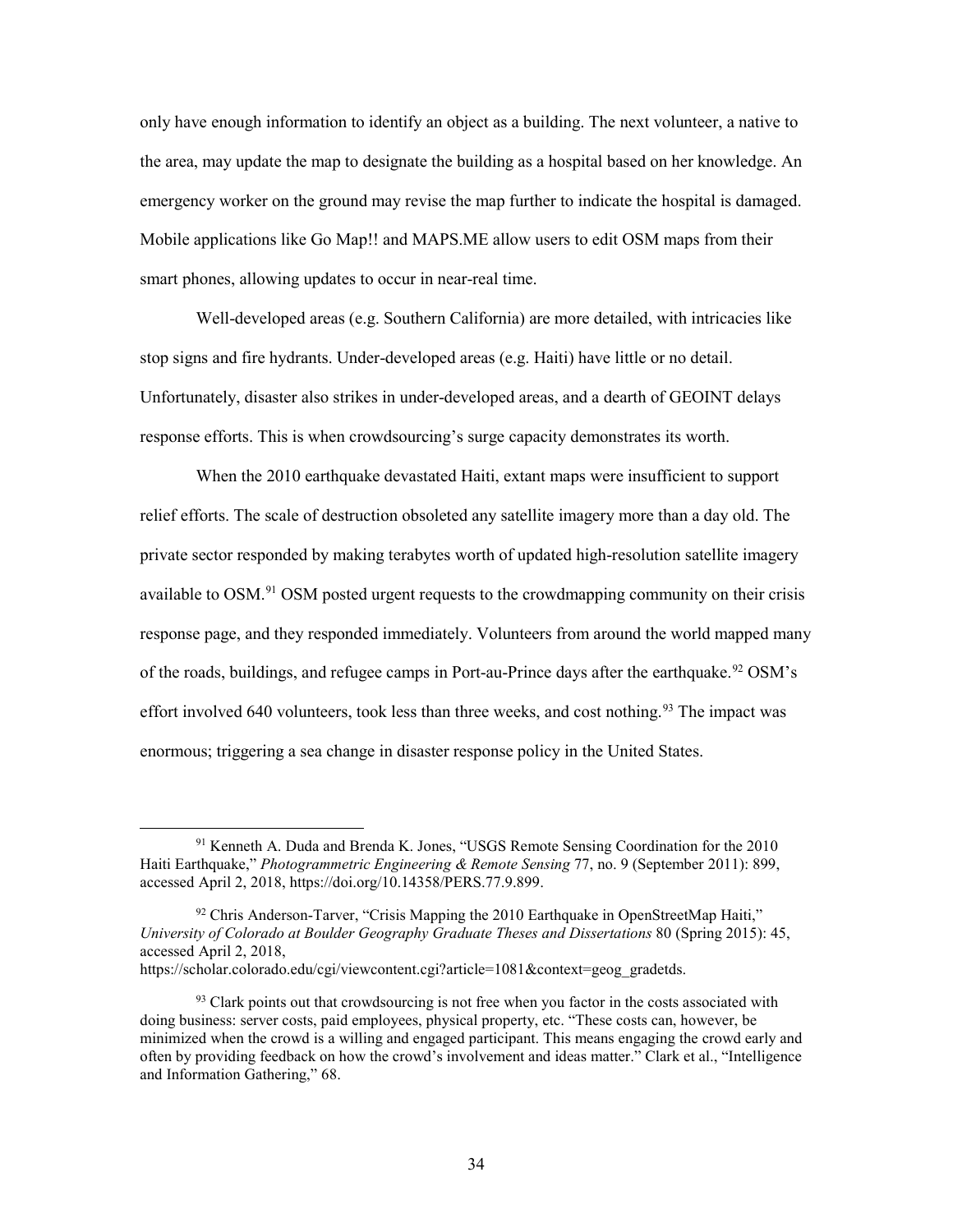only have enough information to identify an object as a building. The next volunteer, a native to the area, may update the map to designate the building as a hospital based on her knowledge. An emergency worker on the ground may revise the map further to indicate the hospital is damaged. Mobile applications like Go Map!! and MAPS.ME allow users to edit OSM maps from their smart phones, allowing updates to occur in near-real time.

Well-developed areas (e.g. Southern California) are more detailed, with intricacies like stop signs and fire hydrants. Under-developed areas (e.g. Haiti) have little or no detail. Unfortunately, disaster also strikes in under-developed areas, and a dearth of GEOINT delays response efforts. This is when crowdsourcing's surge capacity demonstrates its worth.

When the 2010 earthquake devastated Haiti, extant maps were insufficient to support relief efforts. The scale of destruction obsoleted any satellite imagery more than a day old. The private sector responded by making terabytes worth of updated high-resolution satellite imagery available to OSM.[91] OSM posted urgent requests to the crowdmapping community on their crisis response page, and they responded immediately. Volunteers from around the world mapped many of the roads, buildings, and refugee camps in Port-au-Prince days after the earthquake.[92] OSM's effort involved 640 volunteers, took less than three weeks, and cost nothing.[93] The impact was enormous; triggering a sea change in disaster response policy in the United States.

---

[91] Kenneth A. Duda and Brenda K. Jones, "USGS Remote Sensing Coordination for the 2010 Haiti Earthquake," *Photogrammetric Engineering & Remote Sensing* 77, no. 9 (September 2011): 899, accessed April 2, 2018, https://doi.org/10.14358/PERS.77.9.899.

[92] Chris Anderson-Tarver, "Crisis Mapping the 2010 Earthquake in OpenStreetMap Haiti," *University of Colorado at Boulder Geography Graduate Theses and Dissertations* 80 (Spring 2015): 45, accessed April 2, 2018, https://scholar.colorado.edu/cgi/viewcontent.cgi?article=1081&context=geog_gradetds.

[93] Clark points out that crowdsourcing is not free when you factor in the costs associated with doing business: server costs, paid employees, physical property, etc. "These costs can, however, be minimized when the crowd is a willing and engaged participant. This means engaging the crowd early and often by providing feedback on how the crowd's involvement and ideas matter." Clark et al., "Intelligence and Information Gathering," 68.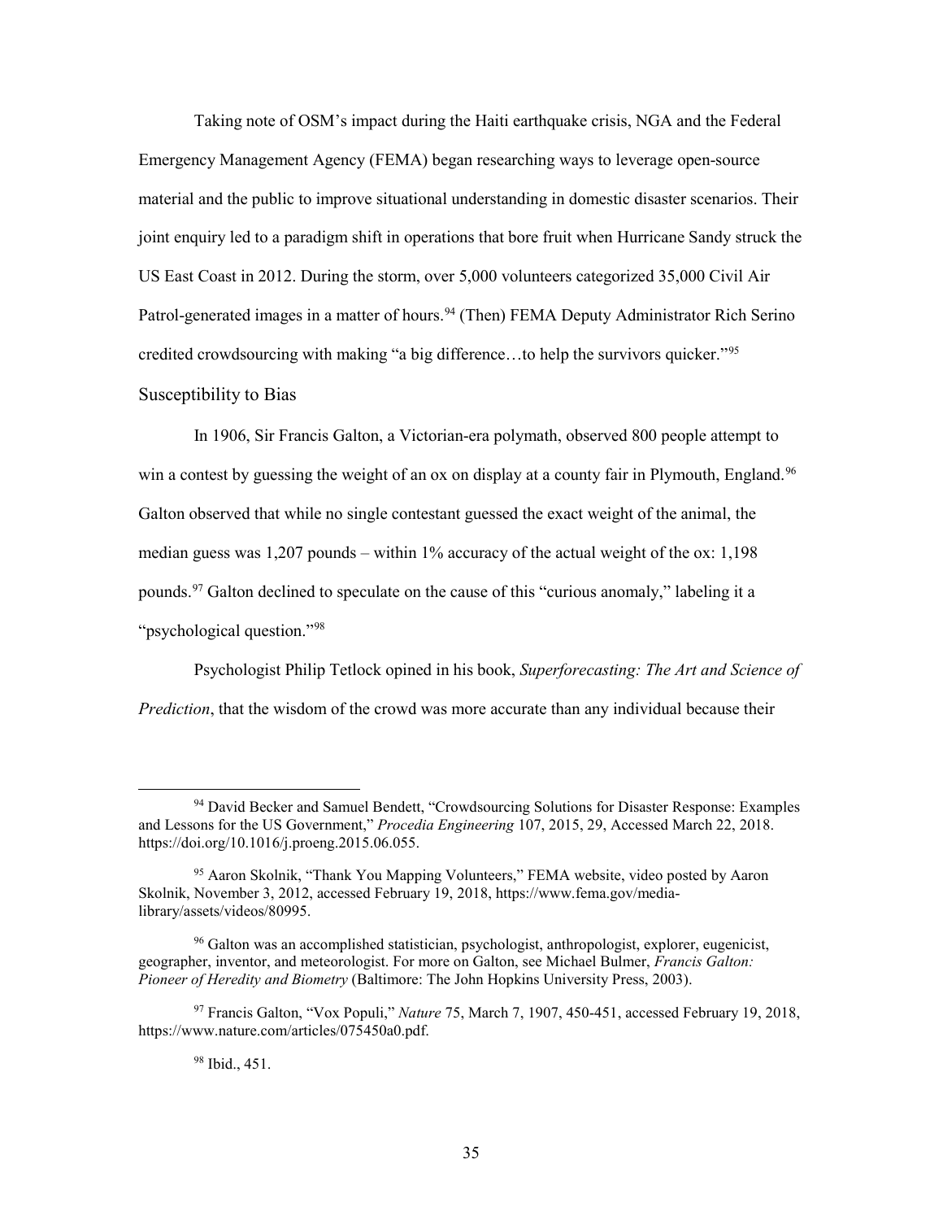Taking note of OSM's impact during the Haiti earthquake crisis, NGA and the Federal Emergency Management Agency (FEMA) began researching ways to leverage open-source material and the public to improve situational understanding in domestic disaster scenarios. Their joint enquiry led to a paradigm shift in operations that bore fruit when Hurricane Sandy struck the US East Coast in 2012. During the storm, over 5,000 volunteers categorized 35,000 Civil Air Patrol-generated images in a matter of hours.[94] (Then) FEMA Deputy Administrator Rich Serino credited crowdsourcing with making "a big difference…to help the survivors quicker."[95]

## Susceptibility to Bias

In 1906, Sir Francis Galton, a Victorian-era polymath, observed 800 people attempt to win a contest by guessing the weight of an ox on display at a county fair in Plymouth, England.[96] Galton observed that while no single contestant guessed the exact weight of the animal, the median guess was 1,207 pounds – within 1% accuracy of the actual weight of the ox: 1,198 pounds.[97] Galton declined to speculate on the cause of this "curious anomaly," labeling it a "psychological question."[98]

Psychologist Philip Tetlock opined in his book, *Superforecasting: The Art and Science of Prediction*, that the wisdom of the crowd was more accurate than any individual because their

---

[94] David Becker and Samuel Bendett, "Crowdsourcing Solutions for Disaster Response: Examples and Lessons for the US Government," *Procedia Engineering* 107, 2015, 29, Accessed March 22, 2018. https://doi.org/10.1016/j.proeng.2015.06.055.

[95] Aaron Skolnik, "Thank You Mapping Volunteers," FEMA website, video posted by Aaron Skolnik, November 3, 2012, accessed February 19, 2018, https://www.fema.gov/media-library/assets/videos/80995.

[96] Galton was an accomplished statistician, psychologist, anthropologist, explorer, eugenicist, geographer, inventor, and meteorologist. For more on Galton, see Michael Bulmer, *Francis Galton: Pioneer of Heredity and Biometry* (Baltimore: The John Hopkins University Press, 2003).

[97] Francis Galton, "Vox Populi," *Nature* 75, March 7, 1907, 450-451, accessed February 19, 2018, https://www.nature.com/articles/075450a0.pdf.

[98] Ibid., 451.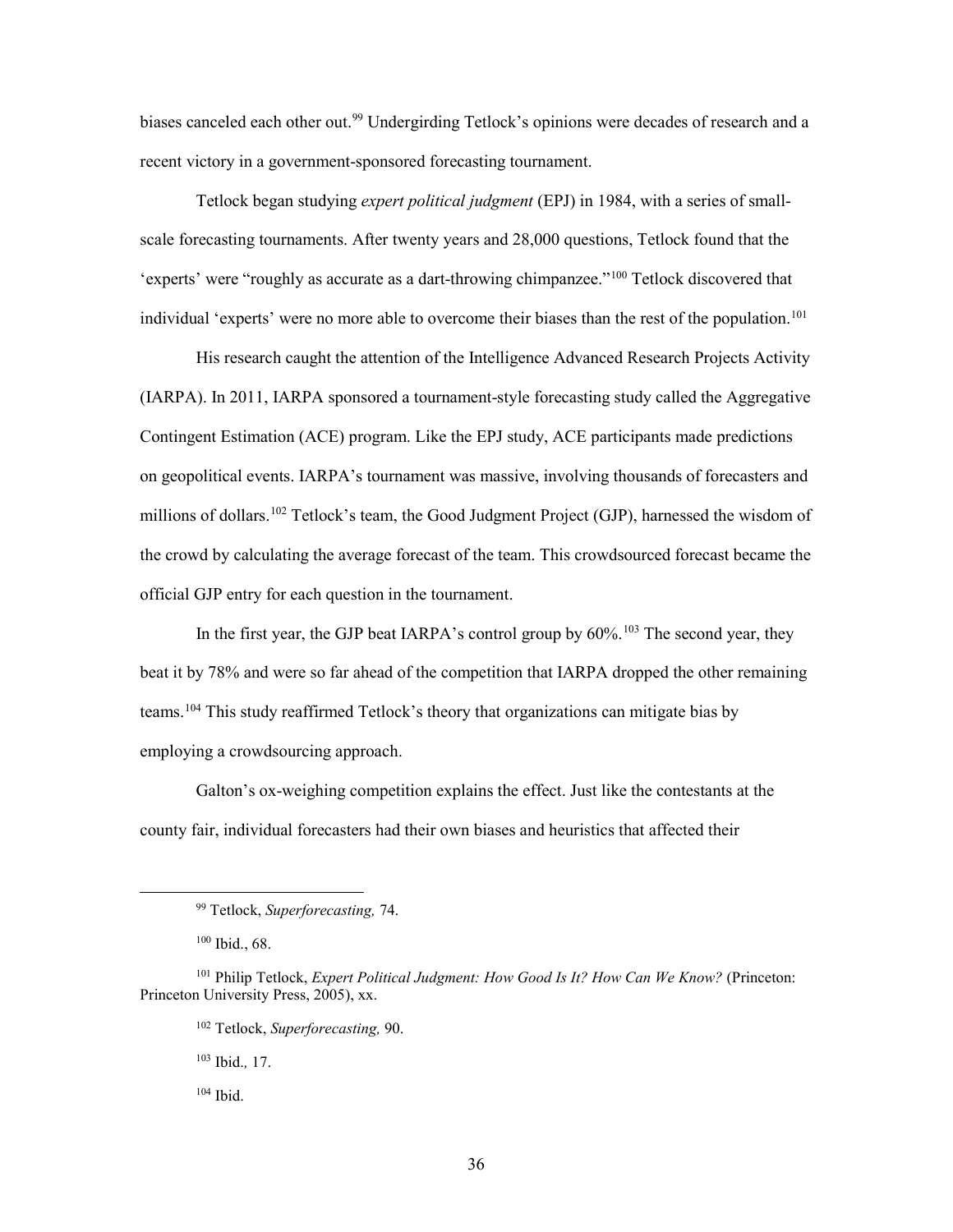biases canceled each other out.[99] Undergirding Tetlock's opinions were decades of research and a recent victory in a government-sponsored forecasting tournament.

Tetlock began studying *expert political judgment* (EPJ) in 1984, with a series of small-scale forecasting tournaments. After twenty years and 28,000 questions, Tetlock found that the 'experts' were "roughly as accurate as a dart-throwing chimpanzee."[100] Tetlock discovered that individual 'experts' were no more able to overcome their biases than the rest of the population.[101]

His research caught the attention of the Intelligence Advanced Research Projects Activity (IARPA). In 2011, IARPA sponsored a tournament-style forecasting study called the Aggregative Contingent Estimation (ACE) program. Like the EPJ study, ACE participants made predictions on geopolitical events. IARPA's tournament was massive, involving thousands of forecasters and millions of dollars.[102] Tetlock's team, the Good Judgment Project (GJP), harnessed the wisdom of the crowd by calculating the average forecast of the team. This crowdsourced forecast became the official GJP entry for each question in the tournament.

In the first year, the GJP beat IARPA's control group by 60%.[103] The second year, they beat it by 78% and were so far ahead of the competition that IARPA dropped the other remaining teams.[104] This study reaffirmed Tetlock's theory that organizations can mitigate bias by employing a crowdsourcing approach.

Galton's ox-weighing competition explains the effect. Just like the contestants at the county fair, individual forecasters had their own biases and heuristics that affected their

---

[99] Tetlock, *Superforecasting,* 74.

[100] Ibid., 68.

[101] Philip Tetlock, *Expert Political Judgment: How Good Is It? How Can We Know?* (Princeton: Princeton University Press, 2005), xx.

[102] Tetlock, *Superforecasting,* 90.

[103] Ibid.*,* 17.

[104] Ibid.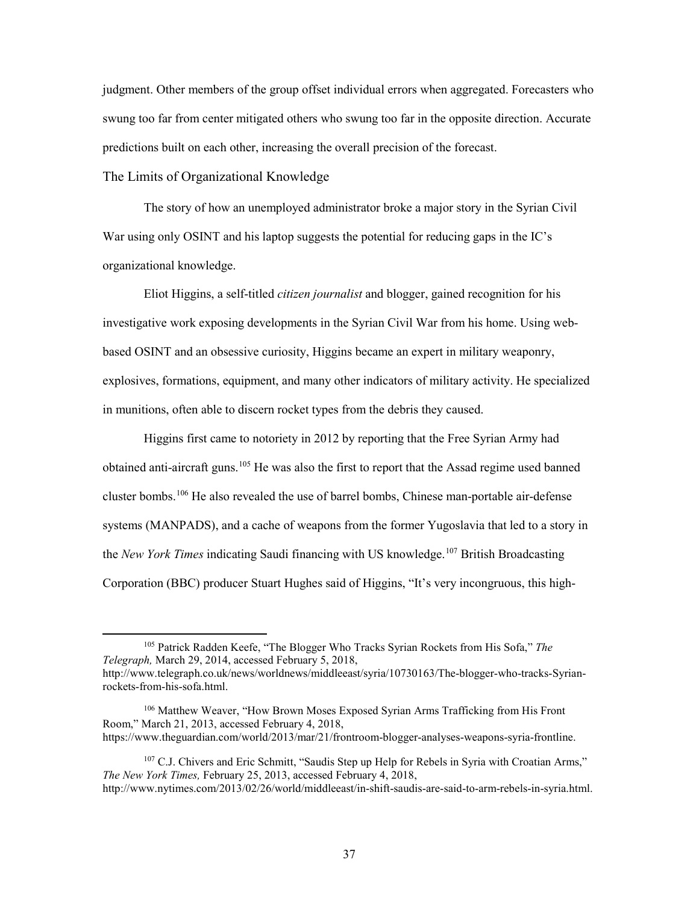judgment. Other members of the group offset individual errors when aggregated. Forecasters who swung too far from center mitigated others who swung too far in the opposite direction. Accurate predictions built on each other, increasing the overall precision of the forecast.

## The Limits of Organizational Knowledge

The story of how an unemployed administrator broke a major story in the Syrian Civil War using only OSINT and his laptop suggests the potential for reducing gaps in the IC's organizational knowledge.

Eliot Higgins, a self-titled *citizen journalist* and blogger, gained recognition for his investigative work exposing developments in the Syrian Civil War from his home. Using web-based OSINT and an obsessive curiosity, Higgins became an expert in military weaponry, explosives, formations, equipment, and many other indicators of military activity. He specialized in munitions, often able to discern rocket types from the debris they caused.

Higgins first came to notoriety in 2012 by reporting that the Free Syrian Army had obtained anti-aircraft guns.[105] He was also the first to report that the Assad regime used banned cluster bombs.[106] He also revealed the use of barrel bombs, Chinese man-portable air-defense systems (MANPADS), and a cache of weapons from the former Yugoslavia that led to a story in the *New York Times* indicating Saudi financing with US knowledge.[107] British Broadcasting Corporation (BBC) producer Stuart Hughes said of Higgins, "It's very incongruous, this high-

---

[105] Patrick Radden Keefe, "The Blogger Who Tracks Syrian Rockets from His Sofa," *The Telegraph,* March 29, 2014, accessed February 5, 2018, http://www.telegraph.co.uk/news/worldnews/middleeast/syria/10730163/The-blogger-who-tracks-Syrian-rockets-from-his-sofa.html.

[106] Matthew Weaver, "How Brown Moses Exposed Syrian Arms Trafficking from His Front Room," March 21, 2013, accessed February 4, 2018, https://www.theguardian.com/world/2013/mar/21/frontroom-blogger-analyses-weapons-syria-frontline.

[107] C.J. Chivers and Eric Schmitt, "Saudis Step up Help for Rebels in Syria with Croatian Arms," *The New York Times,* February 25, 2013, accessed February 4, 2018, http://www.nytimes.com/2013/02/26/world/middleeast/in-shift-saudis-are-said-to-arm-rebels-in-syria.html.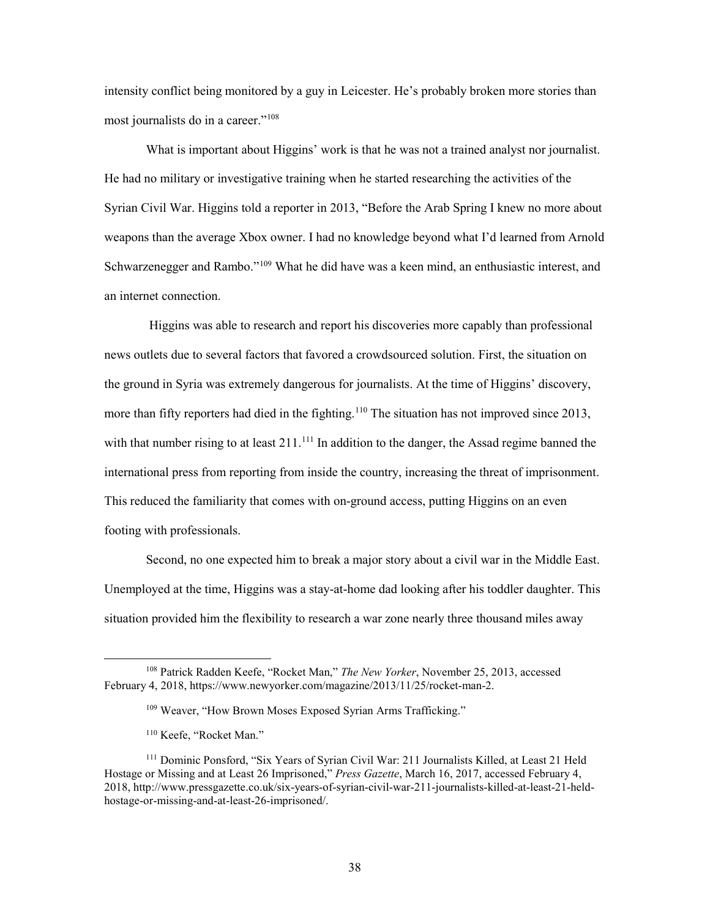intensity conflict being monitored by a guy in Leicester. He's probably broken more stories than most journalists do in a career."[108]

What is important about Higgins' work is that he was not a trained analyst nor journalist. He had no military or investigative training when he started researching the activities of the Syrian Civil War. Higgins told a reporter in 2013, "Before the Arab Spring I knew no more about weapons than the average Xbox owner. I had no knowledge beyond what I'd learned from Arnold Schwarzenegger and Rambo."[109] What he did have was a keen mind, an enthusiastic interest, and an internet connection.

Higgins was able to research and report his discoveries more capably than professional news outlets due to several factors that favored a crowdsourced solution. First, the situation on the ground in Syria was extremely dangerous for journalists. At the time of Higgins' discovery, more than fifty reporters had died in the fighting.[110] The situation has not improved since 2013, with that number rising to at least 211.[111] In addition to the danger, the Assad regime banned the international press from reporting from inside the country, increasing the threat of imprisonment. This reduced the familiarity that comes with on-ground access, putting Higgins on an even footing with professionals.

Second, no one expected him to break a major story about a civil war in the Middle East. Unemployed at the time, Higgins was a stay-at-home dad looking after his toddler daughter. This situation provided him the flexibility to research a war zone nearly three thousand miles away

---

[108] Patrick Radden Keefe, "Rocket Man," *The New Yorker*, November 25, 2013, accessed February 4, 2018, https://www.newyorker.com/magazine/2013/11/25/rocket-man-2.

[109] Weaver, "How Brown Moses Exposed Syrian Arms Trafficking."

[110] Keefe, "Rocket Man."

[111] Dominic Ponsford, "Six Years of Syrian Civil War: 211 Journalists Killed, at Least 21 Held Hostage or Missing and at Least 26 Imprisoned," *Press Gazette*, March 16, 2017, accessed February 4, 2018, http://www.pressgazette.co.uk/six-years-of-syrian-civil-war-211-journalists-killed-at-least-21-held-hostage-or-missing-and-at-least-26-imprisoned/.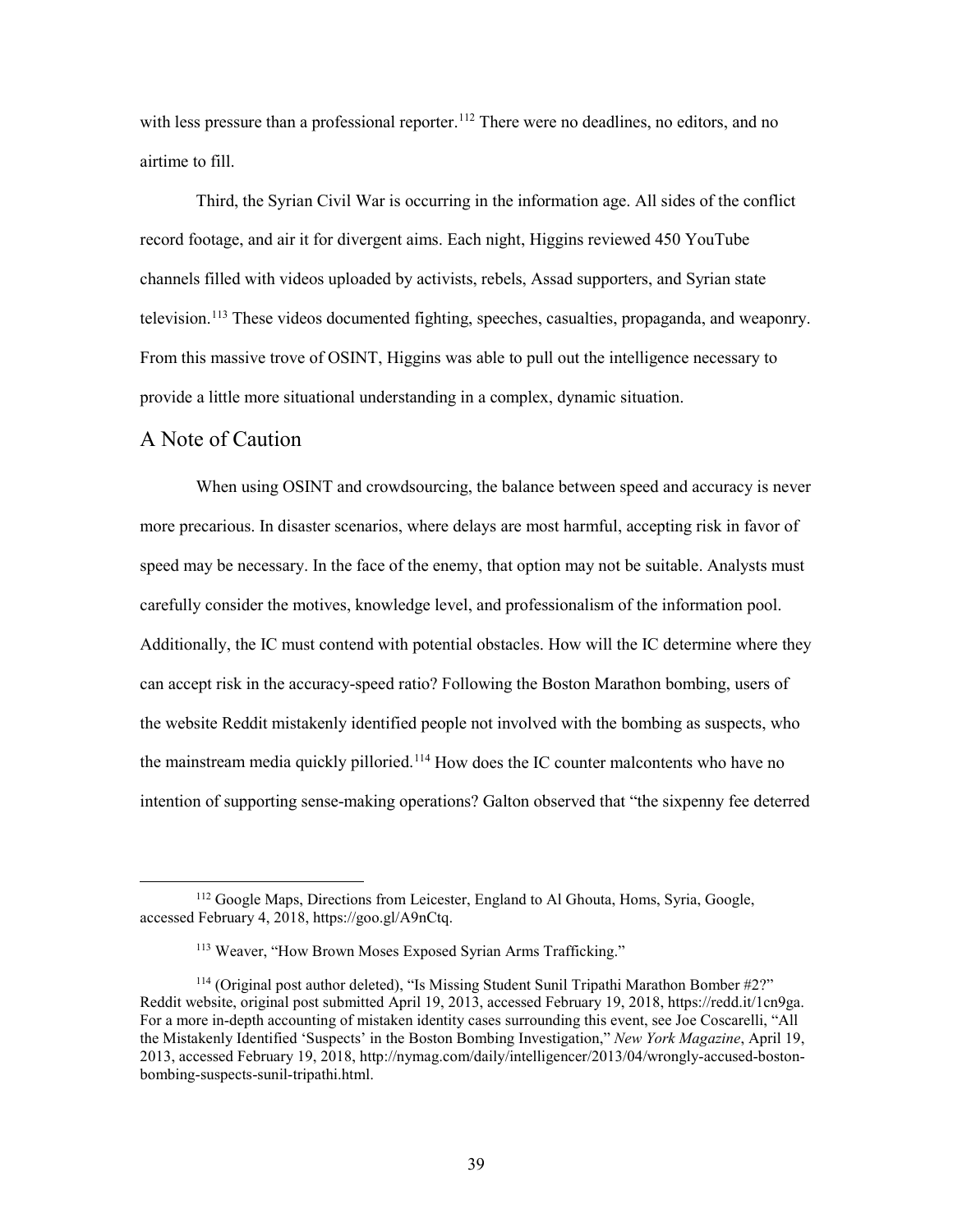with less pressure than a professional reporter.[112] There were no deadlines, no editors, and no airtime to fill.

Third, the Syrian Civil War is occurring in the information age. All sides of the conflict record footage, and air it for divergent aims. Each night, Higgins reviewed 450 YouTube channels filled with videos uploaded by activists, rebels, Assad supporters, and Syrian state television.[113] These videos documented fighting, speeches, casualties, propaganda, and weaponry. From this massive trove of OSINT, Higgins was able to pull out the intelligence necessary to provide a little more situational understanding in a complex, dynamic situation.

## A Note of Caution

When using OSINT and crowdsourcing, the balance between speed and accuracy is never more precarious. In disaster scenarios, where delays are most harmful, accepting risk in favor of speed may be necessary. In the face of the enemy, that option may not be suitable. Analysts must carefully consider the motives, knowledge level, and professionalism of the information pool. Additionally, the IC must contend with potential obstacles. How will the IC determine where they can accept risk in the accuracy-speed ratio? Following the Boston Marathon bombing, users of the website Reddit mistakenly identified people not involved with the bombing as suspects, who the mainstream media quickly pilloried.[114] How does the IC counter malcontents who have no intention of supporting sense-making operations? Galton observed that "the sixpenny fee deterred

---

[112] Google Maps, Directions from Leicester, England to Al Ghouta, Homs, Syria, Google, accessed February 4, 2018, https://goo.gl/A9nCtq.

[113] Weaver, "How Brown Moses Exposed Syrian Arms Trafficking."

[114] (Original post author deleted), "Is Missing Student Sunil Tripathi Marathon Bomber #2?" Reddit website, original post submitted April 19, 2013, accessed February 19, 2018, https://redd.it/1cn9ga. For a more in-depth accounting of mistaken identity cases surrounding this event, see Joe Coscarelli, "All the Mistakenly Identified 'Suspects' in the Boston Bombing Investigation," *New York Magazine*, April 19, 2013, accessed February 19, 2018, http://nymag.com/daily/intelligencer/2013/04/wrongly-accused-boston-bombing-suspects-sunil-tripathi.html.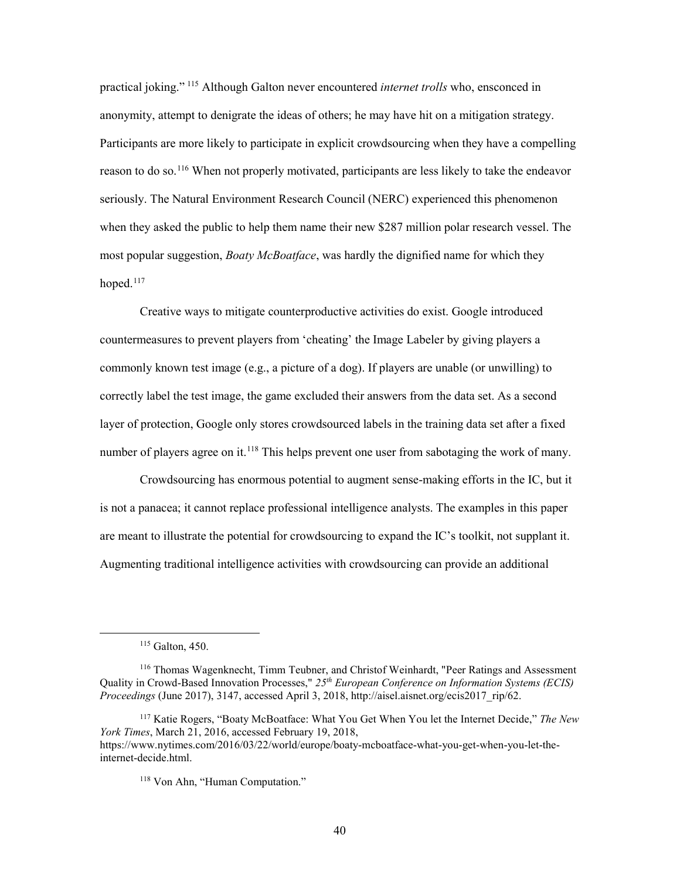practical joking." [115] Although Galton never encountered *internet trolls* who, ensconced in anonymity, attempt to denigrate the ideas of others; he may have hit on a mitigation strategy. Participants are more likely to participate in explicit crowdsourcing when they have a compelling reason to do so.[116] When not properly motivated, participants are less likely to take the endeavor seriously. The Natural Environment Research Council (NERC) experienced this phenomenon when they asked the public to help them name their new $287 million polar research vessel. The most popular suggestion, *Boaty McBoatface*, was hardly the dignified name for which they hoped.[117]

Creative ways to mitigate counterproductive activities do exist. Google introduced countermeasures to prevent players from 'cheating' the Image Labeler by giving players a commonly known test image (e.g., a picture of a dog). If players are unable (or unwilling) to correctly label the test image, the game excluded their answers from the data set. As a second layer of protection, Google only stores crowdsourced labels in the training data set after a fixed number of players agree on it.[118] This helps prevent one user from sabotaging the work of many.

Crowdsourcing has enormous potential to augment sense-making efforts in the IC, but it is not a panacea; it cannot replace professional intelligence analysts. The examples in this paper are meant to illustrate the potential for crowdsourcing to expand the IC's toolkit, not supplant it. Augmenting traditional intelligence activities with crowdsourcing can provide an additional

---

[115] Galton, 450.

[116] Thomas Wagenknecht, Timm Teubner, and Christof Weinhardt, "Peer Ratings and Assessment Quality in Crowd-Based Innovation Processes," *25th European Conference on Information Systems (ECIS) Proceedings* (June 2017), 3147, accessed April 3, 2018, http://aisel.aisnet.org/ecis2017_rip/62.

[117] Katie Rogers, "Boaty McBoatface: What You Get When You let the Internet Decide," *The New York Times*, March 21, 2016, accessed February 19, 2018, https://www.nytimes.com/2016/03/22/world/europe/boaty-mcboatface-what-you-get-when-you-let-the-internet-decide.html.

[118] Von Ahn, "Human Computation."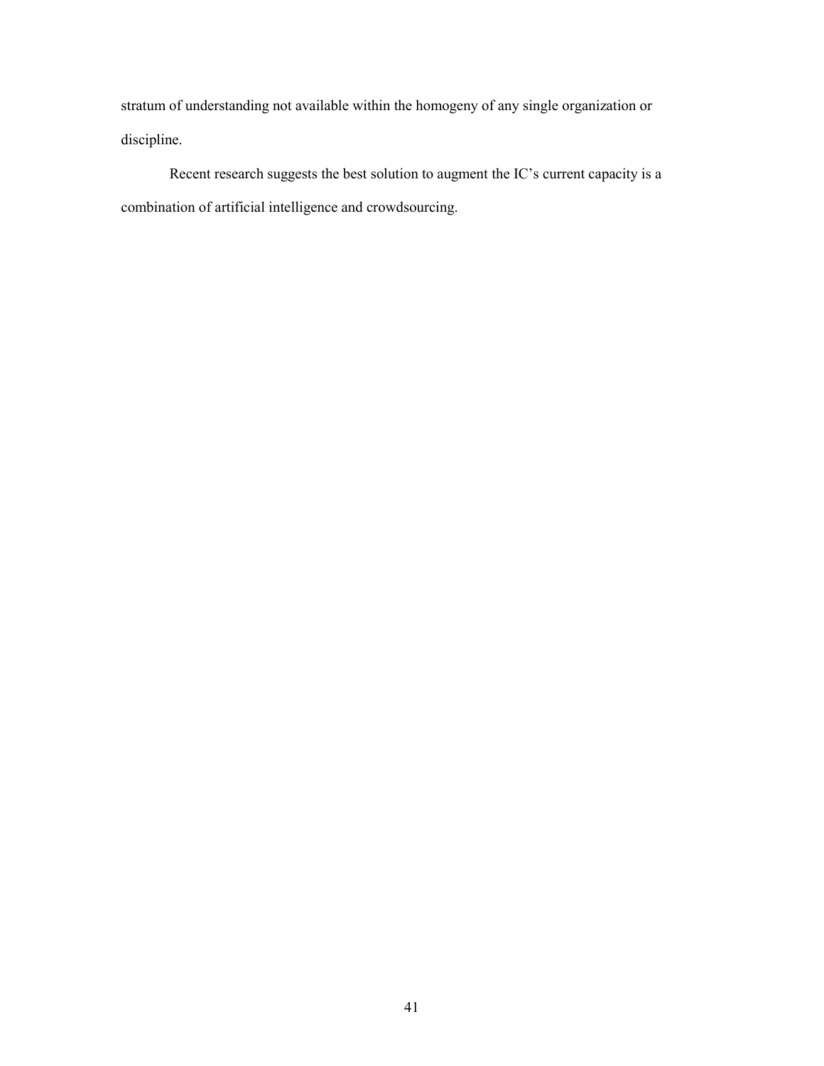stratum of understanding not available within the homogeny of any single organization or discipline.

Recent research suggests the best solution to augment the IC's current capacity is a combination of artificial intelligence and crowdsourcing.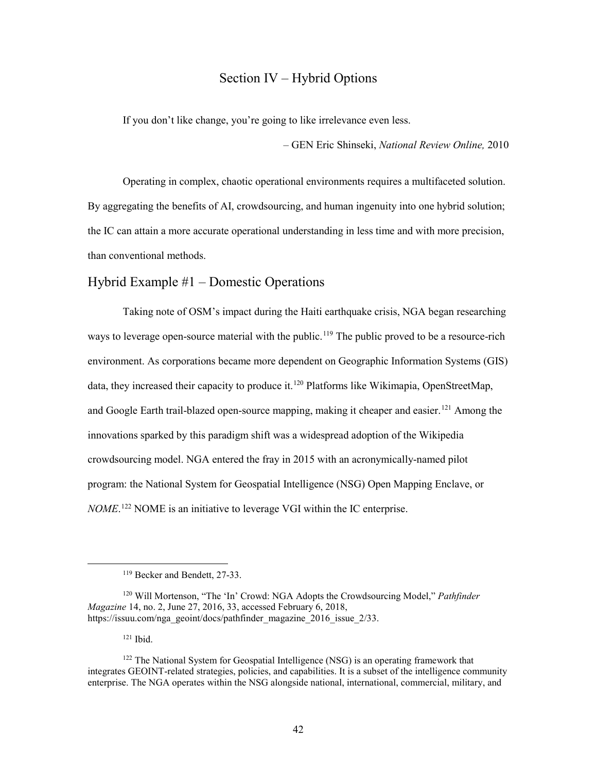# Section IV – Hybrid Options

If you don't like change, you're going to like irrelevance even less.

– GEN Eric Shinseki, *National Review Online,* 2010

Operating in complex, chaotic operational environments requires a multifaceted solution. By aggregating the benefits of AI, crowdsourcing, and human ingenuity into one hybrid solution; the IC can attain a more accurate operational understanding in less time and with more precision, than conventional methods.

## Hybrid Example #1 – Domestic Operations

Taking note of OSM's impact during the Haiti earthquake crisis, NGA began researching ways to leverage open-source material with the public.[119] The public proved to be a resource-rich environment. As corporations became more dependent on Geographic Information Systems (GIS) data, they increased their capacity to produce it.[120] Platforms like Wikimapia, OpenStreetMap, and Google Earth trail-blazed open-source mapping, making it cheaper and easier.[121] Among the innovations sparked by this paradigm shift was a widespread adoption of the Wikipedia crowdsourcing model. NGA entered the fray in 2015 with an acronymically-named pilot program: the National System for Geospatial Intelligence (NSG) Open Mapping Enclave, or *NOME*.[122] NOME is an initiative to leverage VGI within the IC enterprise.

---

[119] Becker and Bendett, 27-33.

[120] Will Mortenson, "The 'In' Crowd: NGA Adopts the Crowdsourcing Model," *Pathfinder Magazine* 14, no. 2, June 27, 2016, 33, accessed February 6, 2018, https://issuu.com/nga_geoint/docs/pathfinder_magazine_2016_issue_2/33.

[121] Ibid.

[122] The National System for Geospatial Intelligence (NSG) is an operating framework that integrates GEOINT-related strategies, policies, and capabilities. It is a subset of the intelligence community enterprise. The NGA operates within the NSG alongside national, international, commercial, military, and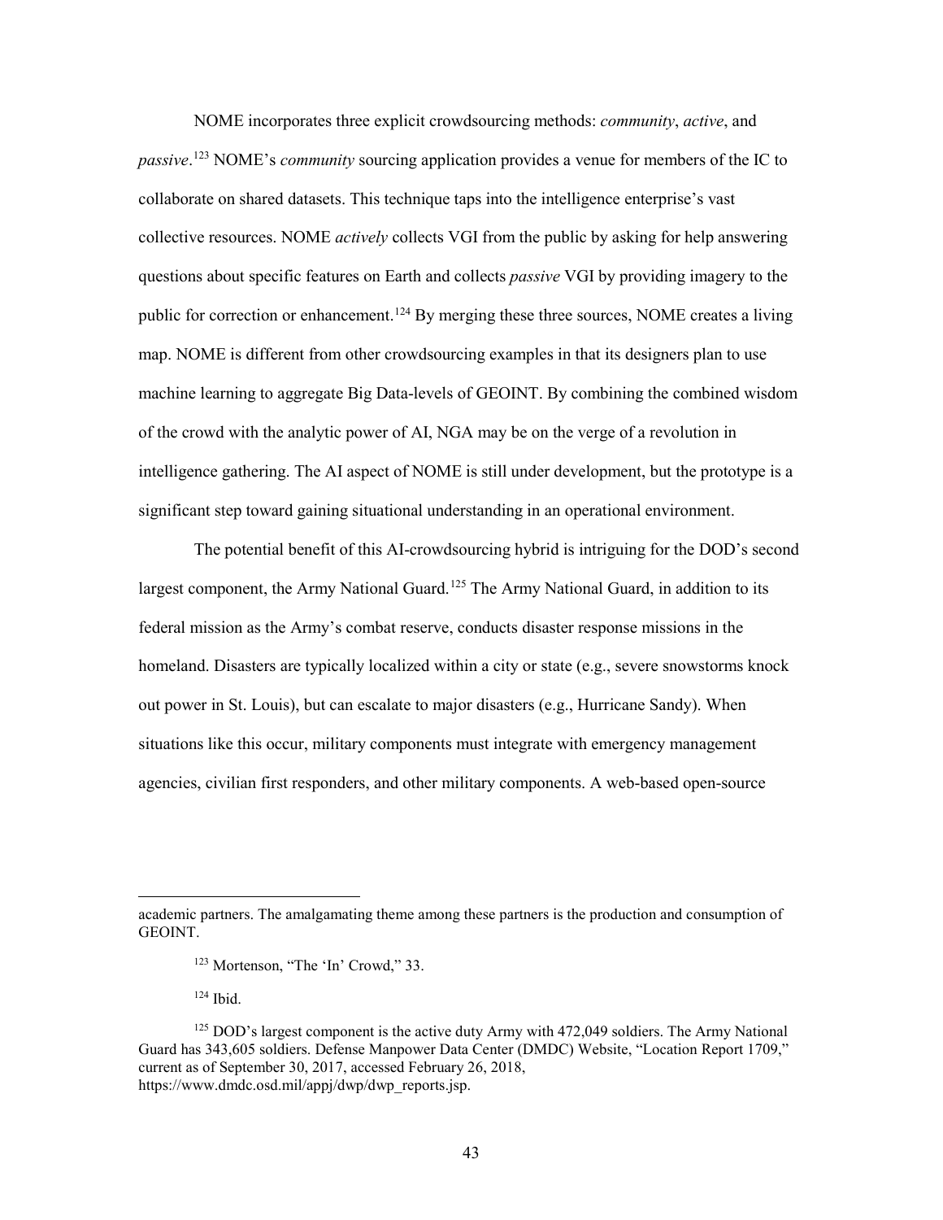NOME incorporates three explicit crowdsourcing methods: *community*, *active*, and *passive*.[123] NOME's *community* sourcing application provides a venue for members of the IC to collaborate on shared datasets. This technique taps into the intelligence enterprise's vast collective resources. NOME *actively* collects VGI from the public by asking for help answering questions about specific features on Earth and collects *passive* VGI by providing imagery to the public for correction or enhancement.[124] By merging these three sources, NOME creates a living map. NOME is different from other crowdsourcing examples in that its designers plan to use machine learning to aggregate Big Data-levels of GEOINT. By combining the combined wisdom of the crowd with the analytic power of AI, NGA may be on the verge of a revolution in intelligence gathering. The AI aspect of NOME is still under development, but the prototype is a significant step toward gaining situational understanding in an operational environment.

The potential benefit of this AI-crowdsourcing hybrid is intriguing for the DOD's second largest component, the Army National Guard.[125] The Army National Guard, in addition to its federal mission as the Army's combat reserve, conducts disaster response missions in the homeland. Disasters are typically localized within a city or state (e.g., severe snowstorms knock out power in St. Louis), but can escalate to major disasters (e.g., Hurricane Sandy). When situations like this occur, military components must integrate with emergency management agencies, civilian first responders, and other military components. A web-based open-source

---

academic partners. The amalgamating theme among these partners is the production and consumption of GEOINT.

[123] Mortenson, "The 'In' Crowd," 33.

[124] Ibid.

[125] DOD's largest component is the active duty Army with 472,049 soldiers. The Army National Guard has 343,605 soldiers. Defense Manpower Data Center (DMDC) Website, "Location Report 1709," current as of September 30, 2017, accessed February 26, 2018, https://www.dmdc.osd.mil/appj/dwp/dwp_reports.jsp.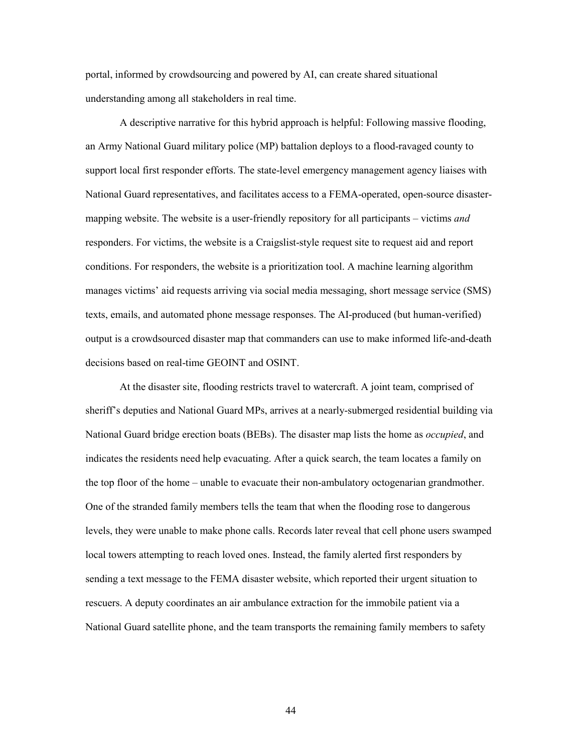portal, informed by crowdsourcing and powered by AI, can create shared situational understanding among all stakeholders in real time.

A descriptive narrative for this hybrid approach is helpful: Following massive flooding, an Army National Guard military police (MP) battalion deploys to a flood-ravaged county to support local first responder efforts. The state-level emergency management agency liaises with National Guard representatives, and facilitates access to a FEMA-operated, open-source disaster-mapping website. The website is a user-friendly repository for all participants – victims *and* responders. For victims, the website is a Craigslist-style request site to request aid and report conditions. For responders, the website is a prioritization tool. A machine learning algorithm manages victims' aid requests arriving via social media messaging, short message service (SMS) texts, emails, and automated phone message responses. The AI-produced (but human-verified) output is a crowdsourced disaster map that commanders can use to make informed life-and-death decisions based on real-time GEOINT and OSINT.

At the disaster site, flooding restricts travel to watercraft. A joint team, comprised of sheriff's deputies and National Guard MPs, arrives at a nearly-submerged residential building via National Guard bridge erection boats (BEBs). The disaster map lists the home as *occupied*, and indicates the residents need help evacuating. After a quick search, the team locates a family on the top floor of the home – unable to evacuate their non-ambulatory octogenarian grandmother. One of the stranded family members tells the team that when the flooding rose to dangerous levels, they were unable to make phone calls. Records later reveal that cell phone users swamped local towers attempting to reach loved ones. Instead, the family alerted first responders by sending a text message to the FEMA disaster website, which reported their urgent situation to rescuers. A deputy coordinates an air ambulance extraction for the immobile patient via a National Guard satellite phone, and the team transports the remaining family members to safety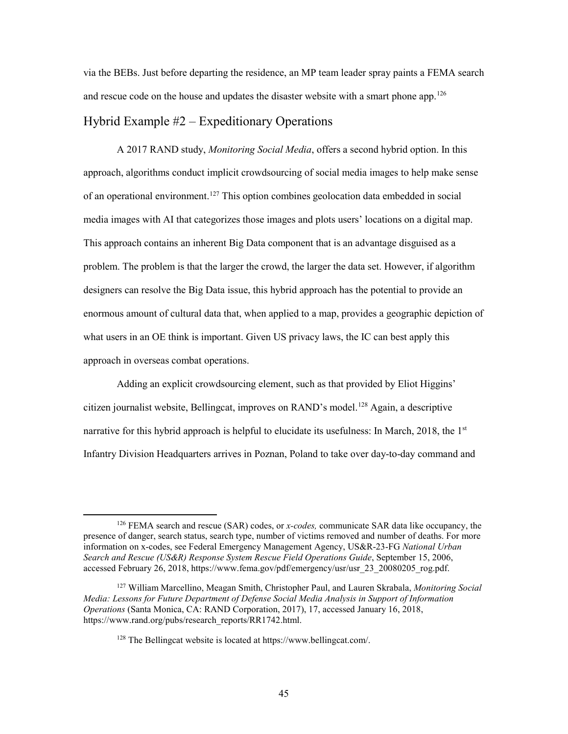via the BEBs. Just before departing the residence, an MP team leader spray paints a FEMA search and rescue code on the house and updates the disaster website with a smart phone app.[126]

## Hybrid Example #2 – Expeditionary Operations

A 2017 RAND study, *Monitoring Social Media*, offers a second hybrid option. In this approach, algorithms conduct implicit crowdsourcing of social media images to help make sense of an operational environment.[127] This option combines geolocation data embedded in social media images with AI that categorizes those images and plots users' locations on a digital map. This approach contains an inherent Big Data component that is an advantage disguised as a problem. The problem is that the larger the crowd, the larger the data set. However, if algorithm designers can resolve the Big Data issue, this hybrid approach has the potential to provide an enormous amount of cultural data that, when applied to a map, provides a geographic depiction of what users in an OE think is important. Given US privacy laws, the IC can best apply this approach in overseas combat operations.

Adding an explicit crowdsourcing element, such as that provided by Eliot Higgins' citizen journalist website, Bellingcat, improves on RAND's model.[128] Again, a descriptive narrative for this hybrid approach is helpful to elucidate its usefulness: In March, 2018, the 1st Infantry Division Headquarters arrives in Poznan, Poland to take over day-to-day command and

---

[126] FEMA search and rescue (SAR) codes, or *x-codes,* communicate SAR data like occupancy, the presence of danger, search status, search type, number of victims removed and number of deaths. For more information on x-codes, see Federal Emergency Management Agency, US&R-23-FG *National Urban Search and Rescue (US&R) Response System Rescue Field Operations Guide*, September 15, 2006, accessed February 26, 2018, https://www.fema.gov/pdf/emergency/usr/usr_23_20080205_rog.pdf.

[127] William Marcellino, Meagan Smith, Christopher Paul, and Lauren Skrabala, *Monitoring Social Media: Lessons for Future Department of Defense Social Media Analysis in Support of Information Operations* (Santa Monica, CA: RAND Corporation, 2017), 17, accessed January 16, 2018, https://www.rand.org/pubs/research_reports/RR1742.html.

[128] The Bellingcat website is located at https://www.bellingcat.com/.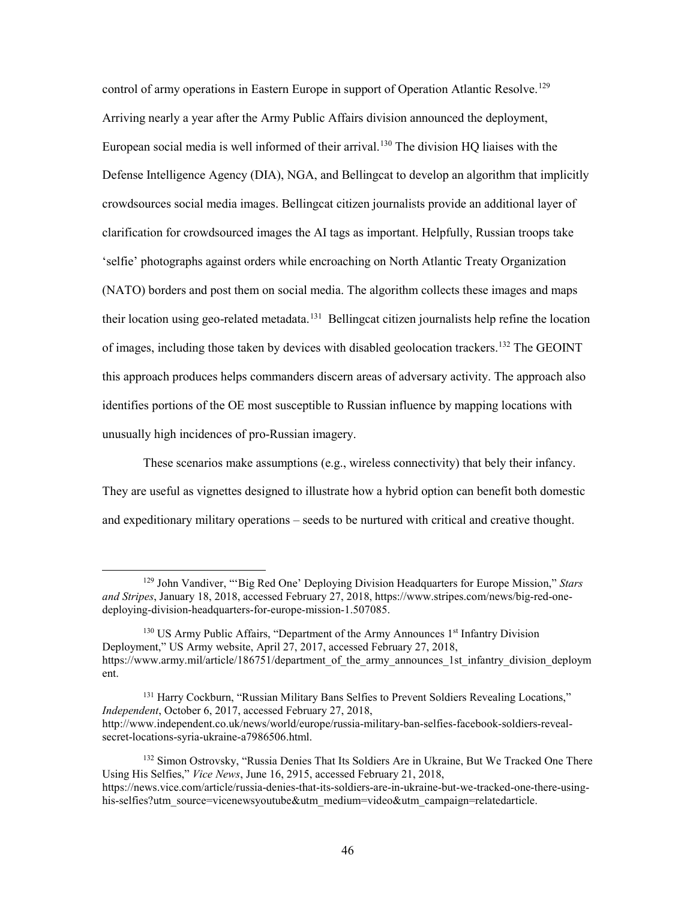control of army operations in Eastern Europe in support of Operation Atlantic Resolve.[129] Arriving nearly a year after the Army Public Affairs division announced the deployment, European social media is well informed of their arrival.[130] The division HQ liaises with the Defense Intelligence Agency (DIA), NGA, and Bellingcat to develop an algorithm that implicitly crowdsources social media images. Bellingcat citizen journalists provide an additional layer of clarification for crowdsourced images the AI tags as important. Helpfully, Russian troops take 'selfie' photographs against orders while encroaching on North Atlantic Treaty Organization (NATO) borders and post them on social media. The algorithm collects these images and maps their location using geo-related metadata.[131] Bellingcat citizen journalists help refine the location of images, including those taken by devices with disabled geolocation trackers.[132] The GEOINT this approach produces helps commanders discern areas of adversary activity. The approach also identifies portions of the OE most susceptible to Russian influence by mapping locations with unusually high incidences of pro-Russian imagery.

These scenarios make assumptions (e.g., wireless connectivity) that bely their infancy. They are useful as vignettes designed to illustrate how a hybrid option can benefit both domestic and expeditionary military operations – seeds to be nurtured with critical and creative thought.

---

[129] John Vandiver, "'Big Red One' Deploying Division Headquarters for Europe Mission," *Stars and Stripes*, January 18, 2018, accessed February 27, 2018, https://www.stripes.com/news/big-red-one-deploying-division-headquarters-for-europe-mission-1.507085.

[130] US Army Public Affairs, "Department of the Army Announces 1st Infantry Division Deployment," US Army website, April 27, 2017, accessed February 27, 2018, https://www.army.mil/article/186751/department_of_the_army_announces_1st_infantry_division_deployment.

[131] Harry Cockburn, "Russian Military Bans Selfies to Prevent Soldiers Revealing Locations," *Independent*, October 6, 2017, accessed February 27, 2018, http://www.independent.co.uk/news/world/europe/russia-military-ban-selfies-facebook-soldiers-reveal-secret-locations-syria-ukraine-a7986506.html.

[132] Simon Ostrovsky, "Russia Denies That Its Soldiers Are in Ukraine, But We Tracked One There Using His Selfies," *Vice News*, June 16, 2915, accessed February 21, 2018, https://news.vice.com/article/russia-denies-that-its-soldiers-are-in-ukraine-but-we-tracked-one-there-using-his-selfies?utm_source=vicenewsyoutube&utm_medium=video&utm_campaign=relatedarticle.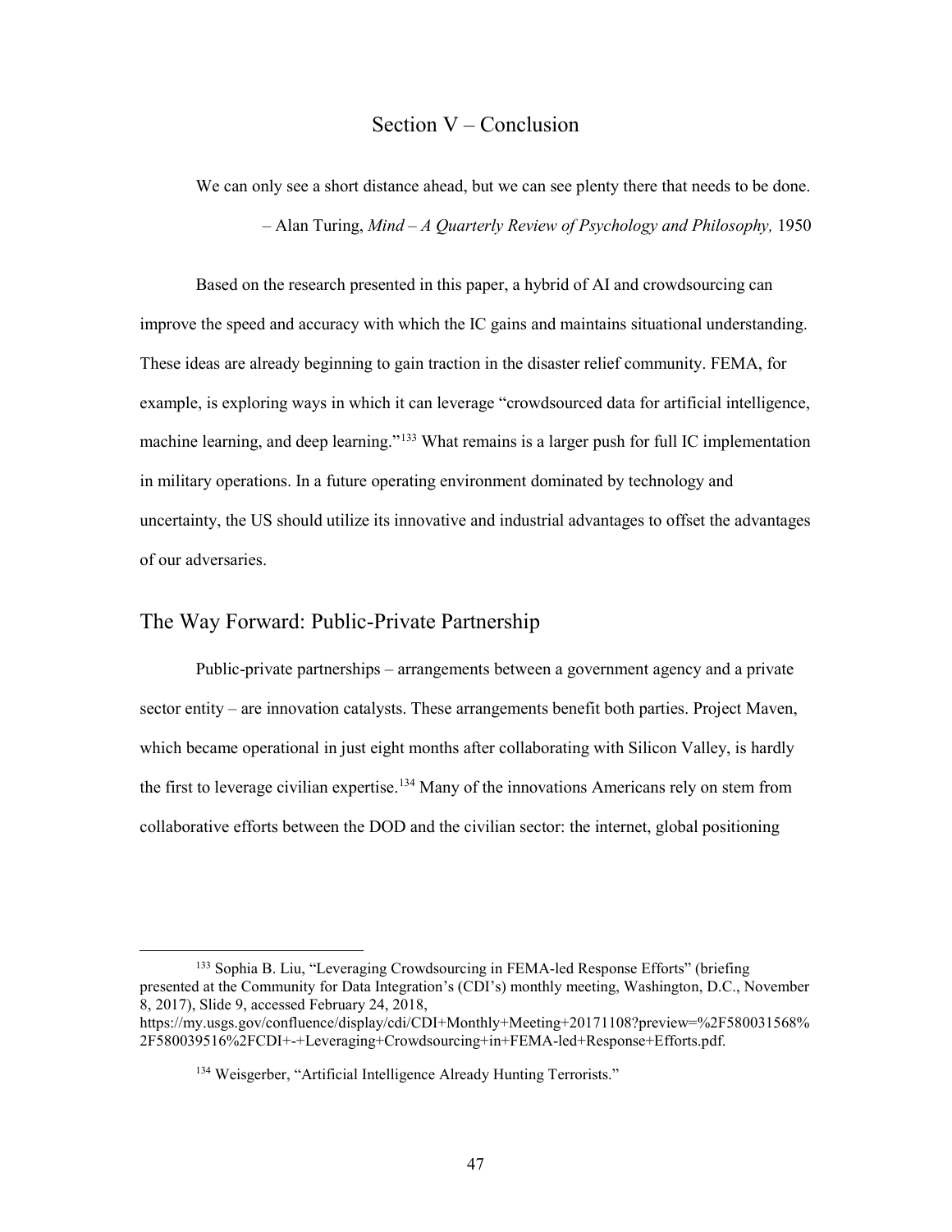# Section V – Conclusion

We can only see a short distance ahead, but we can see plenty there that needs to be done.

– Alan Turing, *Mind – A Quarterly Review of Psychology and Philosophy,* 1950

Based on the research presented in this paper, a hybrid of AI and crowdsourcing can improve the speed and accuracy with which the IC gains and maintains situational understanding. These ideas are already beginning to gain traction in the disaster relief community. FEMA, for example, is exploring ways in which it can leverage "crowdsourced data for artificial intelligence, machine learning, and deep learning."[133] What remains is a larger push for full IC implementation in military operations. In a future operating environment dominated by technology and uncertainty, the US should utilize its innovative and industrial advantages to offset the advantages of our adversaries.

## The Way Forward: Public-Private Partnership

Public-private partnerships – arrangements between a government agency and a private sector entity – are innovation catalysts. These arrangements benefit both parties. Project Maven, which became operational in just eight months after collaborating with Silicon Valley, is hardly the first to leverage civilian expertise.[134] Many of the innovations Americans rely on stem from collaborative efforts between the DOD and the civilian sector: the internet, global positioning

---

[133] Sophia B. Liu, "Leveraging Crowdsourcing in FEMA-led Response Efforts" (briefing presented at the Community for Data Integration's (CDI's) monthly meeting, Washington, D.C., November 8, 2017), Slide 9, accessed February 24, 2018, https://my.usgs.gov/confluence/display/cdi/CDI+Monthly+Meeting+20171108?preview=%2F580031568%2F580039516%2FCDI+-+Leveraging+Crowdsourcing+in+FEMA-led+Response+Efforts.pdf.

[134] Weisgerber, "Artificial Intelligence Already Hunting Terrorists."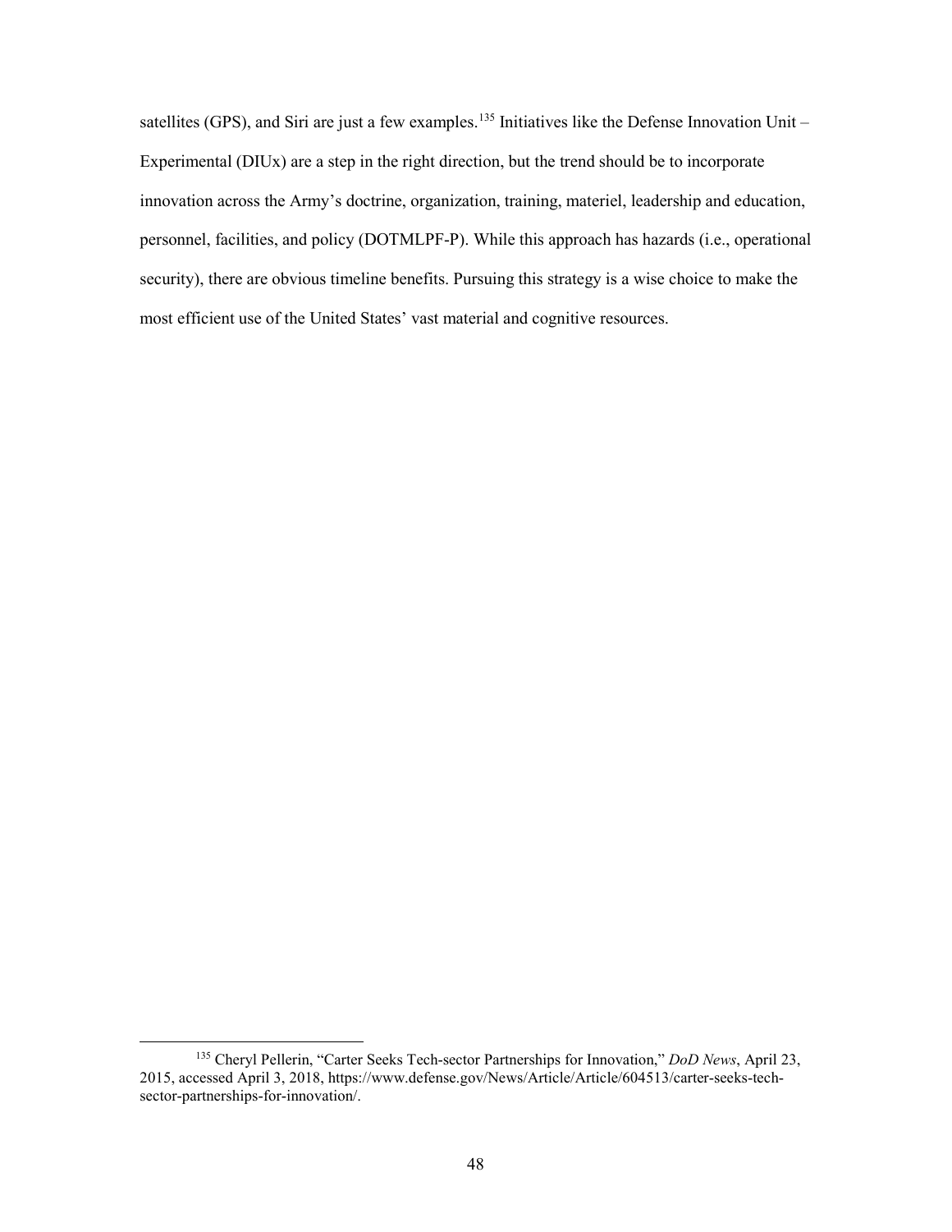satellites (GPS), and Siri are just a few examples.[135] Initiatives like the Defense Innovation Unit – Experimental (DIUx) are a step in the right direction, but the trend should be to incorporate innovation across the Army's doctrine, organization, training, materiel, leadership and education, personnel, facilities, and policy (DOTMLPF-P). While this approach has hazards (i.e., operational security), there are obvious timeline benefits. Pursuing this strategy is a wise choice to make the most efficient use of the United States' vast material and cognitive resources.

---

[135] Cheryl Pellerin, "Carter Seeks Tech-sector Partnerships for Innovation," *DoD News*, April 23, 2015, accessed April 3, 2018, https://www.defense.gov/News/Article/Article/604513/carter-seeks-tech-sector-partnerships-for-innovation/.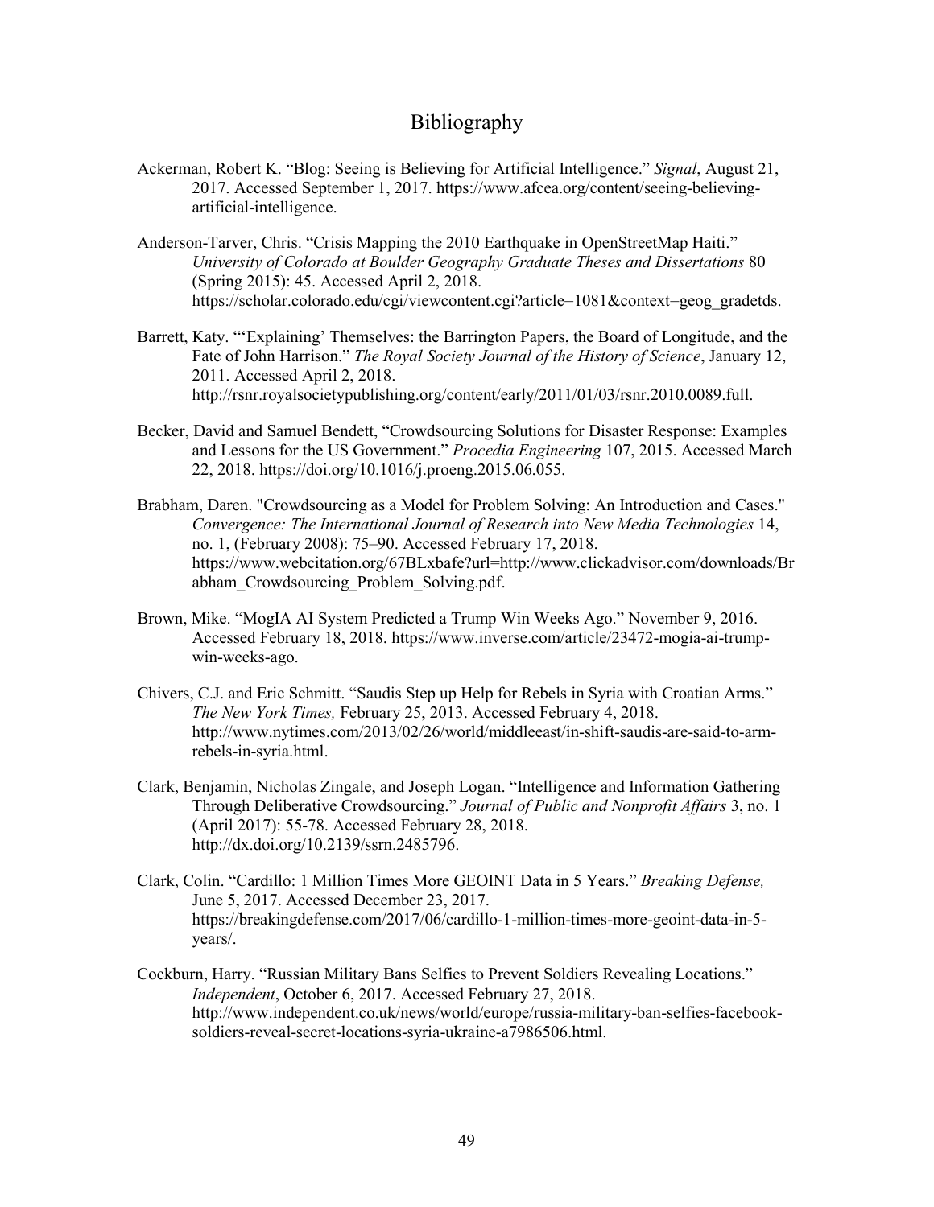# Bibliography

Ackerman, Robert K. "Blog: Seeing is Believing for Artificial Intelligence." *Signal*, August 21, 2017. Accessed September 1, 2017. https://www.afcea.org/content/seeing-believing-artificial-intelligence.

Anderson-Tarver, Chris. "Crisis Mapping the 2010 Earthquake in OpenStreetMap Haiti." *University of Colorado at Boulder Geography Graduate Theses and Dissertations* 80 (Spring 2015): 45. Accessed April 2, 2018. https://scholar.colorado.edu/cgi/viewcontent.cgi?article=1081&context=geog_gradetds.

Barrett, Katy. "'Explaining' Themselves: the Barrington Papers, the Board of Longitude, and the Fate of John Harrison." *The Royal Society Journal of the History of Science*, January 12, 2011. Accessed April 2, 2018. http://rsnr.royalsocietypublishing.org/content/early/2011/01/03/rsnr.2010.0089.full.

Becker, David and Samuel Bendett, "Crowdsourcing Solutions for Disaster Response: Examples and Lessons for the US Government." *Procedia Engineering* 107, 2015. Accessed March 22, 2018. https://doi.org/10.1016/j.proeng.2015.06.055.

Brabham, Daren. "Crowdsourcing as a Model for Problem Solving: An Introduction and Cases." *Convergence: The International Journal of Research into New Media Technologies* 14, no. 1, (February 2008): 75–90. Accessed February 17, 2018. https://www.webcitation.org/67BLxbafe?url=http://www.clickadvisor.com/downloads/Brabham_Crowdsourcing_Problem_Solving.pdf.

Brown, Mike. "MogIA AI System Predicted a Trump Win Weeks Ago." November 9, 2016. Accessed February 18, 2018. https://www.inverse.com/article/23472-mogia-ai-trump-win-weeks-ago.

Chivers, C.J. and Eric Schmitt. "Saudis Step up Help for Rebels in Syria with Croatian Arms." *The New York Times,* February 25, 2013. Accessed February 4, 2018. http://www.nytimes.com/2013/02/26/world/middleeast/in-shift-saudis-are-said-to-arm-rebels-in-syria.html.

Clark, Benjamin, Nicholas Zingale, and Joseph Logan. "Intelligence and Information Gathering Through Deliberative Crowdsourcing." *Journal of Public and Nonprofit Affairs* 3, no. 1 (April 2017): 55-78. Accessed February 28, 2018. http://dx.doi.org/10.2139/ssrn.2485796.

Clark, Colin. "Cardillo: 1 Million Times More GEOINT Data in 5 Years." *Breaking Defense,* June 5, 2017. Accessed December 23, 2017. https://breakingdefense.com/2017/06/cardillo-1-million-times-more-geoint-data-in-5-years/.

Cockburn, Harry. "Russian Military Bans Selfies to Prevent Soldiers Revealing Locations." *Independent*, October 6, 2017. Accessed February 27, 2018. http://www.independent.co.uk/news/world/europe/russia-military-ban-selfies-facebook-soldiers-reveal-secret-locations-syria-ukraine-a7986506.html.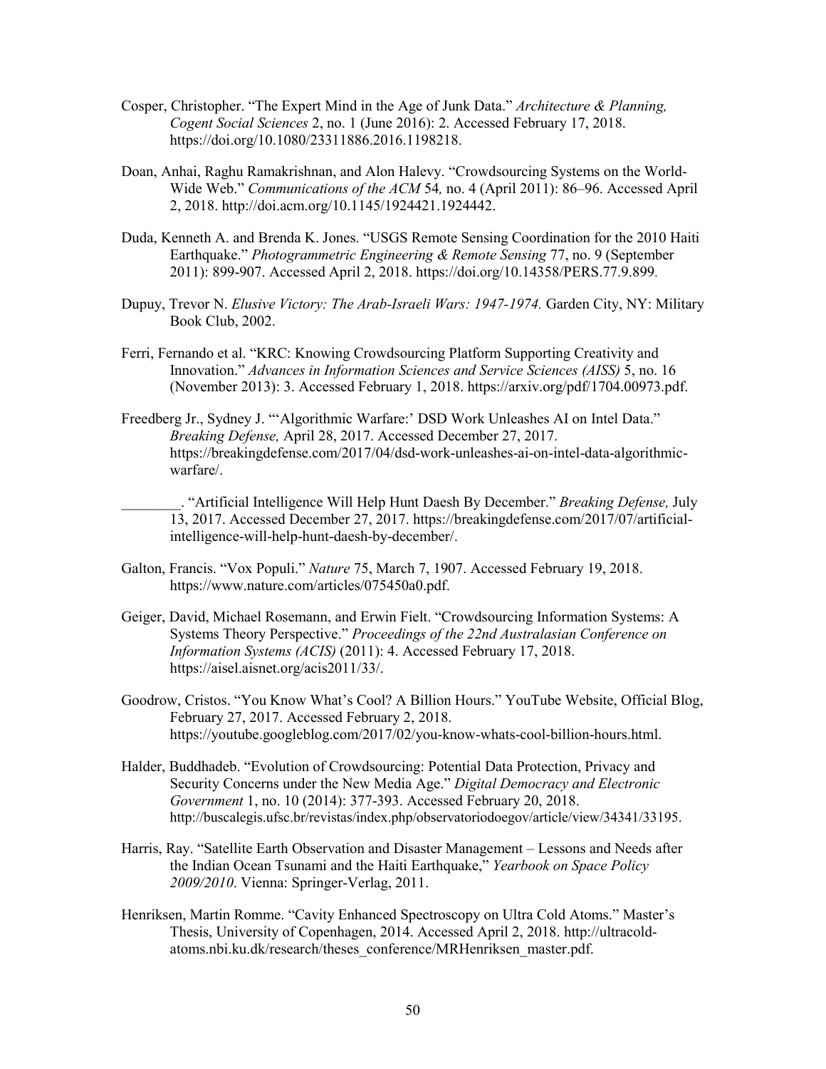Cosper, Christopher. "The Expert Mind in the Age of Junk Data." *Architecture & Planning, Cogent Social Sciences* 2, no. 1 (June 2016): 2. Accessed February 17, 2018. https://doi.org/10.1080/23311886.2016.1198218.

Doan, Anhai, Raghu Ramakrishnan, and Alon Halevy. "Crowdsourcing Systems on the World-Wide Web." *Communications of the ACM* 54*,* no. 4 (April 2011): 86–96. Accessed April 2, 2018. http://doi.acm.org/10.1145/1924421.1924442.

Duda, Kenneth A. and Brenda K. Jones. "USGS Remote Sensing Coordination for the 2010 Haiti Earthquake." *Photogrammetric Engineering & Remote Sensing* 77, no. 9 (September 2011): 899-907. Accessed April 2, 2018. https://doi.org/10.14358/PERS.77.9.899.

Dupuy, Trevor N. *Elusive Victory: The Arab-Israeli Wars: 1947-1974.* Garden City, NY: Military Book Club, 2002.

Ferri, Fernando et al. "KRC: Knowing Crowdsourcing Platform Supporting Creativity and Innovation." *Advances in Information Sciences and Service Sciences (AISS)* 5, no. 16 (November 2013): 3. Accessed February 1, 2018. https://arxiv.org/pdf/1704.00973.pdf.

Freedberg Jr., Sydney J. "'Algorithmic Warfare:' DSD Work Unleashes AI on Intel Data." *Breaking Defense,* April 28, 2017. Accessed December 27, 2017. https://breakingdefense.com/2017/04/dsd-work-unleashes-ai-on-intel-data-algorithmic-warfare/.

________. "Artificial Intelligence Will Help Hunt Daesh By December." *Breaking Defense,* July 13, 2017. Accessed December 27, 2017. https://breakingdefense.com/2017/07/artificial-intelligence-will-help-hunt-daesh-by-december/.

Galton, Francis. "Vox Populi." *Nature* 75, March 7, 1907. Accessed February 19, 2018. https://www.nature.com/articles/075450a0.pdf.

Geiger, David, Michael Rosemann, and Erwin Fielt. "Crowdsourcing Information Systems: A Systems Theory Perspective." *Proceedings of the 22nd Australasian Conference on Information Systems (ACIS)* (2011): 4. Accessed February 17, 2018. https://aisel.aisnet.org/acis2011/33/.

Goodrow, Cristos. "You Know What's Cool? A Billion Hours." YouTube Website, Official Blog, February 27, 2017. Accessed February 2, 2018. https://youtube.googleblog.com/2017/02/you-know-whats-cool-billion-hours.html.

Halder, Buddhadeb. "Evolution of Crowdsourcing: Potential Data Protection, Privacy and Security Concerns under the New Media Age." *Digital Democracy and Electronic Government* 1, no. 10 (2014): 377-393. Accessed February 20, 2018. http://buscalegis.ufsc.br/revistas/index.php/observatoriodoegov/article/view/34341/33195.

Harris, Ray. "Satellite Earth Observation and Disaster Management – Lessons and Needs after the Indian Ocean Tsunami and the Haiti Earthquake," *Yearbook on Space Policy 2009/2010*. Vienna: Springer-Verlag, 2011.

Henriksen, Martin Romme. "Cavity Enhanced Spectroscopy on Ultra Cold Atoms." Master's Thesis, University of Copenhagen, 2014. Accessed April 2, 2018. http://ultracold-atoms.nbi.ku.dk/research/theses_conference/MRHenriksen_master.pdf.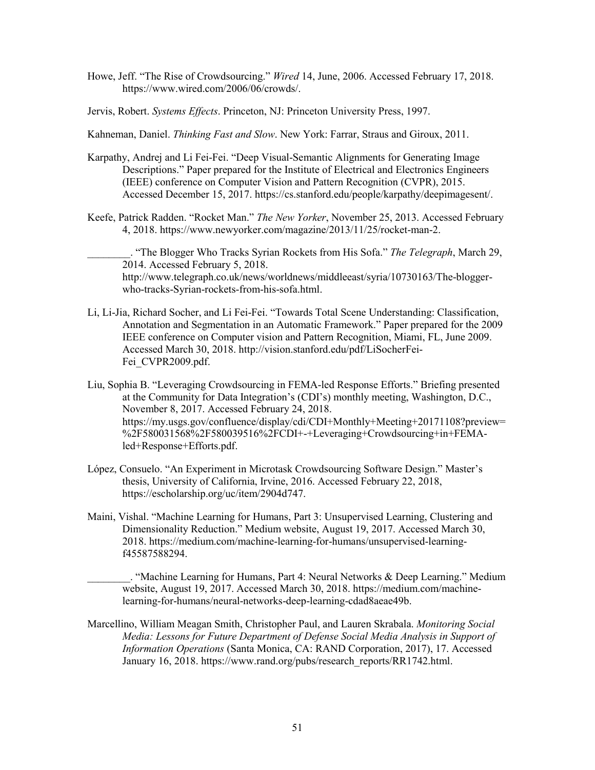Howe, Jeff. "The Rise of Crowdsourcing." *Wired* 14, June, 2006. Accessed February 17, 2018. https://www.wired.com/2006/06/crowds/.

Jervis, Robert. *Systems Effects*. Princeton, NJ: Princeton University Press, 1997.

Kahneman, Daniel. *Thinking Fast and Slow*. New York: Farrar, Straus and Giroux, 2011.

Karpathy, Andrej and Li Fei-Fei. "Deep Visual-Semantic Alignments for Generating Image Descriptions." Paper prepared for the Institute of Electrical and Electronics Engineers (IEEE) conference on Computer Vision and Pattern Recognition (CVPR), 2015. Accessed December 15, 2017. https://cs.stanford.edu/people/karpathy/deepimagesent/.

Keefe, Patrick Radden. "Rocket Man." *The New Yorker*, November 25, 2013. Accessed February 4, 2018. https://www.newyorker.com/magazine/2013/11/25/rocket-man-2.

________. "The Blogger Who Tracks Syrian Rockets from His Sofa." *The Telegraph*, March 29, 2014. Accessed February 5, 2018. http://www.telegraph.co.uk/news/worldnews/middleeast/syria/10730163/The-blogger-who-tracks-Syrian-rockets-from-his-sofa.html.

Li, Li-Jia, Richard Socher, and Li Fei-Fei. "Towards Total Scene Understanding: Classification, Annotation and Segmentation in an Automatic Framework." Paper prepared for the 2009 IEEE conference on Computer vision and Pattern Recognition, Miami, FL, June 2009. Accessed March 30, 2018. http://vision.stanford.edu/pdf/LiSocherFei-Fei_CVPR2009.pdf.

Liu, Sophia B. "Leveraging Crowdsourcing in FEMA-led Response Efforts." Briefing presented at the Community for Data Integration's (CDI's) monthly meeting, Washington, D.C., November 8, 2017. Accessed February 24, 2018. https://my.usgs.gov/confluence/display/cdi/CDI+Monthly+Meeting+20171108?preview=%2F580031568%2F580039516%2FCDI+-+Leveraging+Crowdsourcing+in+FEMA-led+Response+Efforts.pdf.

López, Consuelo. "An Experiment in Microtask Crowdsourcing Software Design." Master's thesis, University of California, Irvine, 2016. Accessed February 22, 2018, https://escholarship.org/uc/item/2904d747.

Maini, Vishal. "Machine Learning for Humans, Part 3: Unsupervised Learning, Clustering and Dimensionality Reduction." Medium website, August 19, 2017. Accessed March 30, 2018. https://medium.com/machine-learning-for-humans/unsupervised-learning-f45587588294.

________. "Machine Learning for Humans, Part 4: Neural Networks & Deep Learning." Medium website, August 19, 2017. Accessed March 30, 2018. https://medium.com/machine-learning-for-humans/neural-networks-deep-learning-cdad8aeae49b.

Marcellino, William Meagan Smith, Christopher Paul, and Lauren Skrabala. *Monitoring Social Media: Lessons for Future Department of Defense Social Media Analysis in Support of Information Operations* (Santa Monica, CA: RAND Corporation, 2017), 17. Accessed January 16, 2018. https://www.rand.org/pubs/research_reports/RR1742.html.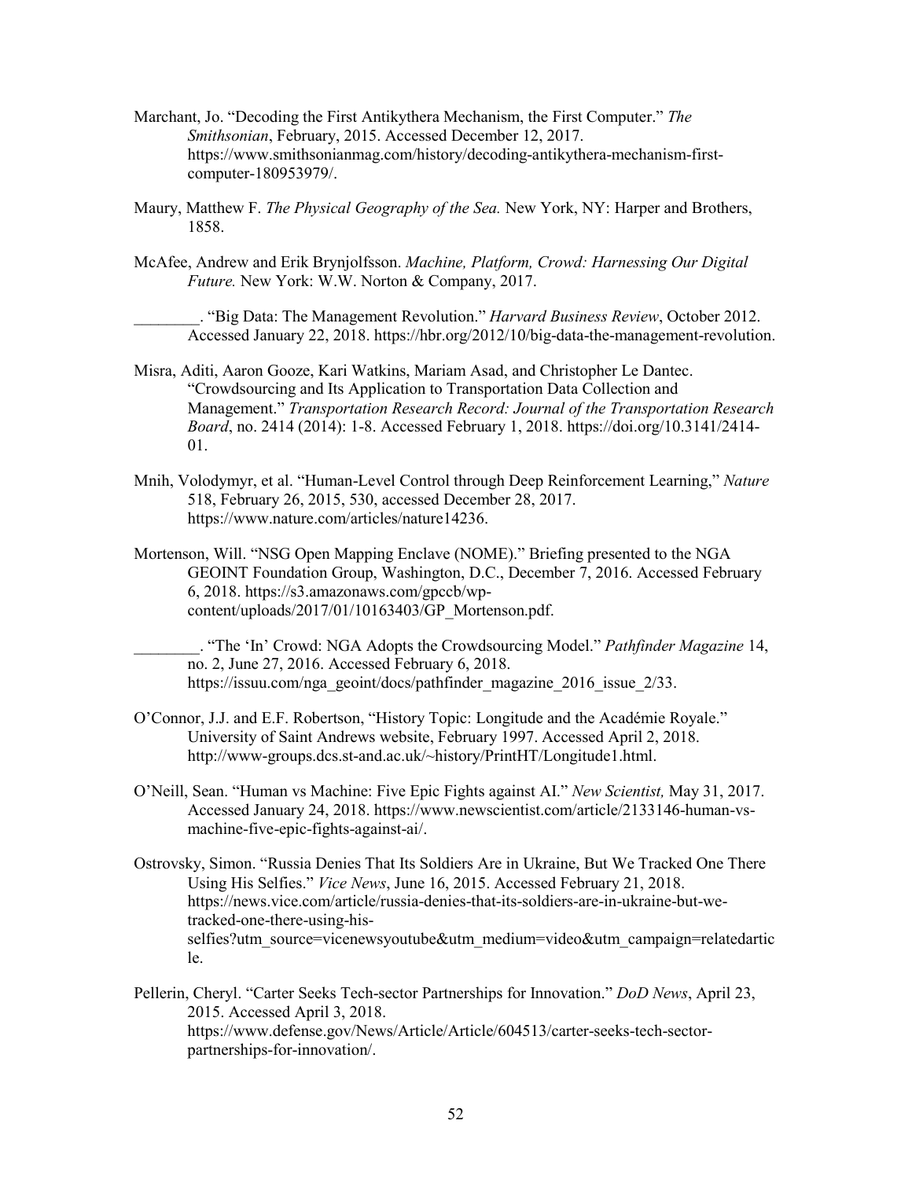Marchant, Jo. "Decoding the First Antikythera Mechanism, the First Computer." *The Smithsonian*, February, 2015. Accessed December 12, 2017. https://www.smithsonianmag.com/history/decoding-antikythera-mechanism-first-computer-180953979/.

Maury, Matthew F. *The Physical Geography of the Sea.* New York, NY: Harper and Brothers, 1858.

McAfee, Andrew and Erik Brynjolfsson. *Machine, Platform, Crowd: Harnessing Our Digital Future.* New York: W.W. Norton & Company, 2017.

________. "Big Data: The Management Revolution." *Harvard Business Review*, October 2012. Accessed January 22, 2018. https://hbr.org/2012/10/big-data-the-management-revolution.

Misra, Aditi, Aaron Gooze, Kari Watkins, Mariam Asad, and Christopher Le Dantec. "Crowdsourcing and Its Application to Transportation Data Collection and Management." *Transportation Research Record: Journal of the Transportation Research Board*, no. 2414 (2014): 1-8. Accessed February 1, 2018. https://doi.org/10.3141/2414-01.

Mnih, Volodymyr, et al. "Human-Level Control through Deep Reinforcement Learning," *Nature* 518, February 26, 2015, 530, accessed December 28, 2017. https://www.nature.com/articles/nature14236.

Mortenson, Will. "NSG Open Mapping Enclave (NOME)." Briefing presented to the NGA GEOINT Foundation Group, Washington, D.C., December 7, 2016. Accessed February 6, 2018. https://s3.amazonaws.com/gpccb/wp-content/uploads/2017/01/10163403/GP_Mortenson.pdf.

________. "The 'In' Crowd: NGA Adopts the Crowdsourcing Model." *Pathfinder Magazine* 14, no. 2, June 27, 2016. Accessed February 6, 2018. https://issuu.com/nga_geoint/docs/pathfinder_magazine_2016_issue_2/33.

O'Connor, J.J. and E.F. Robertson, "History Topic: Longitude and the Académie Royale." University of Saint Andrews website, February 1997. Accessed April 2, 2018. http://www-groups.dcs.st-and.ac.uk/~history/PrintHT/Longitude1.html.

O'Neill, Sean. "Human vs Machine: Five Epic Fights against AI." *New Scientist,* May 31, 2017. Accessed January 24, 2018. https://www.newscientist.com/article/2133146-human-vs-machine-five-epic-fights-against-ai/.

Ostrovsky, Simon. "Russia Denies That Its Soldiers Are in Ukraine, But We Tracked One There Using His Selfies." *Vice News*, June 16, 2015. Accessed February 21, 2018. https://news.vice.com/article/russia-denies-that-its-soldiers-are-in-ukraine-but-we-tracked-one-there-using-his-selfies?utm_source=vicenewsyoutube&utm_medium=video&utm_campaign=relatedarticle.

Pellerin, Cheryl. "Carter Seeks Tech-sector Partnerships for Innovation." *DoD News*, April 23, 2015. Accessed April 3, 2018. https://www.defense.gov/News/Article/Article/604513/carter-seeks-tech-sector-partnerships-for-innovation/.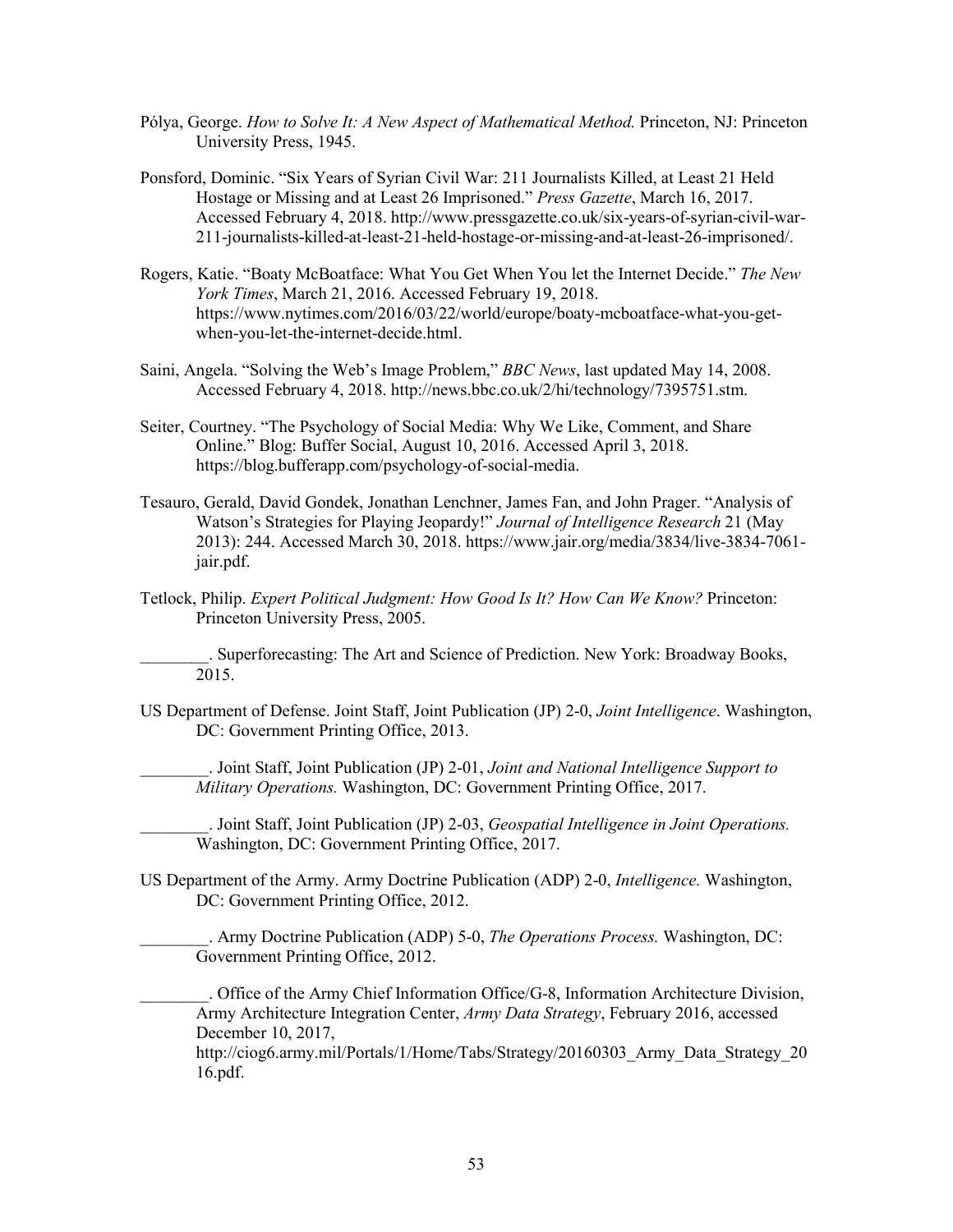Pólya, George. *How to Solve It: A New Aspect of Mathematical Method.* Princeton, NJ: Princeton University Press, 1945.

Ponsford, Dominic. "Six Years of Syrian Civil War: 211 Journalists Killed, at Least 21 Held Hostage or Missing and at Least 26 Imprisoned." *Press Gazette*, March 16, 2017. Accessed February 4, 2018. http://www.pressgazette.co.uk/six-years-of-syrian-civil-war-211-journalists-killed-at-least-21-held-hostage-or-missing-and-at-least-26-imprisoned/.

Rogers, Katie. "Boaty McBoatface: What You Get When You let the Internet Decide." *The New York Times*, March 21, 2016. Accessed February 19, 2018. https://www.nytimes.com/2016/03/22/world/europe/boaty-mcboatface-what-you-get-when-you-let-the-internet-decide.html.

Saini, Angela. "Solving the Web's Image Problem," *BBC News*, last updated May 14, 2008. Accessed February 4, 2018. http://news.bbc.co.uk/2/hi/technology/7395751.stm.

Seiter, Courtney. "The Psychology of Social Media: Why We Like, Comment, and Share Online." Blog: Buffer Social, August 10, 2016. Accessed April 3, 2018. https://blog.bufferapp.com/psychology-of-social-media.

Tesauro, Gerald, David Gondek, Jonathan Lenchner, James Fan, and John Prager. "Analysis of Watson's Strategies for Playing Jeopardy!" *Journal of Intelligence Research* 21 (May 2013): 244. Accessed March 30, 2018. https://www.jair.org/media/3834/live-3834-7061-jair.pdf.

Tetlock, Philip. *Expert Political Judgment: How Good Is It? How Can We Know?* Princeton: Princeton University Press, 2005.

________. Superforecasting: The Art and Science of Prediction. New York: Broadway Books, 2015.

US Department of Defense. Joint Staff, Joint Publication (JP) 2-0, *Joint Intelligence*. Washington, DC: Government Printing Office, 2013.

________. Joint Staff, Joint Publication (JP) 2-01, *Joint and National Intelligence Support to Military Operations.* Washington, DC: Government Printing Office, 2017.

________. Joint Staff, Joint Publication (JP) 2-03, *Geospatial Intelligence in Joint Operations.* Washington, DC: Government Printing Office, 2017.

US Department of the Army. Army Doctrine Publication (ADP) 2-0, *Intelligence.* Washington, DC: Government Printing Office, 2012.

________. Army Doctrine Publication (ADP) 5-0, *The Operations Process.* Washington, DC: Government Printing Office, 2012.

________. Office of the Army Chief Information Office/G-8, Information Architecture Division, Army Architecture Integration Center, *Army Data Strategy*, February 2016, accessed December 10, 2017, http://ciog6.army.mil/Portals/1/Home/Tabs/Strategy/20160303_Army_Data_Strategy_2016.pdf.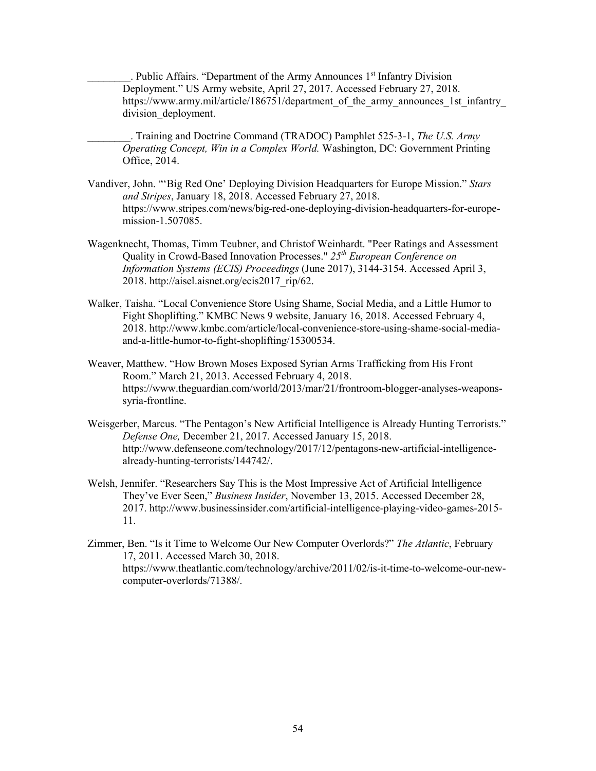________. Public Affairs. "Department of the Army Announces 1st Infantry Division Deployment." US Army website, April 27, 2017. Accessed February 27, 2018. https://www.army.mil/article/186751/department_of_the_army_announces_1st_infantry_division_deployment.

________. Training and Doctrine Command (TRADOC) Pamphlet 525-3-1, *The U.S. Army Operating Concept, Win in a Complex World.* Washington, DC: Government Printing Office, 2014.

Vandiver, John. "'Big Red One' Deploying Division Headquarters for Europe Mission." *Stars and Stripes*, January 18, 2018. Accessed February 27, 2018. https://www.stripes.com/news/big-red-one-deploying-division-headquarters-for-europe-mission-1.507085.

Wagenknecht, Thomas, Timm Teubner, and Christof Weinhardt. "Peer Ratings and Assessment Quality in Crowd-Based Innovation Processes." *25th European Conference on Information Systems (ECIS) Proceedings* (June 2017), 3144-3154. Accessed April 3, 2018. http://aisel.aisnet.org/ecis2017_rip/62.

Walker, Taisha. "Local Convenience Store Using Shame, Social Media, and a Little Humor to Fight Shoplifting." KMBC News 9 website, January 16, 2018. Accessed February 4, 2018. http://www.kmbc.com/article/local-convenience-store-using-shame-social-media-and-a-little-humor-to-fight-shoplifting/15300534.

Weaver, Matthew. "How Brown Moses Exposed Syrian Arms Trafficking from His Front Room." March 21, 2013. Accessed February 4, 2018. https://www.theguardian.com/world/2013/mar/21/frontroom-blogger-analyses-weapons-syria-frontline.

Weisgerber, Marcus. "The Pentagon's New Artificial Intelligence is Already Hunting Terrorists." *Defense One,* December 21, 2017. Accessed January 15, 2018. http://www.defenseone.com/technology/2017/12/pentagons-new-artificial-intelligence-already-hunting-terrorists/144742/.

Welsh, Jennifer. "Researchers Say This is the Most Impressive Act of Artificial Intelligence They've Ever Seen," *Business Insider*, November 13, 2015. Accessed December 28, 2017. http://www.businessinsider.com/artificial-intelligence-playing-video-games-2015-11.

Zimmer, Ben. "Is it Time to Welcome Our New Computer Overlords?" *The Atlantic*, February 17, 2011. Accessed March 30, 2018. https://www.theatlantic.com/technology/archive/2011/02/is-it-time-to-welcome-our-new-computer-overlords/71388/.